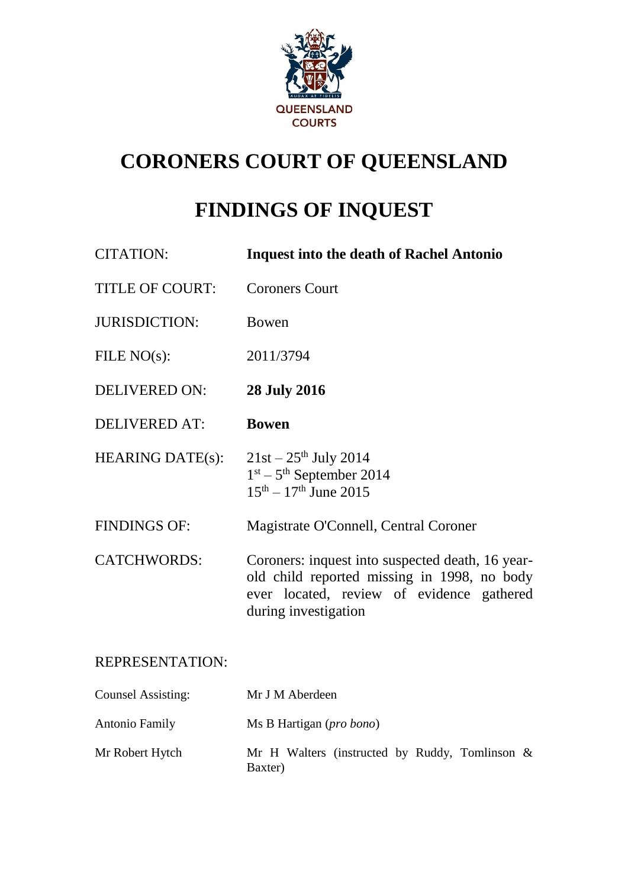QUEENSLAND COURTS

# CORONERS COURT OF QUEENSLAND

# FINDINGS OF INQUEST

| | |
|---|---|
| CITATION: | **Inquest into the death of Rachel Antonio** |
| TITLE OF COURT: | Coroners Court |
| JURISDICTION: | Bowen |
| FILE NO(s): | 2011/3794 |
| DELIVERED ON: | **28 July 2016** |
| DELIVERED AT: | **Bowen** |
| HEARING DATE(s): | 21st – 25th July 2014<br>1st – 5th September 2014<br>15th – 17th June 2015 |
| FINDINGS OF: | Magistrate O'Connell, Central Coroner |
| CATCHWORDS: | Coroners: inquest into suspected death, 16 year-old child reported missing in 1998, no body ever located, review of evidence gathered during investigation |

REPRESENTATION:

| | |
|---|---|
| Counsel Assisting: | Mr J M Aberdeen |
| Antonio Family | Ms B Hartigan (*pro bono*) |
| Mr Robert Hytch | Mr H Walters (instructed by Ruddy, Tomlinson & Baxter) |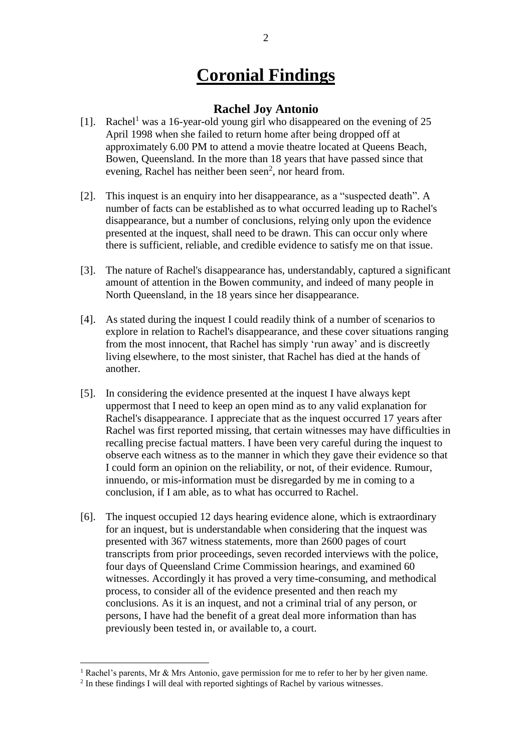# Coronial Findings

## Rachel Joy Antonio

[1]. Rachel[1] was a 16-year-old young girl who disappeared on the evening of 25 April 1998 when she failed to return home after being dropped off at approximately 6.00 PM to attend a movie theatre located at Queens Beach, Bowen, Queensland. In the more than 18 years that have passed since that evening, Rachel has neither been seen[2], nor heard from.

[2]. This inquest is an enquiry into her disappearance, as a "suspected death". A number of facts can be established as to what occurred leading up to Rachel's disappearance, but a number of conclusions, relying only upon the evidence presented at the inquest, shall need to be drawn. This can occur only where there is sufficient, reliable, and credible evidence to satisfy me on that issue.

[3]. The nature of Rachel's disappearance has, understandably, captured a significant amount of attention in the Bowen community, and indeed of many people in North Queensland, in the 18 years since her disappearance.

[4]. As stated during the inquest I could readily think of a number of scenarios to explore in relation to Rachel's disappearance, and these cover situations ranging from the most innocent, that Rachel has simply 'run away' and is discreetly living elsewhere, to the most sinister, that Rachel has died at the hands of another.

[5]. In considering the evidence presented at the inquest I have always kept uppermost that I need to keep an open mind as to any valid explanation for Rachel's disappearance. I appreciate that as the inquest occurred 17 years after Rachel was first reported missing, that certain witnesses may have difficulties in recalling precise factual matters. I have been very careful during the inquest to observe each witness as to the manner in which they gave their evidence so that I could form an opinion on the reliability, or not, of their evidence. Rumour, innuendo, or mis-information must be disregarded by me in coming to a conclusion, if I am able, as to what has occurred to Rachel.

[6]. The inquest occupied 12 days hearing evidence alone, which is extraordinary for an inquest, but is understandable when considering that the inquest was presented with 367 witness statements, more than 2600 pages of court transcripts from prior proceedings, seven recorded interviews with the police, four days of Queensland Crime Commission hearings, and examined 60 witnesses. Accordingly it has proved a very time-consuming, and methodical process, to consider all of the evidence presented and then reach my conclusions. As it is an inquest, and not a criminal trial of any person, or persons, I have had the benefit of a great deal more information than has previously been tested in, or available to, a court.

---

[1] Rachel's parents, Mr & Mrs Antonio, gave permission for me to refer to her by her given name.

[2] In these findings I will deal with reported sightings of Rachel by various witnesses.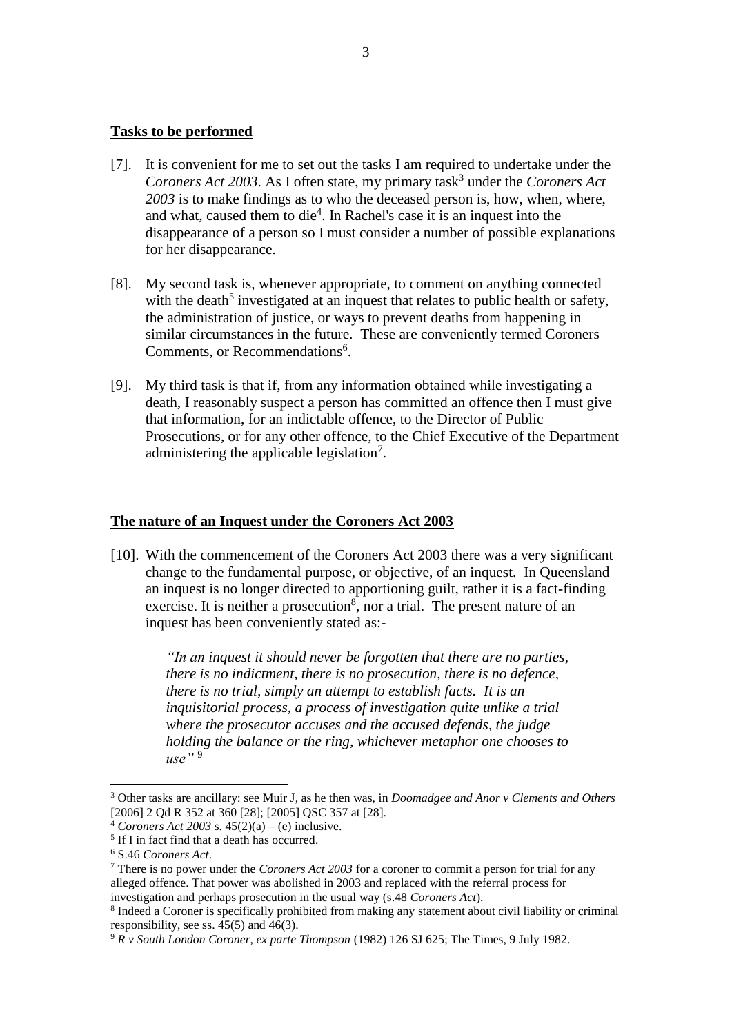**Tasks to be performed**

[7]. It is convenient for me to set out the tasks I am required to undertake under the *Coroners Act 2003*. As I often state, my primary task[3] under the *Coroners Act 2003* is to make findings as to who the deceased person is, how, when, where, and what, caused them to die[4]. In Rachel's case it is an inquest into the disappearance of a person so I must consider a number of possible explanations for her disappearance.

[8]. My second task is, whenever appropriate, to comment on anything connected with the death[5] investigated at an inquest that relates to public health or safety, the administration of justice, or ways to prevent deaths from happening in similar circumstances in the future. These are conveniently termed Coroners Comments, or Recommendations[6].

[9]. My third task is that if, from any information obtained while investigating a death, I reasonably suspect a person has committed an offence then I must give that information, for an indictable offence, to the Director of Public Prosecutions, or for any other offence, to the Chief Executive of the Department administering the applicable legislation[7].

**The nature of an Inquest under the Coroners Act 2003**

[10]. With the commencement of the Coroners Act 2003 there was a very significant change to the fundamental purpose, or objective, of an inquest. In Queensland an inquest is no longer directed to apportioning guilt, rather it is a fact-finding exercise. It is neither a prosecution[8], nor a trial. The present nature of an inquest has been conveniently stated as:-

> *"In an inquest it should never be forgotten that there are no parties, there is no indictment, there is no prosecution, there is no defence, there is no trial, simply an attempt to establish facts. It is an inquisitorial process, a process of investigation quite unlike a trial where the prosecutor accuses and the accused defends, the judge holding the balance or the ring, whichever metaphor one chooses to use"* [9]

---

[3] Other tasks are ancillary: see Muir J, as he then was, in *Doomadgee and Anor v Clements and Others* [2006] 2 Qd R 352 at 360 [28]; [2005] QSC 357 at [28].

[4] *Coroners Act 2003* s. 45(2)(a) – (e) inclusive.

[5] If I in fact find that a death has occurred.

[6] S.46 *Coroners Act*.

[7] There is no power under the *Coroners Act 2003* for a coroner to commit a person for trial for any alleged offence. That power was abolished in 2003 and replaced with the referral process for investigation and perhaps prosecution in the usual way (s.48 *Coroners Act*).

[8] Indeed a Coroner is specifically prohibited from making any statement about civil liability or criminal responsibility, see ss. 45(5) and 46(3).

[9] *R v South London Coroner, ex parte Thompson* (1982) 126 SJ 625; The Times, 9 July 1982.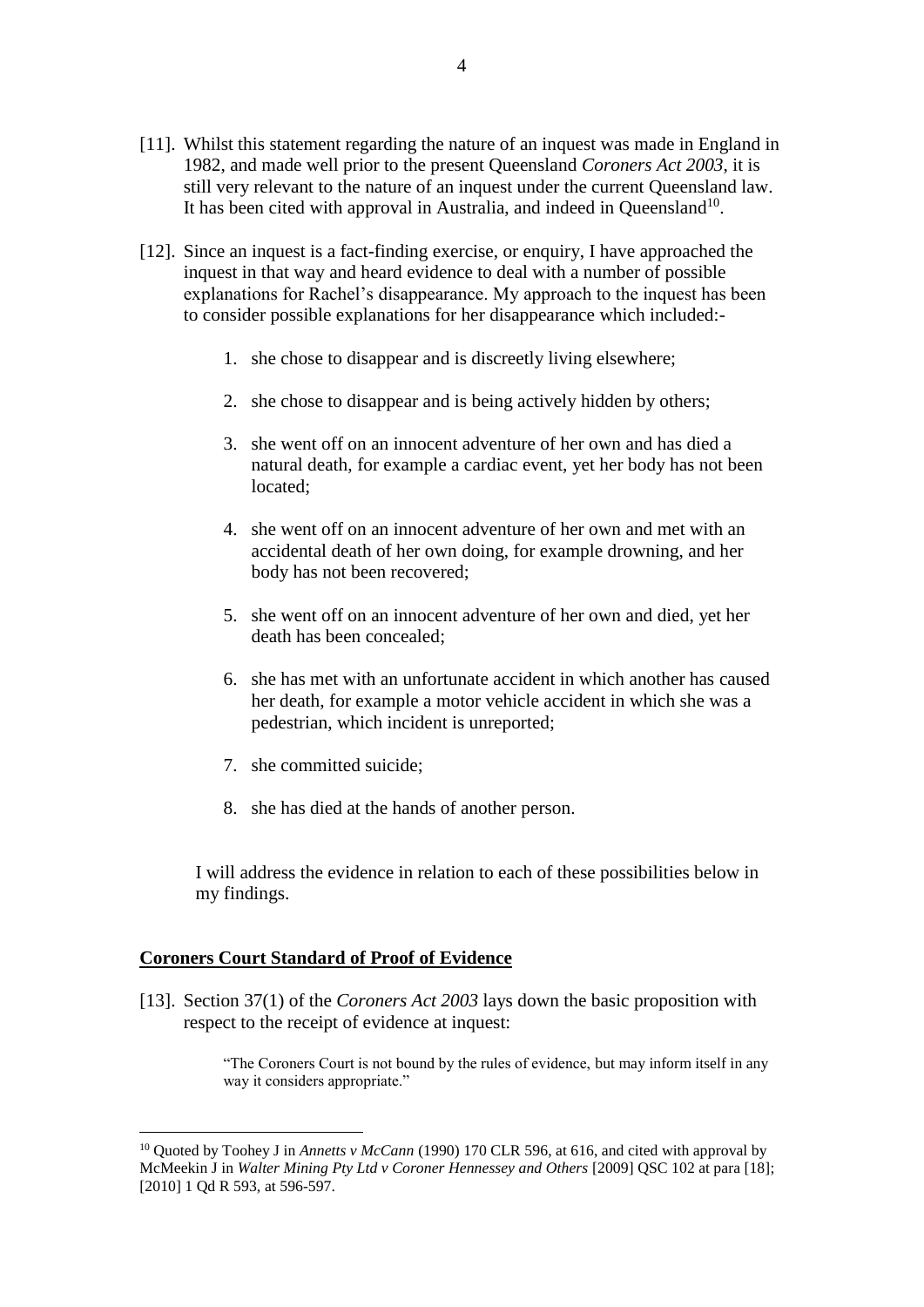[11]. Whilst this statement regarding the nature of an inquest was made in England in 1982, and made well prior to the present Queensland *Coroners Act 2003*, it is still very relevant to the nature of an inquest under the current Queensland law. It has been cited with approval in Australia, and indeed in Queensland[10].

[12]. Since an inquest is a fact-finding exercise, or enquiry, I have approached the inquest in that way and heard evidence to deal with a number of possible explanations for Rachel's disappearance. My approach to the inquest has been to consider possible explanations for her disappearance which included:-

1. she chose to disappear and is discreetly living elsewhere;
2. she chose to disappear and is being actively hidden by others;
3. she went off on an innocent adventure of her own and has died a natural death, for example a cardiac event, yet her body has not been located;
4. she went off on an innocent adventure of her own and met with an accidental death of her own doing, for example drowning, and her body has not been recovered;
5. she went off on an innocent adventure of her own and died, yet her death has been concealed;
6. she has met with an unfortunate accident in which another has caused her death, for example a motor vehicle accident in which she was a pedestrian, which incident is unreported;
7. she committed suicide;
8. she has died at the hands of another person.

I will address the evidence in relation to each of these possibilities below in my findings.

## Coroners Court Standard of Proof of Evidence

[13]. Section 37(1) of the *Coroners Act 2003* lays down the basic proposition with respect to the receipt of evidence at inquest:

> "The Coroners Court is not bound by the rules of evidence, but may inform itself in any way it considers appropriate."

---

[10] Quoted by Toohey J in *Annetts v McCann* (1990) 170 CLR 596, at 616, and cited with approval by McMeekin J in *Walter Mining Pty Ltd v Coroner Hennessey and Others* [2009] QSC 102 at para [18]; [2010] 1 Qd R 593, at 596-597.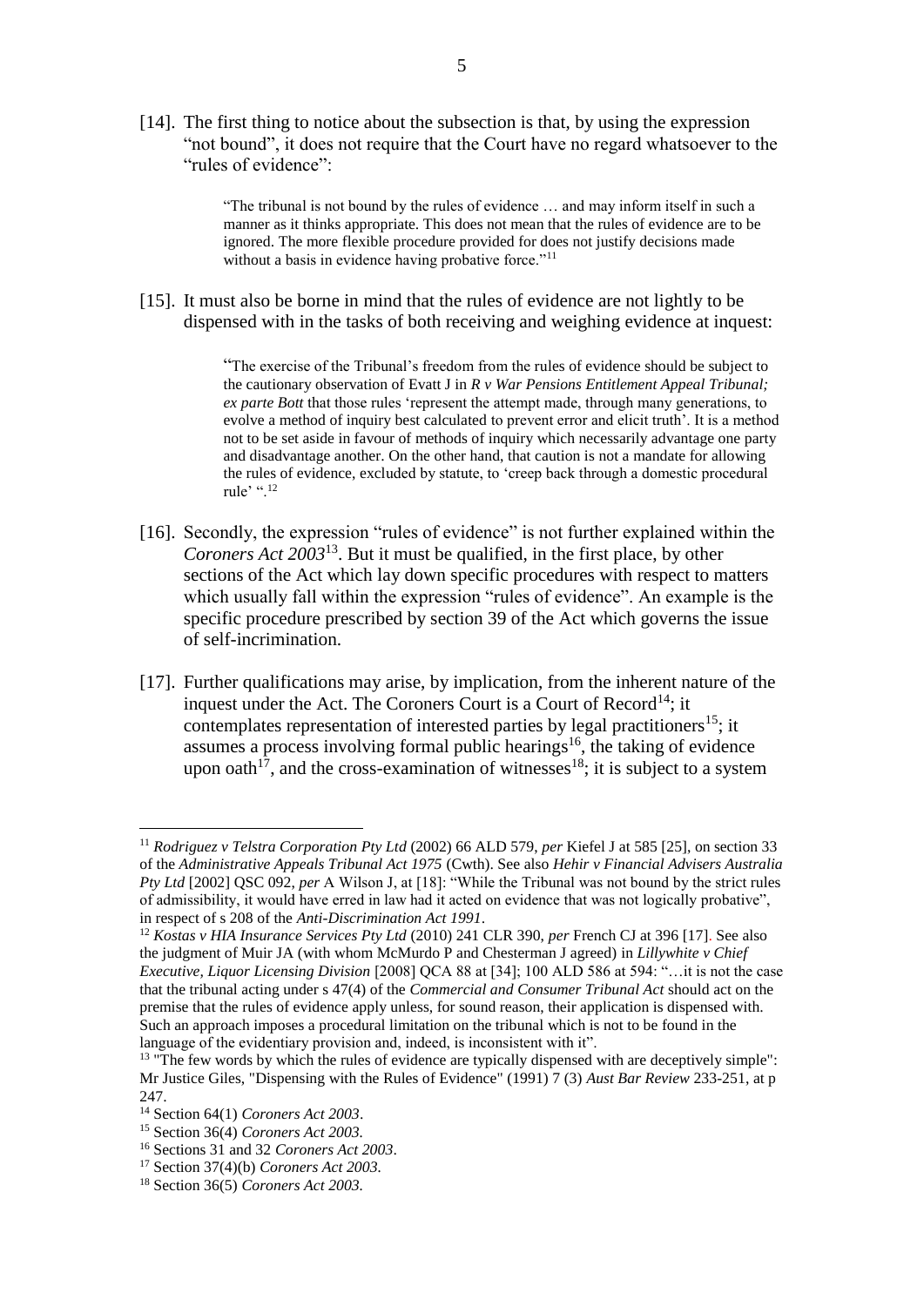[14]. The first thing to notice about the subsection is that, by using the expression "not bound", it does not require that the Court have no regard whatsoever to the "rules of evidence":

> "The tribunal is not bound by the rules of evidence … and may inform itself in such a manner as it thinks appropriate. This does not mean that the rules of evidence are to be ignored. The more flexible procedure provided for does not justify decisions made without a basis in evidence having probative force."[11]

[15]. It must also be borne in mind that the rules of evidence are not lightly to be dispensed with in the tasks of both receiving and weighing evidence at inquest:

> "The exercise of the Tribunal's freedom from the rules of evidence should be subject to the cautionary observation of Evatt J in *R v War Pensions Entitlement Appeal Tribunal; ex parte Bott* that those rules 'represent the attempt made, through many generations, to evolve a method of inquiry best calculated to prevent error and elicit truth'. It is a method not to be set aside in favour of methods of inquiry which necessarily advantage one party and disadvantage another. On the other hand, that caution is not a mandate for allowing the rules of evidence, excluded by statute, to 'creep back through a domestic procedural rule' ".[12]

[16]. Secondly, the expression "rules of evidence" is not further explained within the *Coroners Act 2003*[13]. But it must be qualified, in the first place, by other sections of the Act which lay down specific procedures with respect to matters which usually fall within the expression "rules of evidence". An example is the specific procedure prescribed by section 39 of the Act which governs the issue of self-incrimination.

[17]. Further qualifications may arise, by implication, from the inherent nature of the inquest under the Act. The Coroners Court is a Court of Record[14]; it contemplates representation of interested parties by legal practitioners[15]; it assumes a process involving formal public hearings[16], the taking of evidence upon oath[17], and the cross-examination of witnesses[18]; it is subject to a system

---

[11] *Rodriguez v Telstra Corporation Pty Ltd* (2002) 66 ALD 579, *per* Kiefel J at 585 [25], on section 33 of the *Administrative Appeals Tribunal Act 1975* (Cwth). See also *Hehir v Financial Advisers Australia Pty Ltd* [2002] QSC 092, *per* A Wilson J, at [18]: "While the Tribunal was not bound by the strict rules of admissibility, it would have erred in law had it acted on evidence that was not logically probative", in respect of s 208 of the *Anti-Discrimination Act 1991*.

[12] *Kostas v HIA Insurance Services Pty Ltd* (2010) 241 CLR 390, *per* French CJ at 396 [17]. See also the judgment of Muir JA (with whom McMurdo P and Chesterman J agreed) in *Lillywhite v Chief Executive, Liquor Licensing Division* [2008] QCA 88 at [34]; 100 ALD 586 at 594: "…it is not the case that the tribunal acting under s 47(4) of the *Commercial and Consumer Tribunal Act* should act on the premise that the rules of evidence apply unless, for sound reason, their application is dispensed with. Such an approach imposes a procedural limitation on the tribunal which is not to be found in the language of the evidentiary provision and, indeed, is inconsistent with it".

[13] "The few words by which the rules of evidence are typically dispensed with are deceptively simple": Mr Justice Giles, "Dispensing with the Rules of Evidence" (1991) 7 (3) *Aust Bar Review* 233-251, at p 247.

[14] Section 64(1) *Coroners Act 2003*.

[15] Section 36(4) *Coroners Act 2003.*

[16] Sections 31 and 32 *Coroners Act 2003*.

[17] Section 37(4)(b) *Coroners Act 2003.*

[18] Section 36(5) *Coroners Act 2003.*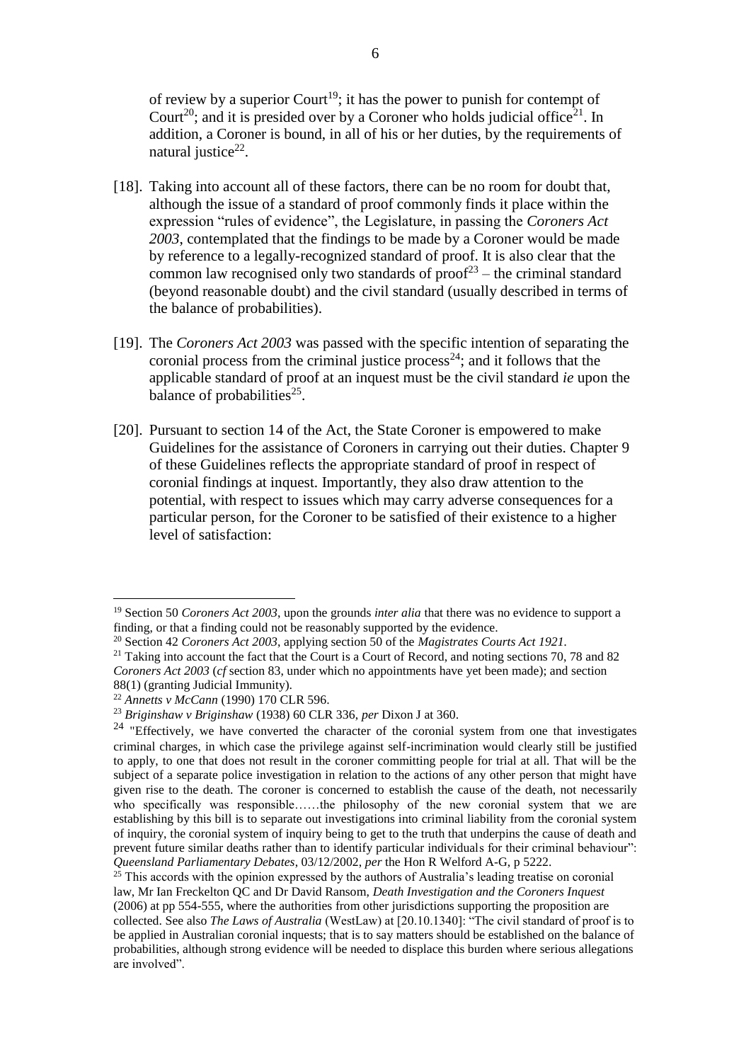of review by a superior Court[19]; it has the power to punish for contempt of Court[20]; and it is presided over by a Coroner who holds judicial office[21]. In addition, a Coroner is bound, in all of his or her duties, by the requirements of natural justice[22].

[18]. Taking into account all of these factors, there can be no room for doubt that, although the issue of a standard of proof commonly finds it place within the expression "rules of evidence", the Legislature, in passing the *Coroners Act 2003*, contemplated that the findings to be made by a Coroner would be made by reference to a legally-recognized standard of proof. It is also clear that the common law recognised only two standards of proof[23] – the criminal standard (beyond reasonable doubt) and the civil standard (usually described in terms of the balance of probabilities).

[19]. The *Coroners Act 2003* was passed with the specific intention of separating the coronial process from the criminal justice process[24]; and it follows that the applicable standard of proof at an inquest must be the civil standard *ie* upon the balance of probabilities[25].

[20]. Pursuant to section 14 of the Act, the State Coroner is empowered to make Guidelines for the assistance of Coroners in carrying out their duties. Chapter 9 of these Guidelines reflects the appropriate standard of proof in respect of coronial findings at inquest. Importantly, they also draw attention to the potential, with respect to issues which may carry adverse consequences for a particular person, for the Coroner to be satisfied of their existence to a higher level of satisfaction:

---

[19] Section 50 *Coroners Act 2003*, upon the grounds *inter alia* that there was no evidence to support a finding, or that a finding could not be reasonably supported by the evidence.

[20] Section 42 *Coroners Act 2003*, applying section 50 of the *Magistrates Courts Act 1921*.

[21] Taking into account the fact that the Court is a Court of Record, and noting sections 70, 78 and 82 *Coroners Act 2003* (*cf* section 83, under which no appointments have yet been made); and section 88(1) (granting Judicial Immunity).

[22] *Annetts v McCann* (1990) 170 CLR 596.

[23] *Briginshaw v Briginshaw* (1938) 60 CLR 336, *per* Dixon J at 360.

[24] "Effectively, we have converted the character of the coronial system from one that investigates criminal charges, in which case the privilege against self-incrimination would clearly still be justified to apply, to one that does not result in the coroner committing people for trial at all. That will be the subject of a separate police investigation in relation to the actions of any other person that might have given rise to the death. The coroner is concerned to establish the cause of the death, not necessarily who specifically was responsible……the philosophy of the new coronial system that we are establishing by this bill is to separate out investigations into criminal liability from the coronial system of inquiry, the coronial system of inquiry being to get to the truth that underpins the cause of death and prevent future similar deaths rather than to identify particular individuals for their criminal behaviour": *Queensland Parliamentary Debates*, 03/12/2002, *per* the Hon R Welford A-G, p 5222.

[25] This accords with the opinion expressed by the authors of Australia's leading treatise on coronial law, Mr Ian Freckelton QC and Dr David Ransom, *Death Investigation and the Coroners Inquest* (2006) at pp 554-555, where the authorities from other jurisdictions supporting the proposition are collected. See also *The Laws of Australia* (WestLaw) at [20.10.1340]: "The civil standard of proof is to be applied in Australian coronial inquests; that is to say matters should be established on the balance of probabilities, although strong evidence will be needed to displace this burden where serious allegations are involved".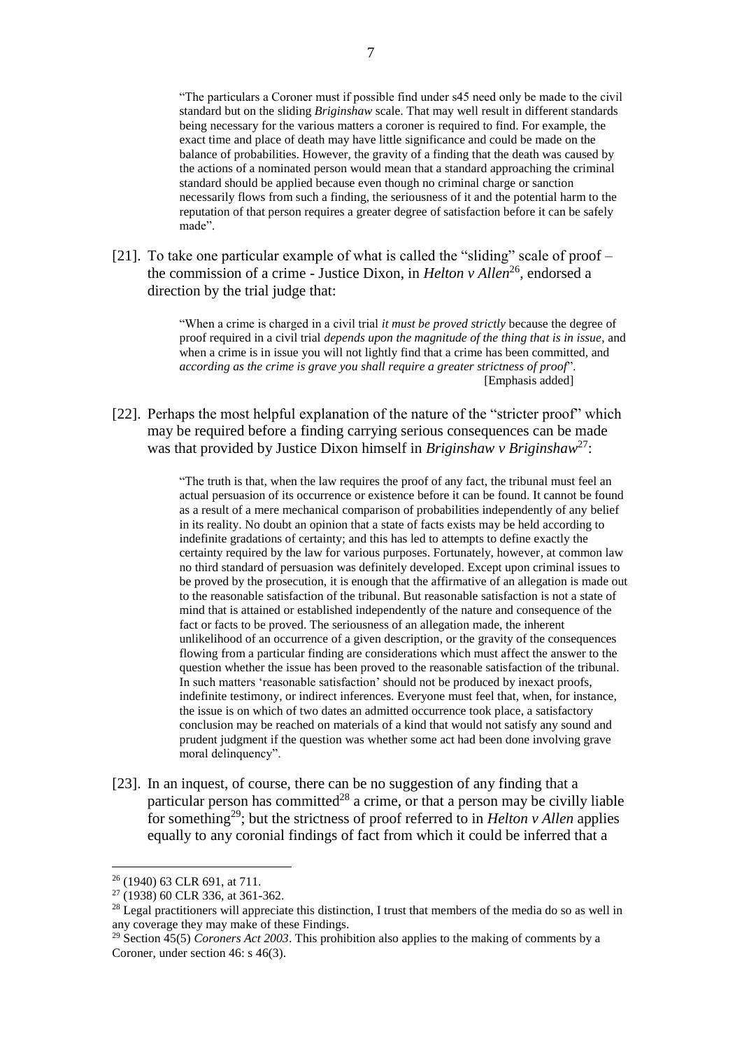> "The particulars a Coroner must if possible find under s45 need only be made to the civil standard but on the sliding *Briginshaw* scale. That may well result in different standards being necessary for the various matters a coroner is required to find. For example, the exact time and place of death may have little significance and could be made on the balance of probabilities. However, the gravity of a finding that the death was caused by the actions of a nominated person would mean that a standard approaching the criminal standard should be applied because even though no criminal charge or sanction necessarily flows from such a finding, the seriousness of it and the potential harm to the reputation of that person requires a greater degree of satisfaction before it can be safely made".

[21]. To take one particular example of what is called the "sliding" scale of proof – the commission of a crime - Justice Dixon, in *Helton v Allen*[26], endorsed a direction by the trial judge that:

> "When a crime is charged in a civil trial *it must be proved strictly* because the degree of proof required in a civil trial *depends upon the magnitude of the thing that is in issue*, and when a crime is in issue you will not lightly find that a crime has been committed, and *according as the crime is grave you shall require a greater strictness of proof*".
> [Emphasis added]

[22]. Perhaps the most helpful explanation of the nature of the "stricter proof" which may be required before a finding carrying serious consequences can be made was that provided by Justice Dixon himself in *Briginshaw v Briginshaw*[27]:

> "The truth is that, when the law requires the proof of any fact, the tribunal must feel an actual persuasion of its occurrence or existence before it can be found. It cannot be found as a result of a mere mechanical comparison of probabilities independently of any belief in its reality. No doubt an opinion that a state of facts exists may be held according to indefinite gradations of certainty; and this has led to attempts to define exactly the certainty required by the law for various purposes. Fortunately, however, at common law no third standard of persuasion was definitely developed. Except upon criminal issues to be proved by the prosecution, it is enough that the affirmative of an allegation is made out to the reasonable satisfaction of the tribunal. But reasonable satisfaction is not a state of mind that is attained or established independently of the nature and consequence of the fact or facts to be proved. The seriousness of an allegation made, the inherent unlikelihood of an occurrence of a given description, or the gravity of the consequences flowing from a particular finding are considerations which must affect the answer to the question whether the issue has been proved to the reasonable satisfaction of the tribunal. In such matters 'reasonable satisfaction' should not be produced by inexact proofs, indefinite testimony, or indirect inferences. Everyone must feel that, when, for instance, the issue is on which of two dates an admitted occurrence took place, a satisfactory conclusion may be reached on materials of a kind that would not satisfy any sound and prudent judgment if the question was whether some act had been done involving grave moral delinquency".

[23]. In an inquest, of course, there can be no suggestion of any finding that a particular person has committed[28] a crime, or that a person may be civilly liable for something[29]; but the strictness of proof referred to in *Helton v Allen* applies equally to any coronial findings of fact from which it could be inferred that a

---

[26] (1940) 63 CLR 691, at 711.

[27] (1938) 60 CLR 336, at 361-362.

[28] Legal practitioners will appreciate this distinction, I trust that members of the media do so as well in any coverage they may make of these Findings.

[29] Section 45(5) *Coroners Act 2003*. This prohibition also applies to the making of comments by a Coroner, under section 46: s 46(3).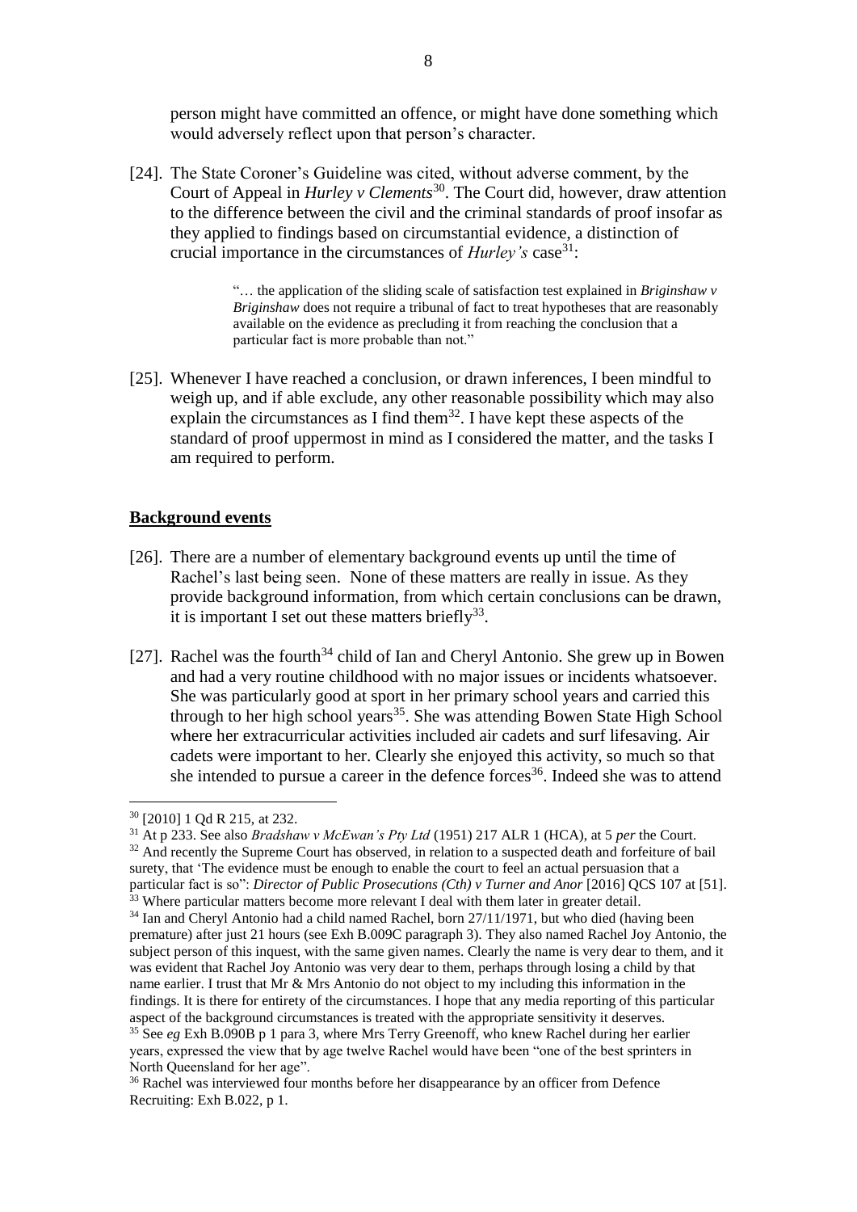person might have committed an offence, or might have done something which would adversely reflect upon that person's character.

[24]. The State Coroner's Guideline was cited, without adverse comment, by the Court of Appeal in *Hurley v Clements*[30]. The Court did, however, draw attention to the difference between the civil and the criminal standards of proof insofar as they applied to findings based on circumstantial evidence, a distinction of crucial importance in the circumstances of *Hurley's* case[31]:

> "… the application of the sliding scale of satisfaction test explained in *Briginshaw v Briginshaw* does not require a tribunal of fact to treat hypotheses that are reasonably available on the evidence as precluding it from reaching the conclusion that a particular fact is more probable than not."

[25]. Whenever I have reached a conclusion, or drawn inferences, I been mindful to weigh up, and if able exclude, any other reasonable possibility which may also explain the circumstances as I find them[32]. I have kept these aspects of the standard of proof uppermost in mind as I considered the matter, and the tasks I am required to perform.

## Background events

[26]. There are a number of elementary background events up until the time of Rachel's last being seen. None of these matters are really in issue. As they provide background information, from which certain conclusions can be drawn, it is important I set out these matters briefly[33].

[27]. Rachel was the fourth[34] child of Ian and Cheryl Antonio. She grew up in Bowen and had a very routine childhood with no major issues or incidents whatsoever. She was particularly good at sport in her primary school years and carried this through to her high school years[35]. She was attending Bowen State High School where her extracurricular activities included air cadets and surf lifesaving. Air cadets were important to her. Clearly she enjoyed this activity, so much so that she intended to pursue a career in the defence forces[36]. Indeed she was to attend

---

[30] [2010] 1 Qd R 215, at 232.

[31] At p 233. See also *Bradshaw v McEwan's Pty Ltd* (1951) 217 ALR 1 (HCA), at 5 *per* the Court.

[32] And recently the Supreme Court has observed, in relation to a suspected death and forfeiture of bail surety, that 'The evidence must be enough to enable the court to feel an actual persuasion that a particular fact is so": *Director of Public Prosecutions (Cth) v Turner and Anor* [2016] QCS 107 at [51].

[33] Where particular matters become more relevant I deal with them later in greater detail.

[34] Ian and Cheryl Antonio had a child named Rachel, born 27/11/1971, but who died (having been premature) after just 21 hours (see Exh B.009C paragraph 3). They also named Rachel Joy Antonio, the subject person of this inquest, with the same given names. Clearly the name is very dear to them, and it was evident that Rachel Joy Antonio was very dear to them, perhaps through losing a child by that name earlier. I trust that Mr & Mrs Antonio do not object to my including this information in the findings. It is there for entirety of the circumstances. I hope that any media reporting of this particular aspect of the background circumstances is treated with the appropriate sensitivity it deserves.

[35] See *eg* Exh B.090B p 1 para 3, where Mrs Terry Greenoff, who knew Rachel during her earlier years, expressed the view that by age twelve Rachel would have been "one of the best sprinters in North Queensland for her age".

[36] Rachel was interviewed four months before her disappearance by an officer from Defence Recruiting: Exh B.022, p 1.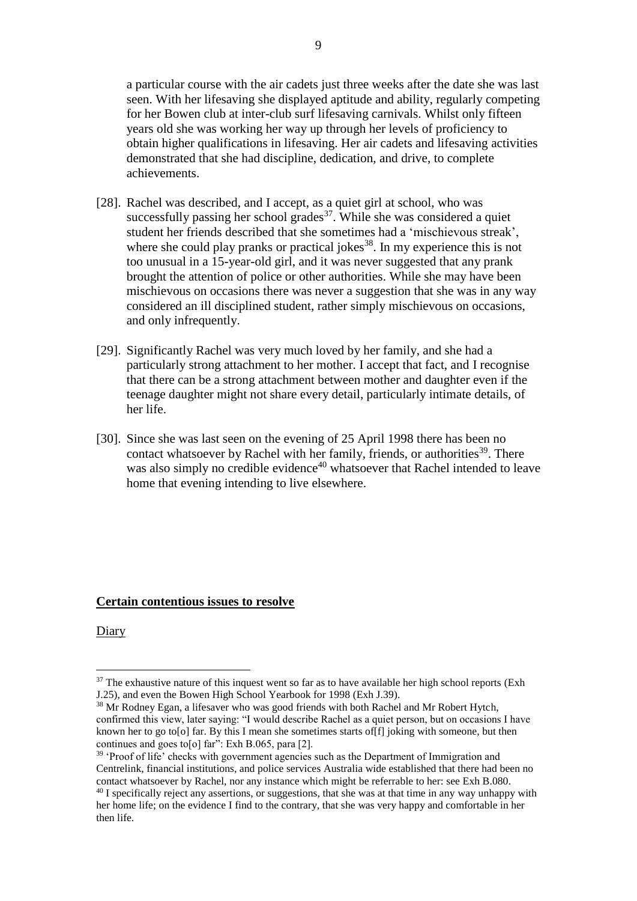a particular course with the air cadets just three weeks after the date she was last seen. With her lifesaving she displayed aptitude and ability, regularly competing for her Bowen club at inter-club surf lifesaving carnivals. Whilst only fifteen years old she was working her way up through her levels of proficiency to obtain higher qualifications in lifesaving. Her air cadets and lifesaving activities demonstrated that she had discipline, dedication, and drive, to complete achievements.

[28]. Rachel was described, and I accept, as a quiet girl at school, who was successfully passing her school grades[37]. While she was considered a quiet student her friends described that she sometimes had a 'mischievous streak', where she could play pranks or practical jokes[38]. In my experience this is not too unusual in a 15-year-old girl, and it was never suggested that any prank brought the attention of police or other authorities. While she may have been mischievous on occasions there was never a suggestion that she was in any way considered an ill disciplined student, rather simply mischievous on occasions, and only infrequently.

[29]. Significantly Rachel was very much loved by her family, and she had a particularly strong attachment to her mother. I accept that fact, and I recognise that there can be a strong attachment between mother and daughter even if the teenage daughter might not share every detail, particularly intimate details, of her life.

[30]. Since she was last seen on the evening of 25 April 1998 there has been no contact whatsoever by Rachel with her family, friends, or authorities[39]. There was also simply no credible evidence[40] whatsoever that Rachel intended to leave home that evening intending to live elsewhere.

## **Certain contentious issues to resolve**

Diary

---

[37] The exhaustive nature of this inquest went so far as to have available her high school reports (Exh J.25), and even the Bowen High School Yearbook for 1998 (Exh J.39).

[38] Mr Rodney Egan, a lifesaver who was good friends with both Rachel and Mr Robert Hytch, confirmed this view, later saying: "I would describe Rachel as a quiet person, but on occasions I have known her to go to[o] far. By this I mean she sometimes starts of[f] joking with someone, but then continues and goes to[o] far": Exh B.065, para [2].

[39] 'Proof of life' checks with government agencies such as the Department of Immigration and Centrelink, financial institutions, and police services Australia wide established that there had been no contact whatsoever by Rachel, nor any instance which might be referrable to her: see Exh B.080.

[40] I specifically reject any assertions, or suggestions, that she was at that time in any way unhappy with her home life; on the evidence I find to the contrary, that she was very happy and comfortable in her then life.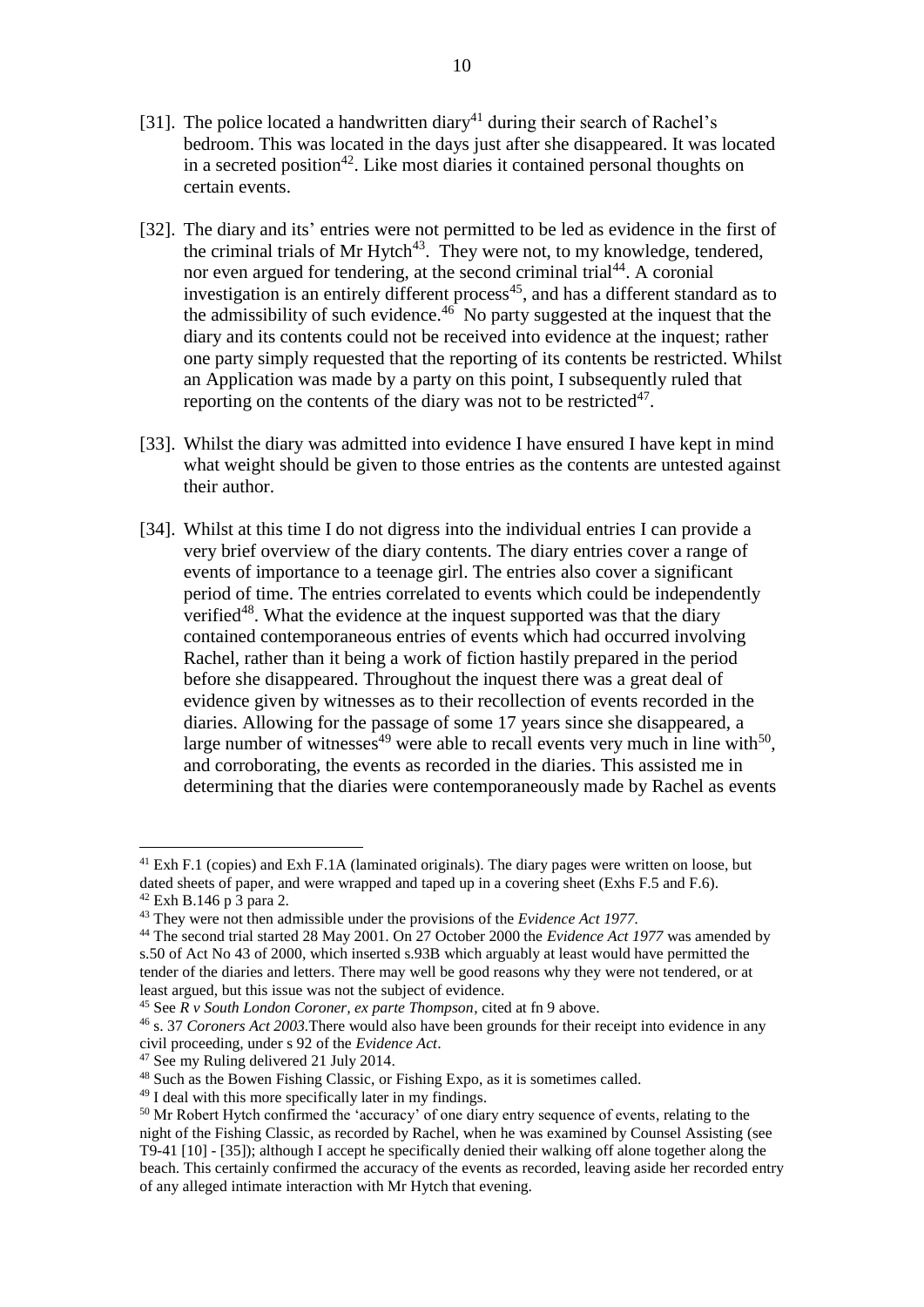[31]. The police located a handwritten diary[41] during their search of Rachel's bedroom. This was located in the days just after she disappeared. It was located in a secreted position[42]. Like most diaries it contained personal thoughts on certain events.

[32]. The diary and its' entries were not permitted to be led as evidence in the first of the criminal trials of Mr Hytch[43]. They were not, to my knowledge, tendered, nor even argued for tendering, at the second criminal trial[44]. A coronial investigation is an entirely different process[45], and has a different standard as to the admissibility of such evidence.[46] No party suggested at the inquest that the diary and its contents could not be received into evidence at the inquest; rather one party simply requested that the reporting of its contents be restricted. Whilst an Application was made by a party on this point, I subsequently ruled that reporting on the contents of the diary was not to be restricted[47].

[33]. Whilst the diary was admitted into evidence I have ensured I have kept in mind what weight should be given to those entries as the contents are untested against their author.

[34]. Whilst at this time I do not digress into the individual entries I can provide a very brief overview of the diary contents. The diary entries cover a range of events of importance to a teenage girl. The entries also cover a significant period of time. The entries correlated to events which could be independently verified[48]. What the evidence at the inquest supported was that the diary contained contemporaneous entries of events which had occurred involving Rachel, rather than it being a work of fiction hastily prepared in the period before she disappeared. Throughout the inquest there was a great deal of evidence given by witnesses as to their recollection of events recorded in the diaries. Allowing for the passage of some 17 years since she disappeared, a large number of witnesses[49] were able to recall events very much in line with[50], and corroborating, the events as recorded in the diaries. This assisted me in determining that the diaries were contemporaneously made by Rachel as events

---

[41] Exh F.1 (copies) and Exh F.1A (laminated originals). The diary pages were written on loose, but dated sheets of paper, and were wrapped and taped up in a covering sheet (Exhs F.5 and F.6).

[42] Exh B.146 p 3 para 2.

[43] They were not then admissible under the provisions of the *Evidence Act 1977*.

[44] The second trial started 28 May 2001. On 27 October 2000 the *Evidence Act 1977* was amended by s.50 of Act No 43 of 2000, which inserted s.93B which arguably at least would have permitted the tender of the diaries and letters. There may well be good reasons why they were not tendered, or at least argued, but this issue was not the subject of evidence.

[45] See *R v South London Coroner, ex parte Thompson*, cited at fn 9 above.

[46] s. 37 *Coroners Act 2003*.There would also have been grounds for their receipt into evidence in any civil proceeding, under s 92 of the *Evidence Act*.

[47] See my Ruling delivered 21 July 2014.

[48] Such as the Bowen Fishing Classic, or Fishing Expo, as it is sometimes called.

[49] I deal with this more specifically later in my findings.

[50] Mr Robert Hytch confirmed the 'accuracy' of one diary entry sequence of events, relating to the night of the Fishing Classic, as recorded by Rachel, when he was examined by Counsel Assisting (see T9-41 [10] - [35]); although I accept he specifically denied their walking off alone together along the beach. This certainly confirmed the accuracy of the events as recorded, leaving aside her recorded entry of any alleged intimate interaction with Mr Hytch that evening.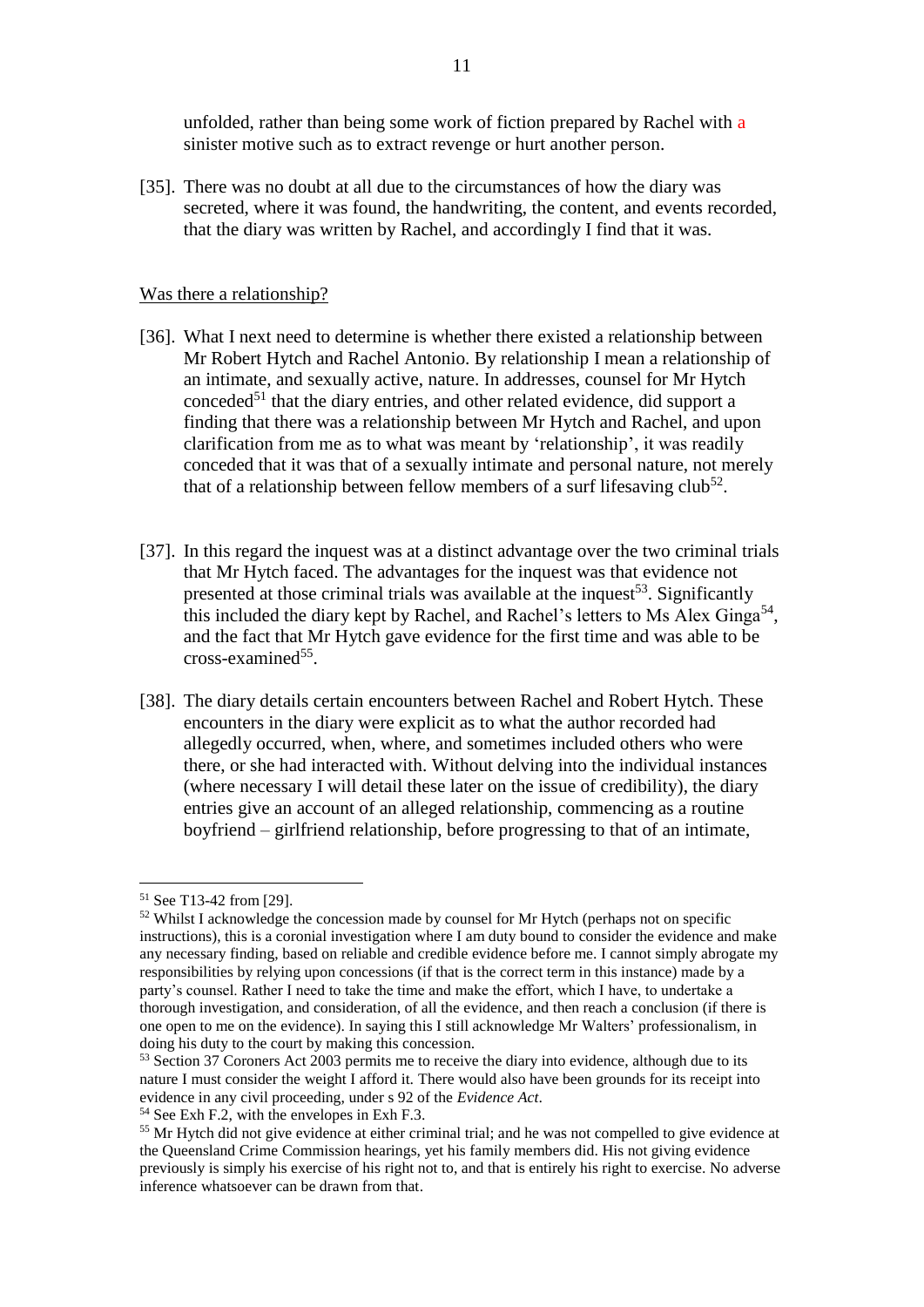unfolded, rather than being some work of fiction prepared by Rachel with a sinister motive such as to extract revenge or hurt another person.

[35]. There was no doubt at all due to the circumstances of how the diary was secreted, where it was found, the handwriting, the content, and events recorded, that the diary was written by Rachel, and accordingly I find that it was.

Was there a relationship?

[36]. What I next need to determine is whether there existed a relationship between Mr Robert Hytch and Rachel Antonio. By relationship I mean a relationship of an intimate, and sexually active, nature. In addresses, counsel for Mr Hytch conceded[51] that the diary entries, and other related evidence, did support a finding that there was a relationship between Mr Hytch and Rachel, and upon clarification from me as to what was meant by 'relationship', it was readily conceded that it was that of a sexually intimate and personal nature, not merely that of a relationship between fellow members of a surf lifesaving club[52].

[37]. In this regard the inquest was at a distinct advantage over the two criminal trials that Mr Hytch faced. The advantages for the inquest was that evidence not presented at those criminal trials was available at the inquest[53]. Significantly this included the diary kept by Rachel, and Rachel's letters to Ms Alex Ginga[54], and the fact that Mr Hytch gave evidence for the first time and was able to be cross-examined[55].

[38]. The diary details certain encounters between Rachel and Robert Hytch. These encounters in the diary were explicit as to what the author recorded had allegedly occurred, when, where, and sometimes included others who were there, or she had interacted with. Without delving into the individual instances (where necessary I will detail these later on the issue of credibility), the diary entries give an account of an alleged relationship, commencing as a routine boyfriend – girlfriend relationship, before progressing to that of an intimate,

---

[51] See T13-42 from [29].

[52] Whilst I acknowledge the concession made by counsel for Mr Hytch (perhaps not on specific instructions), this is a coronial investigation where I am duty bound to consider the evidence and make any necessary finding, based on reliable and credible evidence before me. I cannot simply abrogate my responsibilities by relying upon concessions (if that is the correct term in this instance) made by a party's counsel. Rather I need to take the time and make the effort, which I have, to undertake a thorough investigation, and consideration, of all the evidence, and then reach a conclusion (if there is one open to me on the evidence). In saying this I still acknowledge Mr Walters' professionalism, in doing his duty to the court by making this concession.

[53] Section 37 Coroners Act 2003 permits me to receive the diary into evidence, although due to its nature I must consider the weight I afford it. There would also have been grounds for its receipt into evidence in any civil proceeding, under s 92 of the *Evidence Act*.

[54] See Exh F.2, with the envelopes in Exh F.3.

[55] Mr Hytch did not give evidence at either criminal trial; and he was not compelled to give evidence at the Queensland Crime Commission hearings, yet his family members did. His not giving evidence previously is simply his exercise of his right not to, and that is entirely his right to exercise. No adverse inference whatsoever can be drawn from that.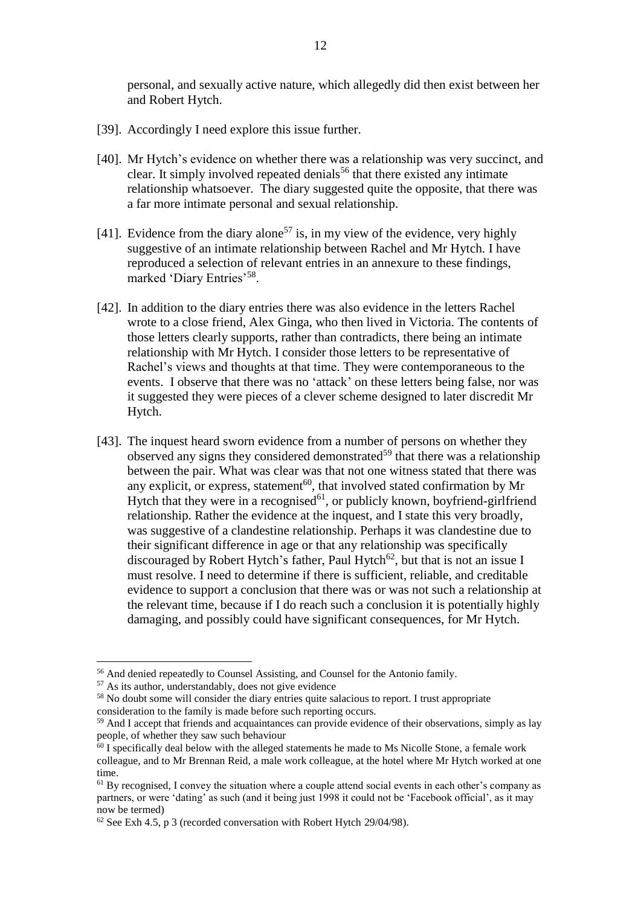personal, and sexually active nature, which allegedly did then exist between her and Robert Hytch.

[39]. Accordingly I need explore this issue further.

[40]. Mr Hytch's evidence on whether there was a relationship was very succinct, and clear. It simply involved repeated denials[56] that there existed any intimate relationship whatsoever. The diary suggested quite the opposite, that there was a far more intimate personal and sexual relationship.

[41]. Evidence from the diary alone[57] is, in my view of the evidence, very highly suggestive of an intimate relationship between Rachel and Mr Hytch. I have reproduced a selection of relevant entries in an annexure to these findings, marked 'Diary Entries'[58].

[42]. In addition to the diary entries there was also evidence in the letters Rachel wrote to a close friend, Alex Ginga, who then lived in Victoria. The contents of those letters clearly supports, rather than contradicts, there being an intimate relationship with Mr Hytch. I consider those letters to be representative of Rachel's views and thoughts at that time. They were contemporaneous to the events. I observe that there was no 'attack' on these letters being false, nor was it suggested they were pieces of a clever scheme designed to later discredit Mr Hytch.

[43]. The inquest heard sworn evidence from a number of persons on whether they observed any signs they considered demonstrated[59] that there was a relationship between the pair. What was clear was that not one witness stated that there was any explicit, or express, statement[60], that involved stated confirmation by Mr Hytch that they were in a recognised[61], or publicly known, boyfriend-girlfriend relationship. Rather the evidence at the inquest, and I state this very broadly, was suggestive of a clandestine relationship. Perhaps it was clandestine due to their significant difference in age or that any relationship was specifically discouraged by Robert Hytch's father, Paul Hytch[62], but that is not an issue I must resolve. I need to determine if there is sufficient, reliable, and creditable evidence to support a conclusion that there was or was not such a relationship at the relevant time, because if I do reach such a conclusion it is potentially highly damaging, and possibly could have significant consequences, for Mr Hytch.

---

[56] And denied repeatedly to Counsel Assisting, and Counsel for the Antonio family.

[57] As its author, understandably, does not give evidence

[58] No doubt some will consider the diary entries quite salacious to report. I trust appropriate consideration to the family is made before such reporting occurs.

[59] And I accept that friends and acquaintances can provide evidence of their observations, simply as lay people, of whether they saw such behaviour

[60] I specifically deal below with the alleged statements he made to Ms Nicolle Stone, a female work colleague, and to Mr Brennan Reid, a male work colleague, at the hotel where Mr Hytch worked at one time.

[61] By recognised, I convey the situation where a couple attend social events in each other's company as partners, or were 'dating' as such (and it being just 1998 it could not be 'Facebook official', as it may now be termed)

[62] See Exh 4.5, p 3 (recorded conversation with Robert Hytch 29/04/98).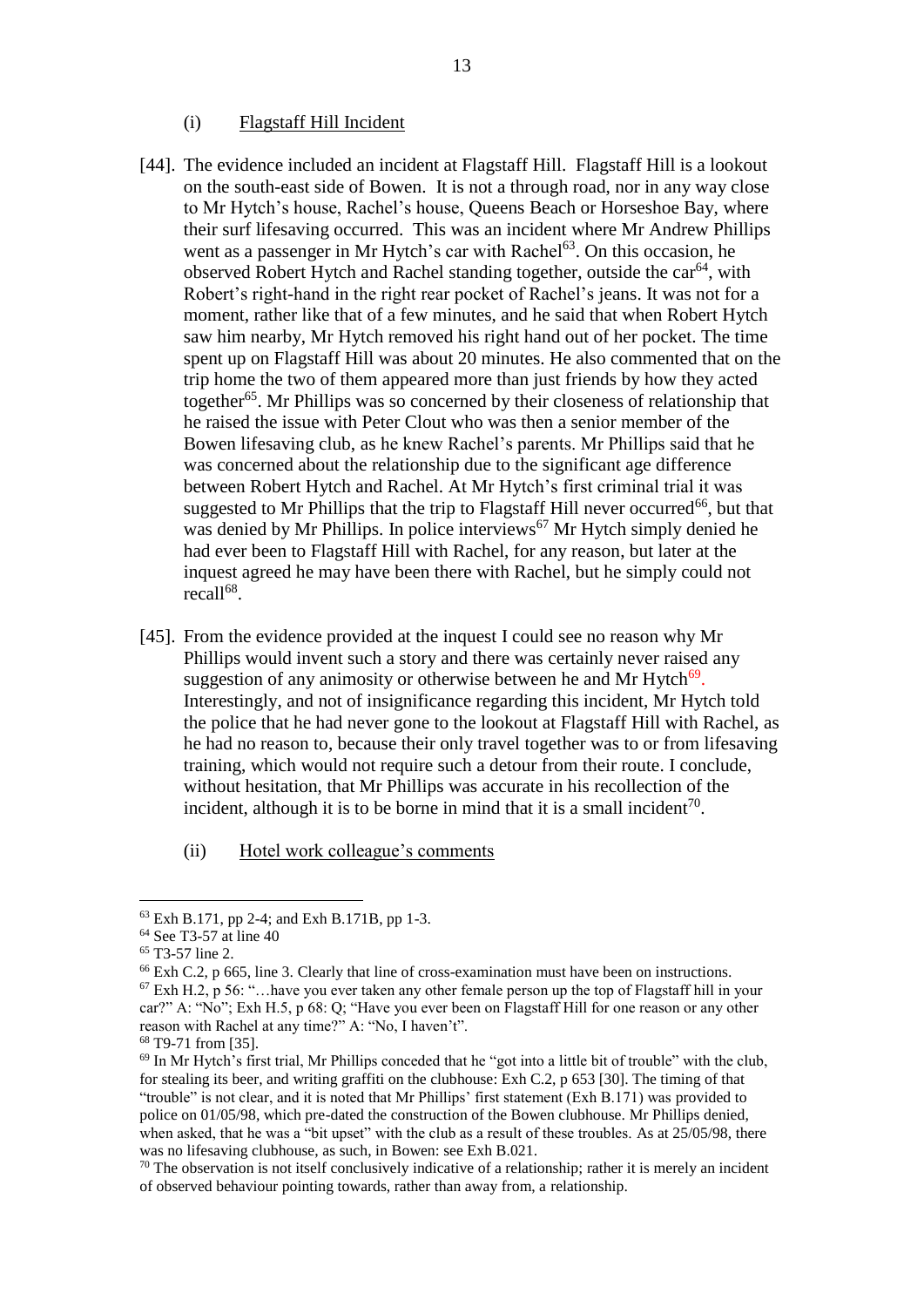### (i) Flagstaff Hill Incident

[44]. The evidence included an incident at Flagstaff Hill. Flagstaff Hill is a lookout on the south-east side of Bowen. It is not a through road, nor in any way close to Mr Hytch's house, Rachel's house, Queens Beach or Horseshoe Bay, where their surf lifesaving occurred. This was an incident where Mr Andrew Phillips went as a passenger in Mr Hytch's car with Rachel[63]. On this occasion, he observed Robert Hytch and Rachel standing together, outside the car[64], with Robert's right-hand in the right rear pocket of Rachel's jeans. It was not for a moment, rather like that of a few minutes, and he said that when Robert Hytch saw him nearby, Mr Hytch removed his right hand out of her pocket. The time spent up on Flagstaff Hill was about 20 minutes. He also commented that on the trip home the two of them appeared more than just friends by how they acted together[65]. Mr Phillips was so concerned by their closeness of relationship that he raised the issue with Peter Clout who was then a senior member of the Bowen lifesaving club, as he knew Rachel's parents. Mr Phillips said that he was concerned about the relationship due to the significant age difference between Robert Hytch and Rachel. At Mr Hytch's first criminal trial it was suggested to Mr Phillips that the trip to Flagstaff Hill never occurred[66], but that was denied by Mr Phillips. In police interviews[67] Mr Hytch simply denied he had ever been to Flagstaff Hill with Rachel, for any reason, but later at the inquest agreed he may have been there with Rachel, but he simply could not recall[68].

[45]. From the evidence provided at the inquest I could see no reason why Mr Phillips would invent such a story and there was certainly never raised any suggestion of any animosity or otherwise between he and Mr Hytch[69]. Interestingly, and not of insignificance regarding this incident, Mr Hytch told the police that he had never gone to the lookout at Flagstaff Hill with Rachel, as he had no reason to, because their only travel together was to or from lifesaving training, which would not require such a detour from their route. I conclude, without hesitation, that Mr Phillips was accurate in his recollection of the incident, although it is to be borne in mind that it is a small incident[70].

### (ii) Hotel work colleague's comments

---

[63] Exh B.171, pp 2-4; and Exh B.171B, pp 1-3.

[64] See T3-57 at line 40

[65] T3-57 line 2.

[66] Exh C.2, p 665, line 3. Clearly that line of cross-examination must have been on instructions.

[67] Exh H.2, p 56: "…have you ever taken any other female person up the top of Flagstaff hill in your car?" A: "No"; Exh H.5, p 68: Q; "Have you ever been on Flagstaff Hill for one reason or any other reason with Rachel at any time?" A: "No, I haven't".

[68] T9-71 from [35].

[69] In Mr Hytch's first trial, Mr Phillips conceded that he "got into a little bit of trouble" with the club, for stealing its beer, and writing graffiti on the clubhouse: Exh C.2, p 653 [30]. The timing of that "trouble" is not clear, and it is noted that Mr Phillips' first statement (Exh B.171) was provided to police on 01/05/98, which pre-dated the construction of the Bowen clubhouse. Mr Phillips denied, when asked, that he was a "bit upset" with the club as a result of these troubles. As at 25/05/98, there was no lifesaving clubhouse, as such, in Bowen: see Exh B.021.

[70] The observation is not itself conclusively indicative of a relationship; rather it is merely an incident of observed behaviour pointing towards, rather than away from, a relationship.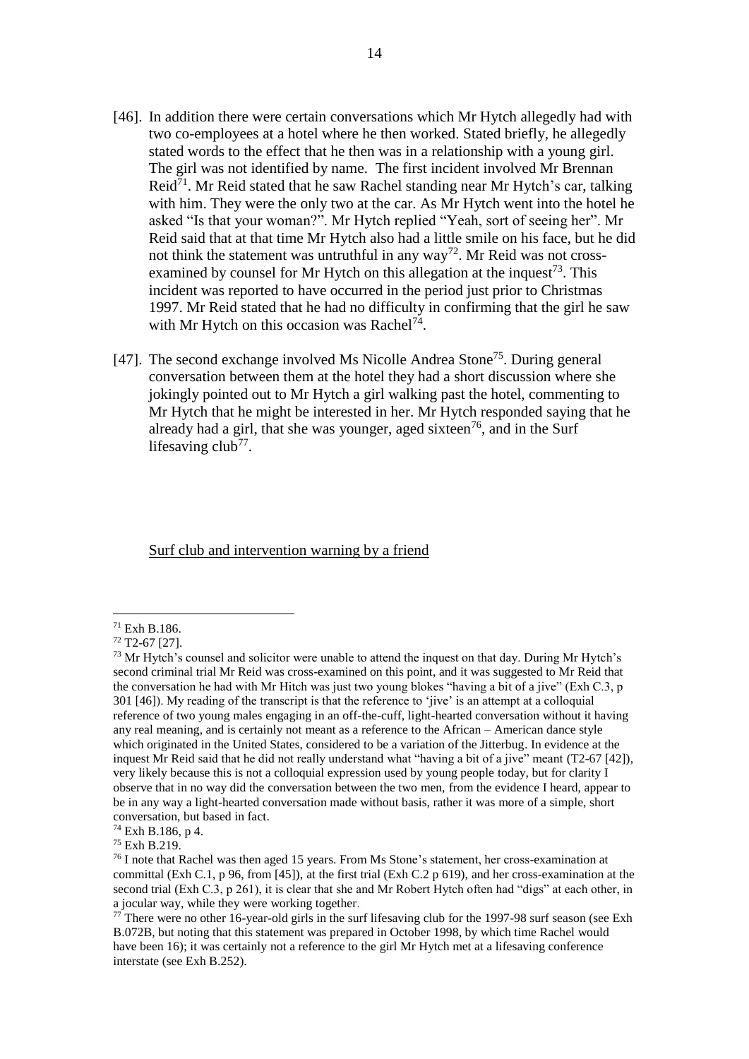[46]. In addition there were certain conversations which Mr Hytch allegedly had with two co-employees at a hotel where he then worked. Stated briefly, he allegedly stated words to the effect that he then was in a relationship with a young girl. The girl was not identified by name. The first incident involved Mr Brennan Reid[71]. Mr Reid stated that he saw Rachel standing near Mr Hytch's car, talking with him. They were the only two at the car. As Mr Hytch went into the hotel he asked "Is that your woman?". Mr Hytch replied "Yeah, sort of seeing her". Mr Reid said that at that time Mr Hytch also had a little smile on his face, but he did not think the statement was untruthful in any way[72]. Mr Reid was not cross-examined by counsel for Mr Hytch on this allegation at the inquest[73]. This incident was reported to have occurred in the period just prior to Christmas 1997. Mr Reid stated that he had no difficulty in confirming that the girl he saw with Mr Hytch on this occasion was Rachel[74].

[47]. The second exchange involved Ms Nicolle Andrea Stone[75]. During general conversation between them at the hotel they had a short discussion where she jokingly pointed out to Mr Hytch a girl walking past the hotel, commenting to Mr Hytch that he might be interested in her. Mr Hytch responded saying that he already had a girl, that she was younger, aged sixteen[76], and in the Surf lifesaving club[77].

Surf club and intervention warning by a friend

---

[71] Exh B.186.

[72] T2-67 [27].

[73] Mr Hytch's counsel and solicitor were unable to attend the inquest on that day. During Mr Hytch's second criminal trial Mr Reid was cross-examined on this point, and it was suggested to Mr Reid that the conversation he had with Mr Hitch was just two young blokes "having a bit of a jive" (Exh C.3, p 301 [46]). My reading of the transcript is that the reference to 'jive' is an attempt at a colloquial reference of two young males engaging in an off-the-cuff, light-hearted conversation without it having any real meaning, and is certainly not meant as a reference to the African – American dance style which originated in the United States, considered to be a variation of the Jitterbug. In evidence at the inquest Mr Reid said that he did not really understand what "having a bit of a jive" meant (T2-67 [42]), very likely because this is not a colloquial expression used by young people today, but for clarity I observe that in no way did the conversation between the two men, from the evidence I heard, appear to be in any way a light-hearted conversation made without basis, rather it was more of a simple, short conversation, but based in fact.

[74] Exh B.186, p 4.

[75] Exh B.219.

[76] I note that Rachel was then aged 15 years. From Ms Stone's statement, her cross-examination at committal (Exh C.1, p 96, from [45]), at the first trial (Exh C.2 p 619), and her cross-examination at the second trial (Exh C.3, p 261), it is clear that she and Mr Robert Hytch often had "digs" at each other, in a jocular way, while they were working together.

[77] There were no other 16-year-old girls in the surf lifesaving club for the 1997-98 surf season (see Exh B.072B, but noting that this statement was prepared in October 1998, by which time Rachel would have been 16); it was certainly not a reference to the girl Mr Hytch met at a lifesaving conference interstate (see Exh B.252).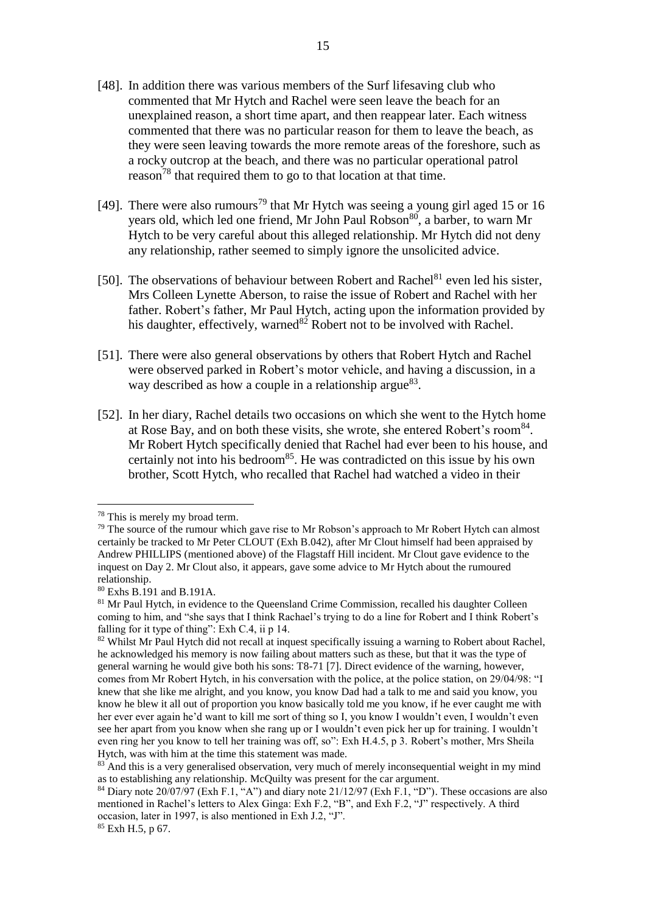[48]. In addition there was various members of the Surf lifesaving club who commented that Mr Hytch and Rachel were seen leave the beach for an unexplained reason, a short time apart, and then reappear later. Each witness commented that there was no particular reason for them to leave the beach, as they were seen leaving towards the more remote areas of the foreshore, such as a rocky outcrop at the beach, and there was no particular operational patrol reason[78] that required them to go to that location at that time.

[49]. There were also rumours[79] that Mr Hytch was seeing a young girl aged 15 or 16 years old, which led one friend, Mr John Paul Robson[80], a barber, to warn Mr Hytch to be very careful about this alleged relationship. Mr Hytch did not deny any relationship, rather seemed to simply ignore the unsolicited advice.

[50]. The observations of behaviour between Robert and Rachel[81] even led his sister, Mrs Colleen Lynette Aberson, to raise the issue of Robert and Rachel with her father. Robert's father, Mr Paul Hytch, acting upon the information provided by his daughter, effectively, warned[82] Robert not to be involved with Rachel.

[51]. There were also general observations by others that Robert Hytch and Rachel were observed parked in Robert's motor vehicle, and having a discussion, in a way described as how a couple in a relationship argue[83].

[52]. In her diary, Rachel details two occasions on which she went to the Hytch home at Rose Bay, and on both these visits, she wrote, she entered Robert's room[84]. Mr Robert Hytch specifically denied that Rachel had ever been to his house, and certainly not into his bedroom[85]. He was contradicted on this issue by his own brother, Scott Hytch, who recalled that Rachel had watched a video in their

---

[78] This is merely my broad term.

[79] The source of the rumour which gave rise to Mr Robson's approach to Mr Robert Hytch can almost certainly be tracked to Mr Peter CLOUT (Exh B.042), after Mr Clout himself had been appraised by Andrew PHILLIPS (mentioned above) of the Flagstaff Hill incident. Mr Clout gave evidence to the inquest on Day 2. Mr Clout also, it appears, gave some advice to Mr Hytch about the rumoured relationship.

[80] Exhs B.191 and B.191A.

[81] Mr Paul Hytch, in evidence to the Queensland Crime Commission, recalled his daughter Colleen coming to him, and "she says that I think Rachael's trying to do a line for Robert and I think Robert's falling for it type of thing": Exh C.4, ii p 14.

[82] Whilst Mr Paul Hytch did not recall at inquest specifically issuing a warning to Robert about Rachel, he acknowledged his memory is now failing about matters such as these, but that it was the type of general warning he would give both his sons: T8-71 [7]. Direct evidence of the warning, however, comes from Mr Robert Hytch, in his conversation with the police, at the police station, on 29/04/98: "I knew that she like me alright, and you know, you know Dad had a talk to me and said you know, you know he blew it all out of proportion you know basically told me you know, if he ever caught me with her ever ever again he'd want to kill me sort of thing so I, you know I wouldn't even, I wouldn't even see her apart from you know when she rang up or I wouldn't even pick her up for training. I wouldn't even ring her you know to tell her training was off, so": Exh H.4.5, p 3. Robert's mother, Mrs Sheila Hytch, was with him at the time this statement was made.

[83] And this is a very generalised observation, very much of merely inconsequential weight in my mind as to establishing any relationship. McQuilty was present for the car argument.

[84] Diary note 20/07/97 (Exh F.1, "A") and diary note 21/12/97 (Exh F.1, "D"). These occasions are also mentioned in Rachel's letters to Alex Ginga: Exh F.2, "B", and Exh F.2, "J" respectively. A third occasion, later in 1997, is also mentioned in Exh J.2, "J".

[85] Exh H.5, p 67.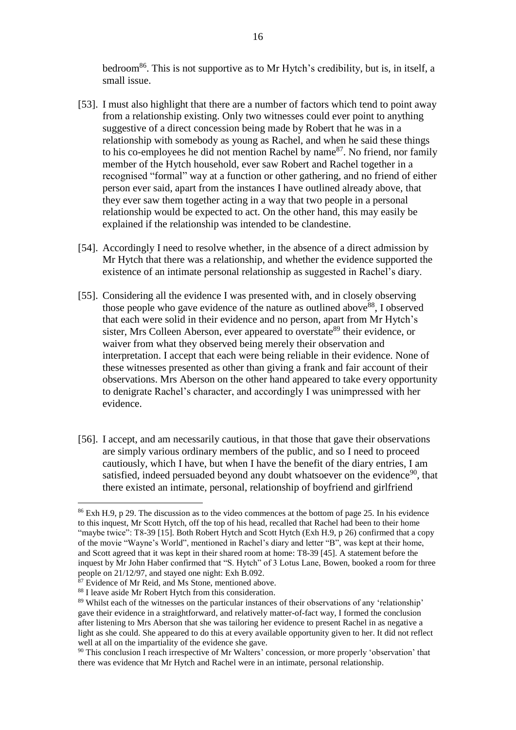bedroom[86]. This is not supportive as to Mr Hytch's credibility, but is, in itself, a small issue.

[53]. I must also highlight that there are a number of factors which tend to point away from a relationship existing. Only two witnesses could ever point to anything suggestive of a direct concession being made by Robert that he was in a relationship with somebody as young as Rachel, and when he said these things to his co-employees he did not mention Rachel by name[87]. No friend, nor family member of the Hytch household, ever saw Robert and Rachel together in a recognised "formal" way at a function or other gathering, and no friend of either person ever said, apart from the instances I have outlined already above, that they ever saw them together acting in a way that two people in a personal relationship would be expected to act. On the other hand, this may easily be explained if the relationship was intended to be clandestine.

[54]. Accordingly I need to resolve whether, in the absence of a direct admission by Mr Hytch that there was a relationship, and whether the evidence supported the existence of an intimate personal relationship as suggested in Rachel's diary.

[55]. Considering all the evidence I was presented with, and in closely observing those people who gave evidence of the nature as outlined above[88], I observed that each were solid in their evidence and no person, apart from Mr Hytch's sister, Mrs Colleen Aberson, ever appeared to overstate[89] their evidence, or waiver from what they observed being merely their observation and interpretation. I accept that each were being reliable in their evidence. None of these witnesses presented as other than giving a frank and fair account of their observations. Mrs Aberson on the other hand appeared to take every opportunity to denigrate Rachel's character, and accordingly I was unimpressed with her evidence.

[56]. I accept, and am necessarily cautious, in that those that gave their observations are simply various ordinary members of the public, and so I need to proceed cautiously, which I have, but when I have the benefit of the diary entries, I am satisfied, indeed persuaded beyond any doubt whatsoever on the evidence[90], that there existed an intimate, personal, relationship of boyfriend and girlfriend

---

[86] Exh H.9, p 29. The discussion as to the video commences at the bottom of page 25. In his evidence to this inquest, Mr Scott Hytch, off the top of his head, recalled that Rachel had been to their home "maybe twice": T8-39 [15]. Both Robert Hytch and Scott Hytch (Exh H.9, p 26) confirmed that a copy of the movie "Wayne's World", mentioned in Rachel's diary and letter "B", was kept at their home, and Scott agreed that it was kept in their shared room at home: T8-39 [45]. A statement before the inquest by Mr John Haber confirmed that "S. Hytch" of 3 Lotus Lane, Bowen, booked a room for three people on 21/12/97, and stayed one night: Exh B.092.

[87] Evidence of Mr Reid, and Ms Stone, mentioned above.

[88] I leave aside Mr Robert Hytch from this consideration.

[89] Whilst each of the witnesses on the particular instances of their observations of any 'relationship' gave their evidence in a straightforward, and relatively matter-of-fact way, I formed the conclusion after listening to Mrs Aberson that she was tailoring her evidence to present Rachel in as negative a light as she could. She appeared to do this at every available opportunity given to her. It did not reflect well at all on the impartiality of the evidence she gave.

[90] This conclusion I reach irrespective of Mr Walters' concession, or more properly 'observation' that there was evidence that Mr Hytch and Rachel were in an intimate, personal relationship.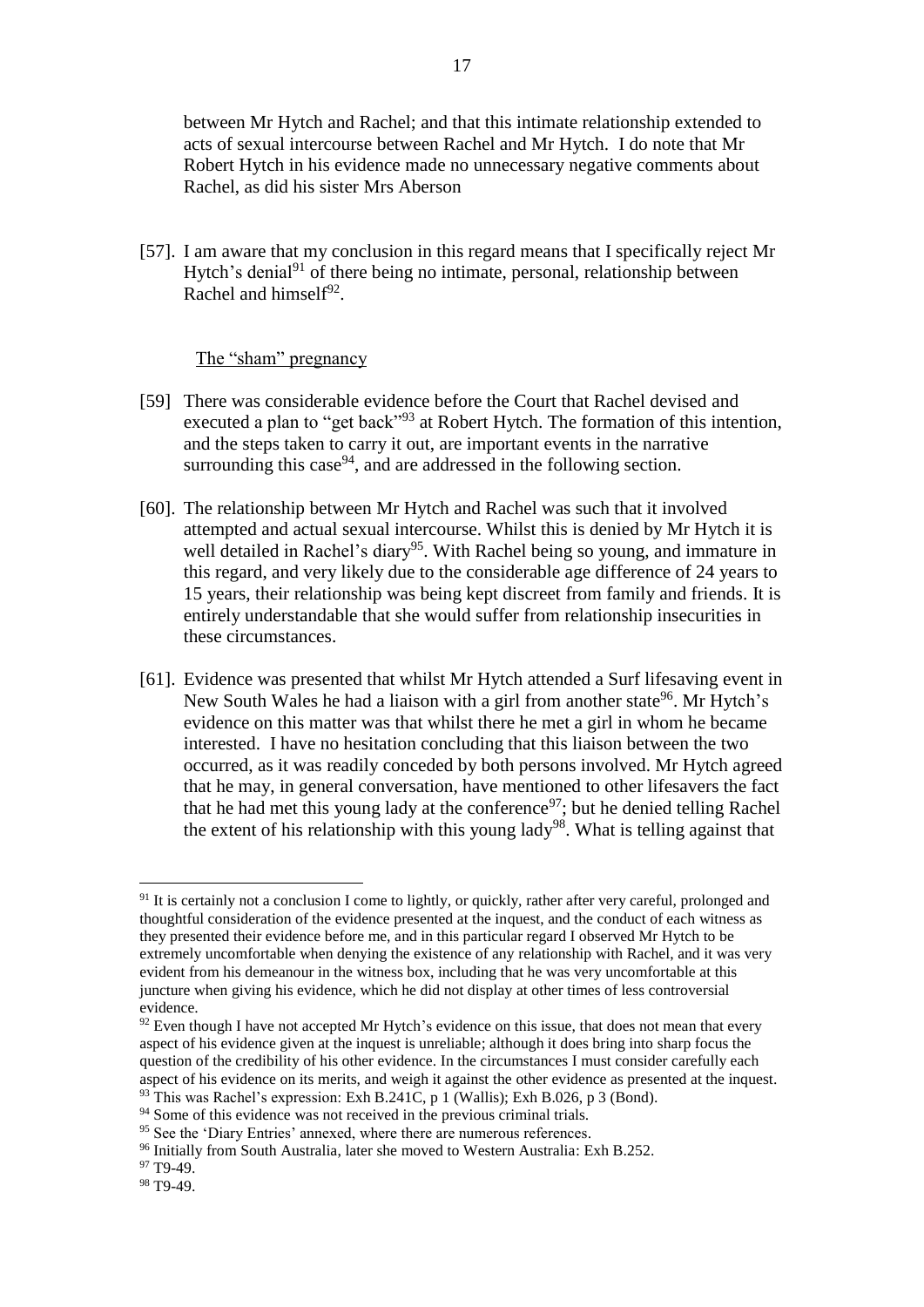between Mr Hytch and Rachel; and that this intimate relationship extended to acts of sexual intercourse between Rachel and Mr Hytch. I do note that Mr Robert Hytch in his evidence made no unnecessary negative comments about Rachel, as did his sister Mrs Aberson

[57]. I am aware that my conclusion in this regard means that I specifically reject Mr Hytch's denial[91] of there being no intimate, personal, relationship between Rachel and himself[92].

<u>The "sham" pregnancy</u>

[59] There was considerable evidence before the Court that Rachel devised and executed a plan to "get back"[93] at Robert Hytch. The formation of this intention, and the steps taken to carry it out, are important events in the narrative surrounding this case[94], and are addressed in the following section.

[60]. The relationship between Mr Hytch and Rachel was such that it involved attempted and actual sexual intercourse. Whilst this is denied by Mr Hytch it is well detailed in Rachel's diary[95]. With Rachel being so young, and immature in this regard, and very likely due to the considerable age difference of 24 years to 15 years, their relationship was being kept discreet from family and friends. It is entirely understandable that she would suffer from relationship insecurities in these circumstances.

[61]. Evidence was presented that whilst Mr Hytch attended a Surf lifesaving event in New South Wales he had a liaison with a girl from another state[96]. Mr Hytch's evidence on this matter was that whilst there he met a girl in whom he became interested. I have no hesitation concluding that this liaison between the two occurred, as it was readily conceded by both persons involved. Mr Hytch agreed that he may, in general conversation, have mentioned to other lifesavers the fact that he had met this young lady at the conference[97]; but he denied telling Rachel the extent of his relationship with this young lady[98]. What is telling against that

---

[91] It is certainly not a conclusion I come to lightly, or quickly, rather after very careful, prolonged and thoughtful consideration of the evidence presented at the inquest, and the conduct of each witness as they presented their evidence before me, and in this particular regard I observed Mr Hytch to be extremely uncomfortable when denying the existence of any relationship with Rachel, and it was very evident from his demeanour in the witness box, including that he was very uncomfortable at this juncture when giving his evidence, which he did not display at other times of less controversial evidence.

[92] Even though I have not accepted Mr Hytch's evidence on this issue, that does not mean that every aspect of his evidence given at the inquest is unreliable; although it does bring into sharp focus the question of the credibility of his other evidence. In the circumstances I must consider carefully each aspect of his evidence on its merits, and weigh it against the other evidence as presented at the inquest.

[93] This was Rachel's expression: Exh B.241C, p 1 (Wallis); Exh B.026, p 3 (Bond).

[94] Some of this evidence was not received in the previous criminal trials.

[95] See the 'Diary Entries' annexed, where there are numerous references.

[96] Initially from South Australia, later she moved to Western Australia: Exh B.252.

[97] T9-49.

[98] T9-49.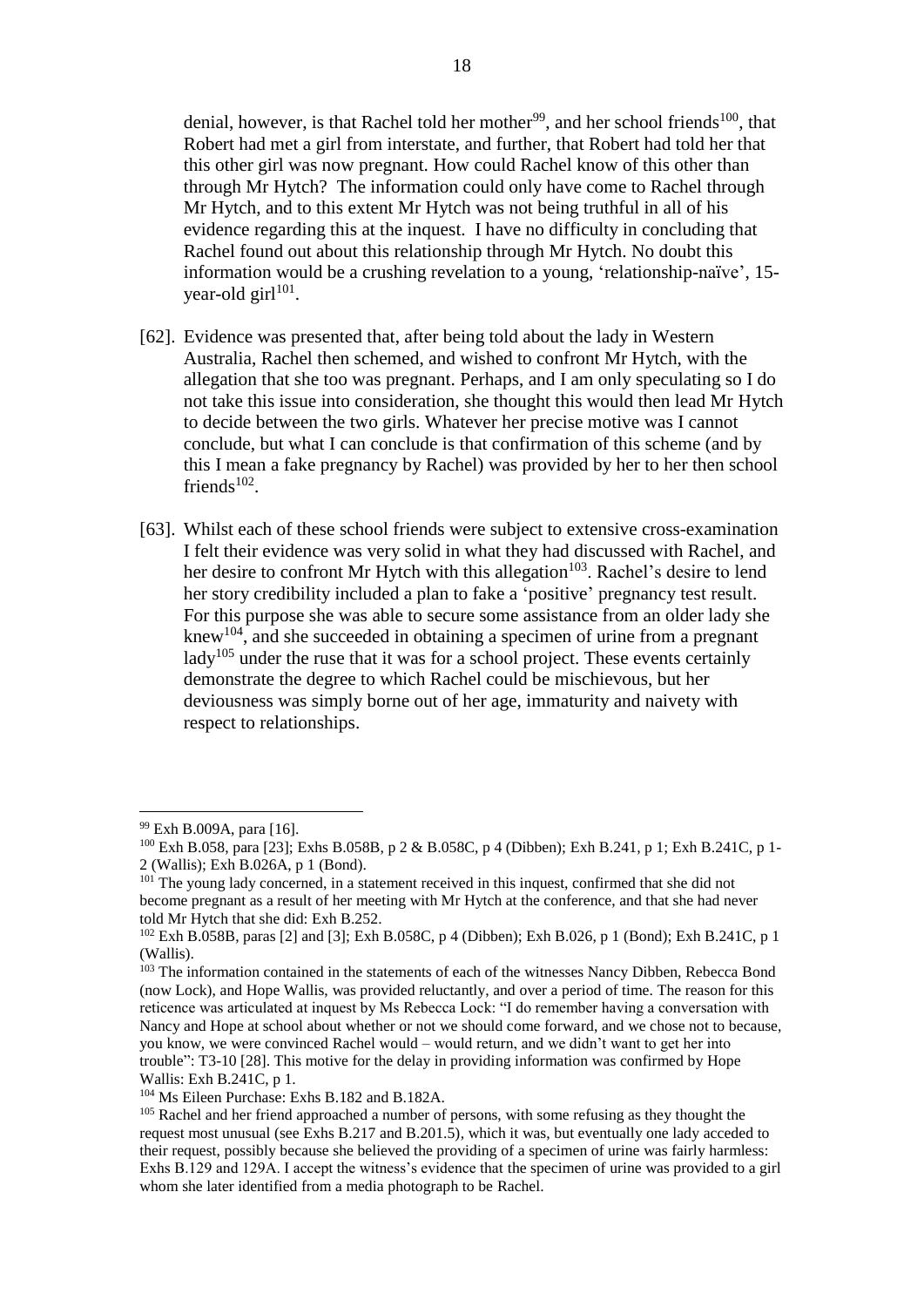denial, however, is that Rachel told her mother[99], and her school friends[100], that Robert had met a girl from interstate, and further, that Robert had told her that this other girl was now pregnant. How could Rachel know of this other than through Mr Hytch? The information could only have come to Rachel through Mr Hytch, and to this extent Mr Hytch was not being truthful in all of his evidence regarding this at the inquest. I have no difficulty in concluding that Rachel found out about this relationship through Mr Hytch. No doubt this information would be a crushing revelation to a young, 'relationship-naïve', 15-year-old girl[101].

[62]. Evidence was presented that, after being told about the lady in Western Australia, Rachel then schemed, and wished to confront Mr Hytch, with the allegation that she too was pregnant. Perhaps, and I am only speculating so I do not take this issue into consideration, she thought this would then lead Mr Hytch to decide between the two girls. Whatever her precise motive was I cannot conclude, but what I can conclude is that confirmation of this scheme (and by this I mean a fake pregnancy by Rachel) was provided by her to her then school friends[102].

[63]. Whilst each of these school friends were subject to extensive cross-examination I felt their evidence was very solid in what they had discussed with Rachel, and her desire to confront Mr Hytch with this allegation[103]. Rachel's desire to lend her story credibility included a plan to fake a 'positive' pregnancy test result. For this purpose she was able to secure some assistance from an older lady she knew[104], and she succeeded in obtaining a specimen of urine from a pregnant lady[105] under the ruse that it was for a school project. These events certainly demonstrate the degree to which Rachel could be mischievous, but her deviousness was simply borne out of her age, immaturity and naivety with respect to relationships.

---

[99] Exh B.009A, para [16].

[100] Exh B.058, para [23]; Exhs B.058B, p 2 & B.058C, p 4 (Dibben); Exh B.241, p 1; Exh B.241C, p 1-2 (Wallis); Exh B.026A, p 1 (Bond).

[101] The young lady concerned, in a statement received in this inquest, confirmed that she did not become pregnant as a result of her meeting with Mr Hytch at the conference, and that she had never told Mr Hytch that she did: Exh B.252.

[102] Exh B.058B, paras [2] and [3]; Exh B.058C, p 4 (Dibben); Exh B.026, p 1 (Bond); Exh B.241C, p 1 (Wallis).

[103] The information contained in the statements of each of the witnesses Nancy Dibben, Rebecca Bond (now Lock), and Hope Wallis, was provided reluctantly, and over a period of time. The reason for this reticence was articulated at inquest by Ms Rebecca Lock: "I do remember having a conversation with Nancy and Hope at school about whether or not we should come forward, and we chose not to because, you know, we were convinced Rachel would – would return, and we didn't want to get her into trouble": T3-10 [28]. This motive for the delay in providing information was confirmed by Hope Wallis: Exh B.241C, p 1.

[104] Ms Eileen Purchase: Exhs B.182 and B.182A.

[105] Rachel and her friend approached a number of persons, with some refusing as they thought the request most unusual (see Exhs B.217 and B.201.5), which it was, but eventually one lady acceded to their request, possibly because she believed the providing of a specimen of urine was fairly harmless: Exhs B.129 and 129A. I accept the witness's evidence that the specimen of urine was provided to a girl whom she later identified from a media photograph to be Rachel.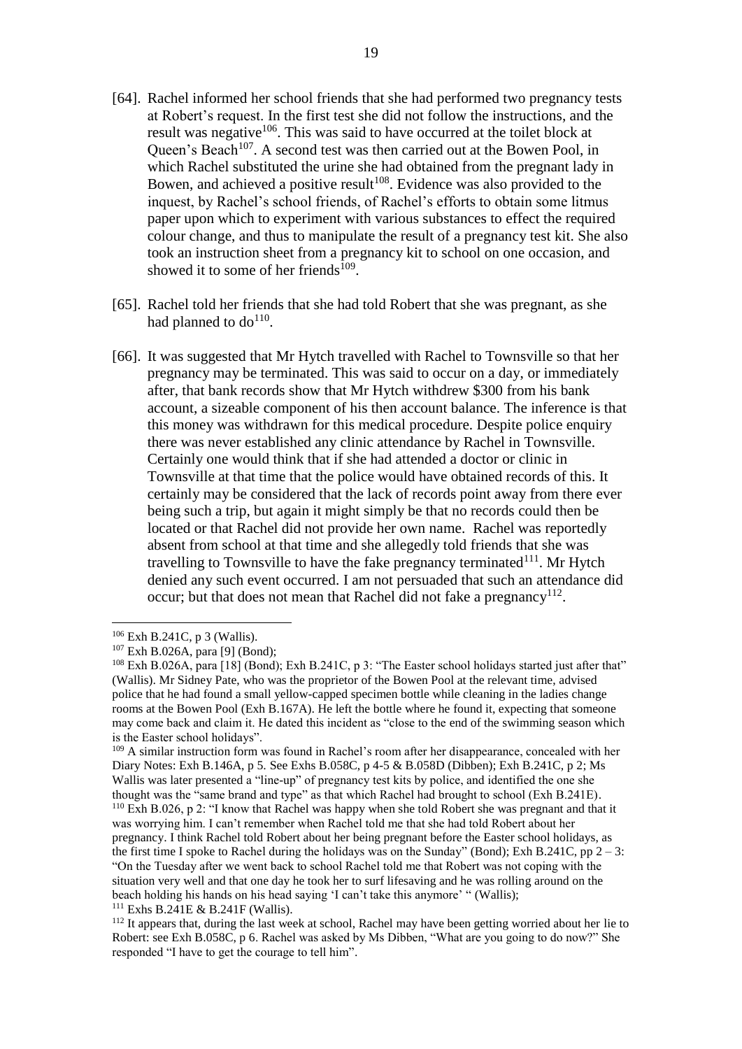[64]. Rachel informed her school friends that she had performed two pregnancy tests at Robert's request. In the first test she did not follow the instructions, and the result was negative[106]. This was said to have occurred at the toilet block at Queen's Beach[107]. A second test was then carried out at the Bowen Pool, in which Rachel substituted the urine she had obtained from the pregnant lady in Bowen, and achieved a positive result[108]. Evidence was also provided to the inquest, by Rachel's school friends, of Rachel's efforts to obtain some litmus paper upon which to experiment with various substances to effect the required colour change, and thus to manipulate the result of a pregnancy test kit. She also took an instruction sheet from a pregnancy kit to school on one occasion, and showed it to some of her friends[109].

[65]. Rachel told her friends that she had told Robert that she was pregnant, as she had planned to do[110].

[66]. It was suggested that Mr Hytch travelled with Rachel to Townsville so that her pregnancy may be terminated. This was said to occur on a day, or immediately after, that bank records show that Mr Hytch withdrew $300 from his bank account, a sizeable component of his then account balance. The inference is that this money was withdrawn for this medical procedure. Despite police enquiry there was never established any clinic attendance by Rachel in Townsville. Certainly one would think that if she had attended a doctor or clinic in Townsville at that time that the police would have obtained records of this. It certainly may be considered that the lack of records point away from there ever being such a trip, but again it might simply be that no records could then be located or that Rachel did not provide her own name. Rachel was reportedly absent from school at that time and she allegedly told friends that she was travelling to Townsville to have the fake pregnancy terminated[111]. Mr Hytch denied any such event occurred. I am not persuaded that such an attendance did occur; but that does not mean that Rachel did not fake a pregnancy[112].

---

[106] Exh B.241C, p 3 (Wallis).

[107] Exh B.026A, para [9] (Bond);

[108] Exh B.026A, para [18] (Bond); Exh B.241C, p 3: "The Easter school holidays started just after that" (Wallis). Mr Sidney Pate, who was the proprietor of the Bowen Pool at the relevant time, advised police that he had found a small yellow-capped specimen bottle while cleaning in the ladies change rooms at the Bowen Pool (Exh B.167A). He left the bottle where he found it, expecting that someone may come back and claim it. He dated this incident as "close to the end of the swimming season which is the Easter school holidays".

[109] A similar instruction form was found in Rachel's room after her disappearance, concealed with her Diary Notes: Exh B.146A, p 5. See Exhs B.058C, p 4-5 & B.058D (Dibben); Exh B.241C, p 2; Ms Wallis was later presented a "line-up" of pregnancy test kits by police, and identified the one she thought was the "same brand and type" as that which Rachel had brought to school (Exh B.241E).

[110] Exh B.026, p 2: "I know that Rachel was happy when she told Robert she was pregnant and that it was worrying him. I can't remember when Rachel told me that she had told Robert about her pregnancy. I think Rachel told Robert about her being pregnant before the Easter school holidays, as the first time I spoke to Rachel during the holidays was on the Sunday" (Bond); Exh B.241C, pp 2 – 3: "On the Tuesday after we went back to school Rachel told me that Robert was not coping with the situation very well and that one day he took her to surf lifesaving and he was rolling around on the beach holding his hands on his head saying 'I can't take this anymore' " (Wallis);

[111] Exhs B.241E & B.241F (Wallis).

[112] It appears that, during the last week at school, Rachel may have been getting worried about her lie to Robert: see Exh B.058C, p 6. Rachel was asked by Ms Dibben, "What are you going to do now?" She responded "I have to get the courage to tell him".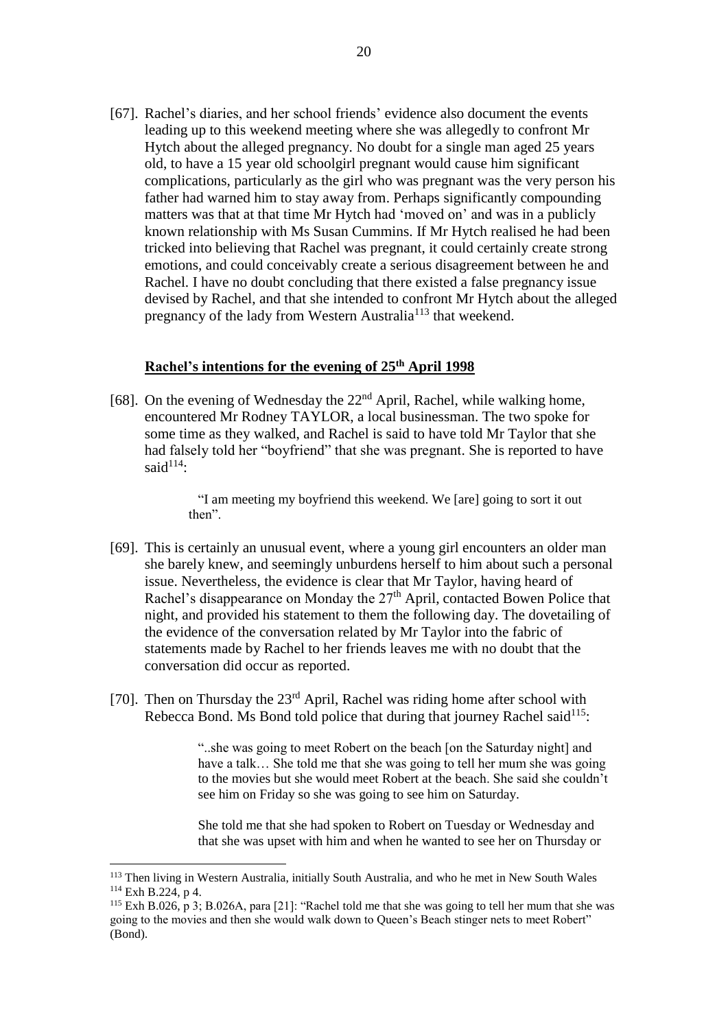[67]. Rachel's diaries, and her school friends' evidence also document the events leading up to this weekend meeting where she was allegedly to confront Mr Hytch about the alleged pregnancy. No doubt for a single man aged 25 years old, to have a 15 year old schoolgirl pregnant would cause him significant complications, particularly as the girl who was pregnant was the very person his father had warned him to stay away from. Perhaps significantly compounding matters was that at that time Mr Hytch had 'moved on' and was in a publicly known relationship with Ms Susan Cummins. If Mr Hytch realised he had been tricked into believing that Rachel was pregnant, it could certainly create strong emotions, and could conceivably create a serious disagreement between he and Rachel. I have no doubt concluding that there existed a false pregnancy issue devised by Rachel, and that she intended to confront Mr Hytch about the alleged pregnancy of the lady from Western Australia[113] that weekend.

## Rachel's intentions for the evening of 25th April 1998

[68]. On the evening of Wednesday the 22nd April, Rachel, while walking home, encountered Mr Rodney TAYLOR, a local businessman. The two spoke for some time as they walked, and Rachel is said to have told Mr Taylor that she had falsely told her "boyfriend" that she was pregnant. She is reported to have said[114]:

> "I am meeting my boyfriend this weekend. We [are] going to sort it out then".

[69]. This is certainly an unusual event, where a young girl encounters an older man she barely knew, and seemingly unburdens herself to him about such a personal issue. Nevertheless, the evidence is clear that Mr Taylor, having heard of Rachel's disappearance on Monday the 27th April, contacted Bowen Police that night, and provided his statement to them the following day. The dovetailing of the evidence of the conversation related by Mr Taylor into the fabric of statements made by Rachel to her friends leaves me with no doubt that the conversation did occur as reported.

[70]. Then on Thursday the 23rd April, Rachel was riding home after school with Rebecca Bond. Ms Bond told police that during that journey Rachel said[115]:

> "..she was going to meet Robert on the beach [on the Saturday night] and have a talk… She told me that she was going to tell her mum she was going to the movies but she would meet Robert at the beach. She said she couldn't see him on Friday so she was going to see him on Saturday.
>
> She told me that she had spoken to Robert on Tuesday or Wednesday and that she was upset with him and when he wanted to see her on Thursday or

---

[113] Then living in Western Australia, initially South Australia, and who he met in New South Wales

[114] Exh B.224, p 4.

[115] Exh B.026, p 3; B.026A, para [21]: "Rachel told me that she was going to tell her mum that she was going to the movies and then she would walk down to Queen's Beach stinger nets to meet Robert" (Bond).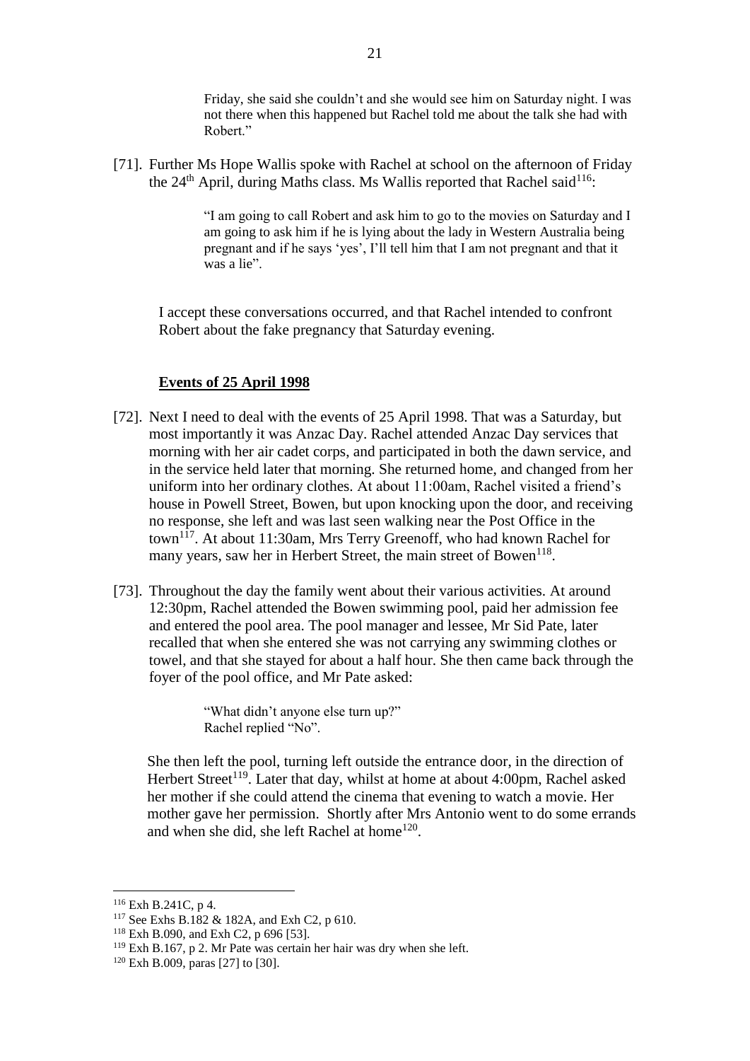> Friday, she said she couldn't and she would see him on Saturday night. I was not there when this happened but Rachel told me about the talk she had with Robert."

[71]. Further Ms Hope Wallis spoke with Rachel at school on the afternoon of Friday the 24th April, during Maths class. Ms Wallis reported that Rachel said[116]:

> "I am going to call Robert and ask him to go to the movies on Saturday and I am going to ask him if he is lying about the lady in Western Australia being pregnant and if he says 'yes', I'll tell him that I am not pregnant and that it was a lie".

I accept these conversations occurred, and that Rachel intended to confront Robert about the fake pregnancy that Saturday evening.

**Events of 25 April 1998**

[72]. Next I need to deal with the events of 25 April 1998. That was a Saturday, but most importantly it was Anzac Day. Rachel attended Anzac Day services that morning with her air cadet corps, and participated in both the dawn service, and in the service held later that morning. She returned home, and changed from her uniform into her ordinary clothes. At about 11:00am, Rachel visited a friend's house in Powell Street, Bowen, but upon knocking upon the door, and receiving no response, she left and was last seen walking near the Post Office in the town[117]. At about 11:30am, Mrs Terry Greenoff, who had known Rachel for many years, saw her in Herbert Street, the main street of Bowen[118].

[73]. Throughout the day the family went about their various activities. At around 12:30pm, Rachel attended the Bowen swimming pool, paid her admission fee and entered the pool area. The pool manager and lessee, Mr Sid Pate, later recalled that when she entered she was not carrying any swimming clothes or towel, and that she stayed for about a half hour. She then came back through the foyer of the pool office, and Mr Pate asked:

> "What didn't anyone else turn up?"
> Rachel replied "No".

She then left the pool, turning left outside the entrance door, in the direction of Herbert Street[119]. Later that day, whilst at home at about 4:00pm, Rachel asked her mother if she could attend the cinema that evening to watch a movie. Her mother gave her permission. Shortly after Mrs Antonio went to do some errands and when she did, she left Rachel at home[120].

---

[116] Exh B.241C, p 4.
[117] See Exhs B.182 & 182A, and Exh C2, p 610.
[118] Exh B.090, and Exh C2, p 696 [53].
[119] Exh B.167, p 2. Mr Pate was certain her hair was dry when she left.
[120] Exh B.009, paras [27] to [30].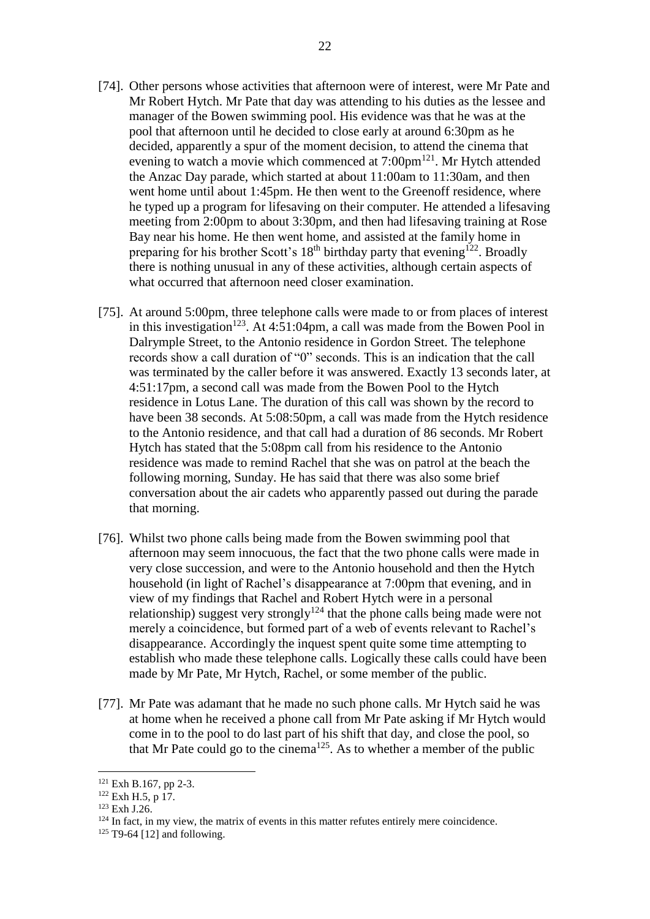[74]. Other persons whose activities that afternoon were of interest, were Mr Pate and Mr Robert Hytch. Mr Pate that day was attending to his duties as the lessee and manager of the Bowen swimming pool. His evidence was that he was at the pool that afternoon until he decided to close early at around 6:30pm as he decided, apparently a spur of the moment decision, to attend the cinema that evening to watch a movie which commenced at 7:00pm[121]. Mr Hytch attended the Anzac Day parade, which started at about 11:00am to 11:30am, and then went home until about 1:45pm. He then went to the Greenoff residence, where he typed up a program for lifesaving on their computer. He attended a lifesaving meeting from 2:00pm to about 3:30pm, and then had lifesaving training at Rose Bay near his home. He then went home, and assisted at the family home in preparing for his brother Scott's 18th birthday party that evening[122]. Broadly there is nothing unusual in any of these activities, although certain aspects of what occurred that afternoon need closer examination.

[75]. At around 5:00pm, three telephone calls were made to or from places of interest in this investigation[123]. At 4:51:04pm, a call was made from the Bowen Pool in Dalrymple Street, to the Antonio residence in Gordon Street. The telephone records show a call duration of "0" seconds. This is an indication that the call was terminated by the caller before it was answered. Exactly 13 seconds later, at 4:51:17pm, a second call was made from the Bowen Pool to the Hytch residence in Lotus Lane. The duration of this call was shown by the record to have been 38 seconds. At 5:08:50pm, a call was made from the Hytch residence to the Antonio residence, and that call had a duration of 86 seconds. Mr Robert Hytch has stated that the 5:08pm call from his residence to the Antonio residence was made to remind Rachel that she was on patrol at the beach the following morning, Sunday. He has said that there was also some brief conversation about the air cadets who apparently passed out during the parade that morning.

[76]. Whilst two phone calls being made from the Bowen swimming pool that afternoon may seem innocuous, the fact that the two phone calls were made in very close succession, and were to the Antonio household and then the Hytch household (in light of Rachel's disappearance at 7:00pm that evening, and in view of my findings that Rachel and Robert Hytch were in a personal relationship) suggest very strongly[124] that the phone calls being made were not merely a coincidence, but formed part of a web of events relevant to Rachel's disappearance. Accordingly the inquest spent quite some time attempting to establish who made these telephone calls. Logically these calls could have been made by Mr Pate, Mr Hytch, Rachel, or some member of the public.

[77]. Mr Pate was adamant that he made no such phone calls. Mr Hytch said he was at home when he received a phone call from Mr Pate asking if Mr Hytch would come in to the pool to do last part of his shift that day, and close the pool, so that Mr Pate could go to the cinema[125]. As to whether a member of the public

---

[121] Exh B.167, pp 2-3.

[122] Exh H.5, p 17.

[123] Exh J.26.

[124] In fact, in my view, the matrix of events in this matter refutes entirely mere coincidence.

[125] T9-64 [12] and following.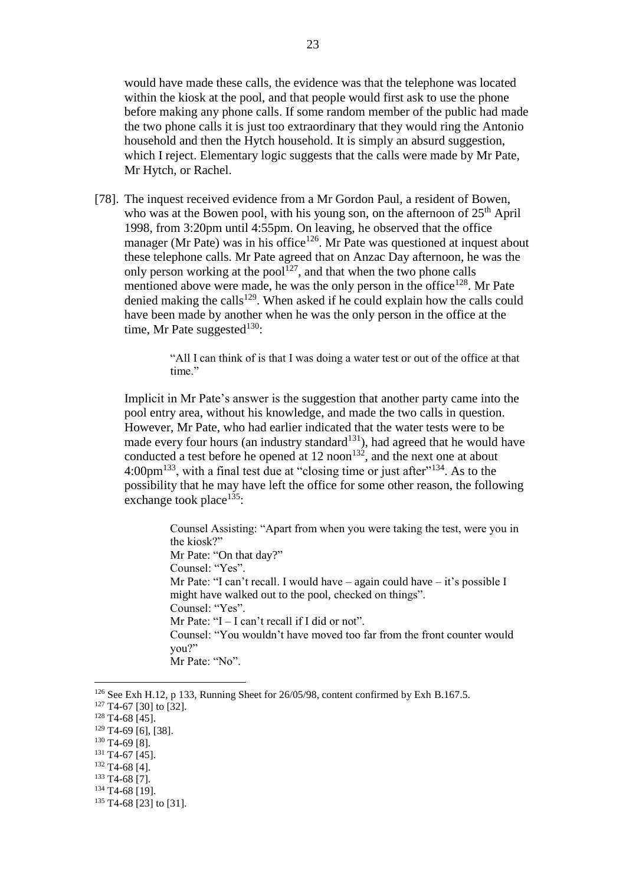would have made these calls, the evidence was that the telephone was located within the kiosk at the pool, and that people would first ask to use the phone before making any phone calls. If some random member of the public had made the two phone calls it is just too extraordinary that they would ring the Antonio household and then the Hytch household. It is simply an absurd suggestion, which I reject. Elementary logic suggests that the calls were made by Mr Pate, Mr Hytch, or Rachel.

[78]. The inquest received evidence from a Mr Gordon Paul, a resident of Bowen, who was at the Bowen pool, with his young son, on the afternoon of 25th April 1998, from 3:20pm until 4:55pm. On leaving, he observed that the office manager (Mr Pate) was in his office[126]. Mr Pate was questioned at inquest about these telephone calls. Mr Pate agreed that on Anzac Day afternoon, he was the only person working at the pool[127], and that when the two phone calls mentioned above were made, he was the only person in the office[128]. Mr Pate denied making the calls[129]. When asked if he could explain how the calls could have been made by another when he was the only person in the office at the time, Mr Pate suggested[130]:

> "All I can think of is that I was doing a water test or out of the office at that time."

Implicit in Mr Pate's answer is the suggestion that another party came into the pool entry area, without his knowledge, and made the two calls in question. However, Mr Pate, who had earlier indicated that the water tests were to be made every four hours (an industry standard[131]), had agreed that he would have conducted a test before he opened at 12 noon[132], and the next one at about 4:00pm[133], with a final test due at "closing time or just after"[134]. As to the possibility that he may have left the office for some other reason, the following exchange took place[135]:

> Counsel Assisting: "Apart from when you were taking the test, were you in the kiosk?"
> Mr Pate: "On that day?"
> Counsel: "Yes".
> Mr Pate: "I can't recall. I would have – again could have – it's possible I might have walked out to the pool, checked on things".
> Counsel: "Yes".
> Mr Pate: "I – I can't recall if I did or not".
> Counsel: "You wouldn't have moved too far from the front counter would you?"
> Mr Pate: "No".

---

[126] See Exh H.12, p 133, Running Sheet for 26/05/98, content confirmed by Exh B.167.5.
[127] T4-67 [30] to [32].
[128] T4-68 [45].
[129] T4-69 [6], [38].
[130] T4-69 [8].
[131] T4-67 [45].
[132] T4-68 [4].
[133] T4-68 [7].
[134] T4-68 [19].
[135] T4-68 [23] to [31].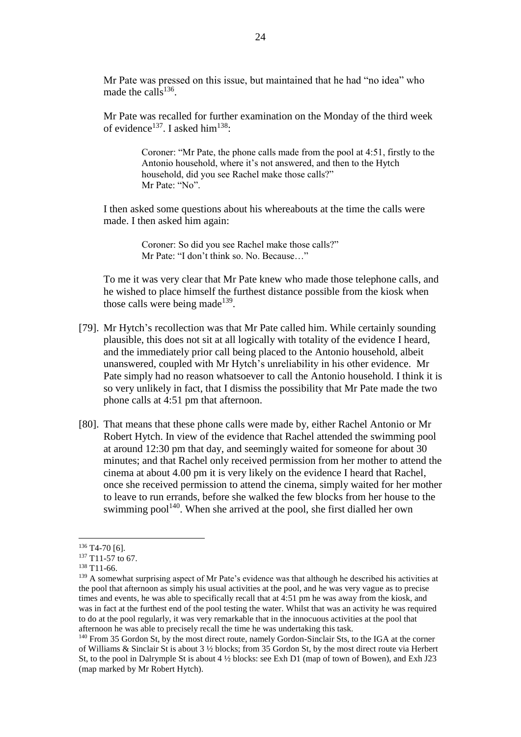Mr Pate was pressed on this issue, but maintained that he had "no idea" who made the calls[136].

Mr Pate was recalled for further examination on the Monday of the third week of evidence[137]. I asked him[138]:

> Coroner: "Mr Pate, the phone calls made from the pool at 4:51, firstly to the Antonio household, where it's not answered, and then to the Hytch household, did you see Rachel make those calls?"
> Mr Pate: "No".

I then asked some questions about his whereabouts at the time the calls were made. I then asked him again:

> Coroner: So did you see Rachel make those calls?"
> Mr Pate: "I don't think so. No. Because…"

To me it was very clear that Mr Pate knew who made those telephone calls, and he wished to place himself the furthest distance possible from the kiosk when those calls were being made[139].

[79]. Mr Hytch's recollection was that Mr Pate called him. While certainly sounding plausible, this does not sit at all logically with totality of the evidence I heard, and the immediately prior call being placed to the Antonio household, albeit unanswered, coupled with Mr Hytch's unreliability in his other evidence. Mr Pate simply had no reason whatsoever to call the Antonio household. I think it is so very unlikely in fact, that I dismiss the possibility that Mr Pate made the two phone calls at 4:51 pm that afternoon.

[80]. That means that these phone calls were made by, either Rachel Antonio or Mr Robert Hytch. In view of the evidence that Rachel attended the swimming pool at around 12:30 pm that day, and seemingly waited for someone for about 30 minutes; and that Rachel only received permission from her mother to attend the cinema at about 4.00 pm it is very likely on the evidence I heard that Rachel, once she received permission to attend the cinema, simply waited for her mother to leave to run errands, before she walked the few blocks from her house to the swimming pool[140]. When she arrived at the pool, she first dialled her own

---

[136] T4-70 [6].

[137] T11-57 to 67.

[138] T11-66.

[139] A somewhat surprising aspect of Mr Pate's evidence was that although he described his activities at the pool that afternoon as simply his usual activities at the pool, and he was very vague as to precise times and events, he was able to specifically recall that at 4:51 pm he was away from the kiosk, and was in fact at the furthest end of the pool testing the water. Whilst that was an activity he was required to do at the pool regularly, it was very remarkable that in the innocuous activities at the pool that afternoon he was able to precisely recall the time he was undertaking this task.

[140] From 35 Gordon St, by the most direct route, namely Gordon-Sinclair Sts, to the IGA at the corner of Williams & Sinclair St is about 3 ½ blocks; from 35 Gordon St, by the most direct route via Herbert St, to the pool in Dalrymple St is about 4 ½ blocks: see Exh D1 (map of town of Bowen), and Exh J23 (map marked by Mr Robert Hytch).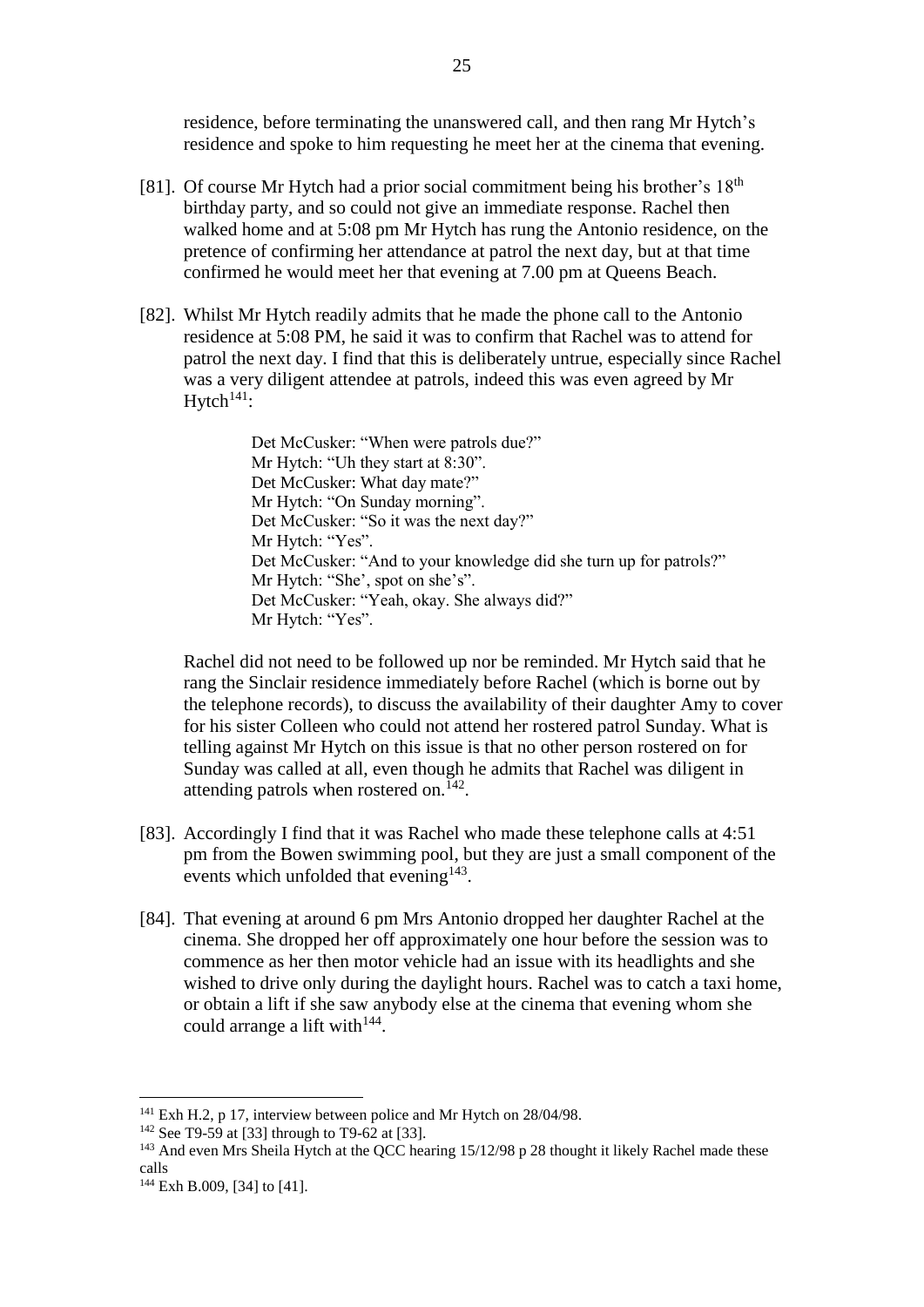residence, before terminating the unanswered call, and then rang Mr Hytch's residence and spoke to him requesting he meet her at the cinema that evening.

[81]. Of course Mr Hytch had a prior social commitment being his brother's 18th birthday party, and so could not give an immediate response. Rachel then walked home and at 5:08 pm Mr Hytch has rung the Antonio residence, on the pretence of confirming her attendance at patrol the next day, but at that time confirmed he would meet her that evening at 7.00 pm at Queens Beach.

[82]. Whilst Mr Hytch readily admits that he made the phone call to the Antonio residence at 5:08 PM, he said it was to confirm that Rachel was to attend for patrol the next day. I find that this is deliberately untrue, especially since Rachel was a very diligent attendee at patrols, indeed this was even agreed by Mr Hytch[141]:

> Det McCusker: "When were patrols due?"
> Mr Hytch: "Uh they start at 8:30".
> Det McCusker: What day mate?"
> Mr Hytch: "On Sunday morning".
> Det McCusker: "So it was the next day?"
> Mr Hytch: "Yes".
> Det McCusker: "And to your knowledge did she turn up for patrols?"
> Mr Hytch: "She', spot on she's".
> Det McCusker: "Yeah, okay. She always did?"
> Mr Hytch: "Yes".

Rachel did not need to be followed up nor be reminded. Mr Hytch said that he rang the Sinclair residence immediately before Rachel (which is borne out by the telephone records), to discuss the availability of their daughter Amy to cover for his sister Colleen who could not attend her rostered patrol Sunday. What is telling against Mr Hytch on this issue is that no other person rostered on for Sunday was called at all, even though he admits that Rachel was diligent in attending patrols when rostered on.[142].

[83]. Accordingly I find that it was Rachel who made these telephone calls at 4:51 pm from the Bowen swimming pool, but they are just a small component of the events which unfolded that evening[143].

[84]. That evening at around 6 pm Mrs Antonio dropped her daughter Rachel at the cinema. She dropped her off approximately one hour before the session was to commence as her then motor vehicle had an issue with its headlights and she wished to drive only during the daylight hours. Rachel was to catch a taxi home, or obtain a lift if she saw anybody else at the cinema that evening whom she could arrange a lift with[144].

---

[141] Exh H.2, p 17, interview between police and Mr Hytch on 28/04/98.

[142] See T9-59 at [33] through to T9-62 at [33].

[143] And even Mrs Sheila Hytch at the QCC hearing 15/12/98 p 28 thought it likely Rachel made these calls

[144] Exh B.009, [34] to [41].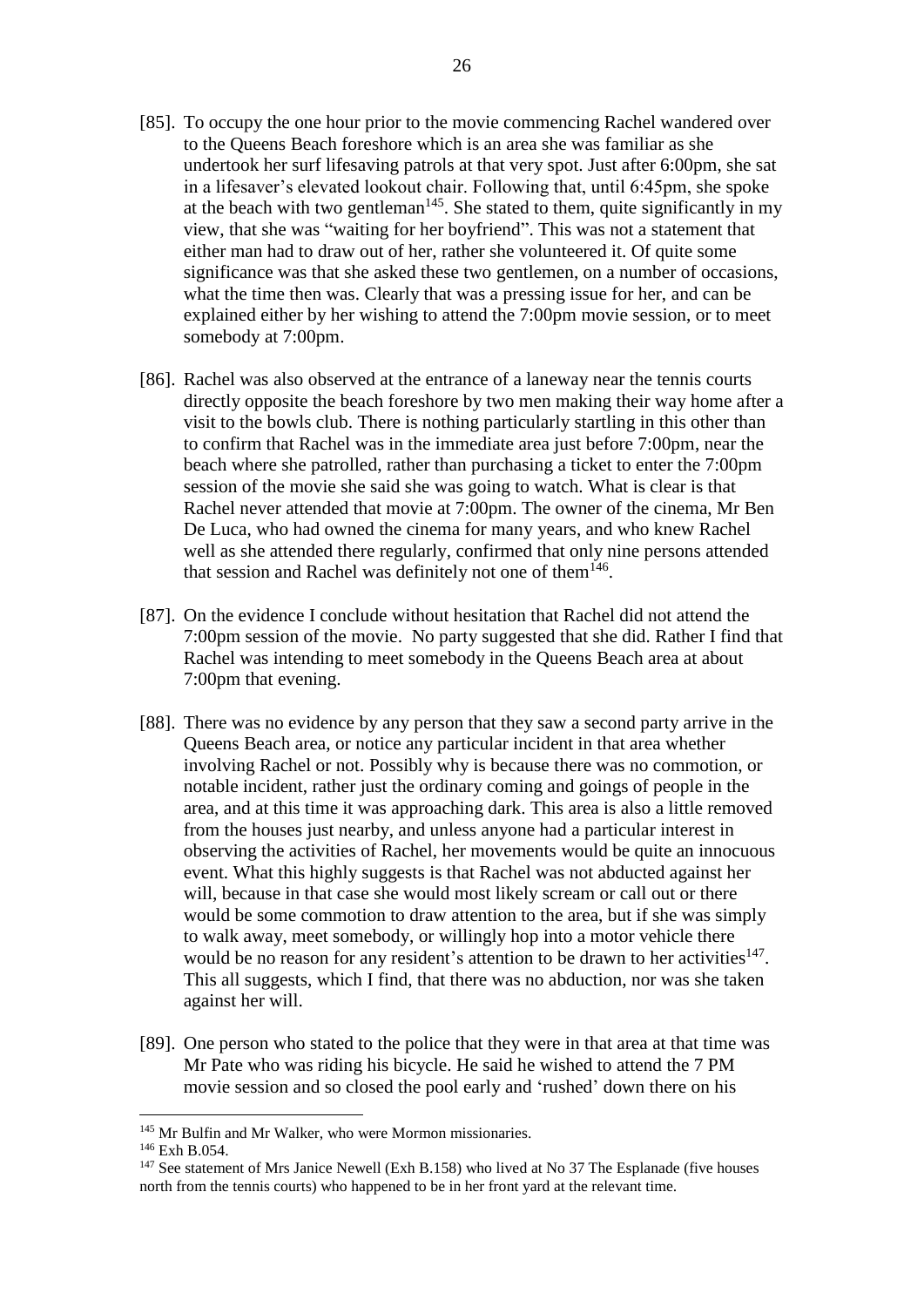[85]. To occupy the one hour prior to the movie commencing Rachel wandered over to the Queens Beach foreshore which is an area she was familiar as she undertook her surf lifesaving patrols at that very spot. Just after 6:00pm, she sat in a lifesaver's elevated lookout chair. Following that, until 6:45pm, she spoke at the beach with two gentleman[145]. She stated to them, quite significantly in my view, that she was "waiting for her boyfriend". This was not a statement that either man had to draw out of her, rather she volunteered it. Of quite some significance was that she asked these two gentlemen, on a number of occasions, what the time then was. Clearly that was a pressing issue for her, and can be explained either by her wishing to attend the 7:00pm movie session, or to meet somebody at 7:00pm.

[86]. Rachel was also observed at the entrance of a laneway near the tennis courts directly opposite the beach foreshore by two men making their way home after a visit to the bowls club. There is nothing particularly startling in this other than to confirm that Rachel was in the immediate area just before 7:00pm, near the beach where she patrolled, rather than purchasing a ticket to enter the 7:00pm session of the movie she said she was going to watch. What is clear is that Rachel never attended that movie at 7:00pm. The owner of the cinema, Mr Ben De Luca, who had owned the cinema for many years, and who knew Rachel well as she attended there regularly, confirmed that only nine persons attended that session and Rachel was definitely not one of them[146].

[87]. On the evidence I conclude without hesitation that Rachel did not attend the 7:00pm session of the movie. No party suggested that she did. Rather I find that Rachel was intending to meet somebody in the Queens Beach area at about 7:00pm that evening.

[88]. There was no evidence by any person that they saw a second party arrive in the Queens Beach area, or notice any particular incident in that area whether involving Rachel or not. Possibly why is because there was no commotion, or notable incident, rather just the ordinary coming and goings of people in the area, and at this time it was approaching dark. This area is also a little removed from the houses just nearby, and unless anyone had a particular interest in observing the activities of Rachel, her movements would be quite an innocuous event. What this highly suggests is that Rachel was not abducted against her will, because in that case she would most likely scream or call out or there would be some commotion to draw attention to the area, but if she was simply to walk away, meet somebody, or willingly hop into a motor vehicle there would be no reason for any resident's attention to be drawn to her activities[147]. This all suggests, which I find, that there was no abduction, nor was she taken against her will.

[89]. One person who stated to the police that they were in that area at that time was Mr Pate who was riding his bicycle. He said he wished to attend the 7 PM movie session and so closed the pool early and 'rushed' down there on his

---

[145] Mr Bulfin and Mr Walker, who were Mormon missionaries.

[146] Exh B.054.

[147] See statement of Mrs Janice Newell (Exh B.158) who lived at No 37 The Esplanade (five houses north from the tennis courts) who happened to be in her front yard at the relevant time.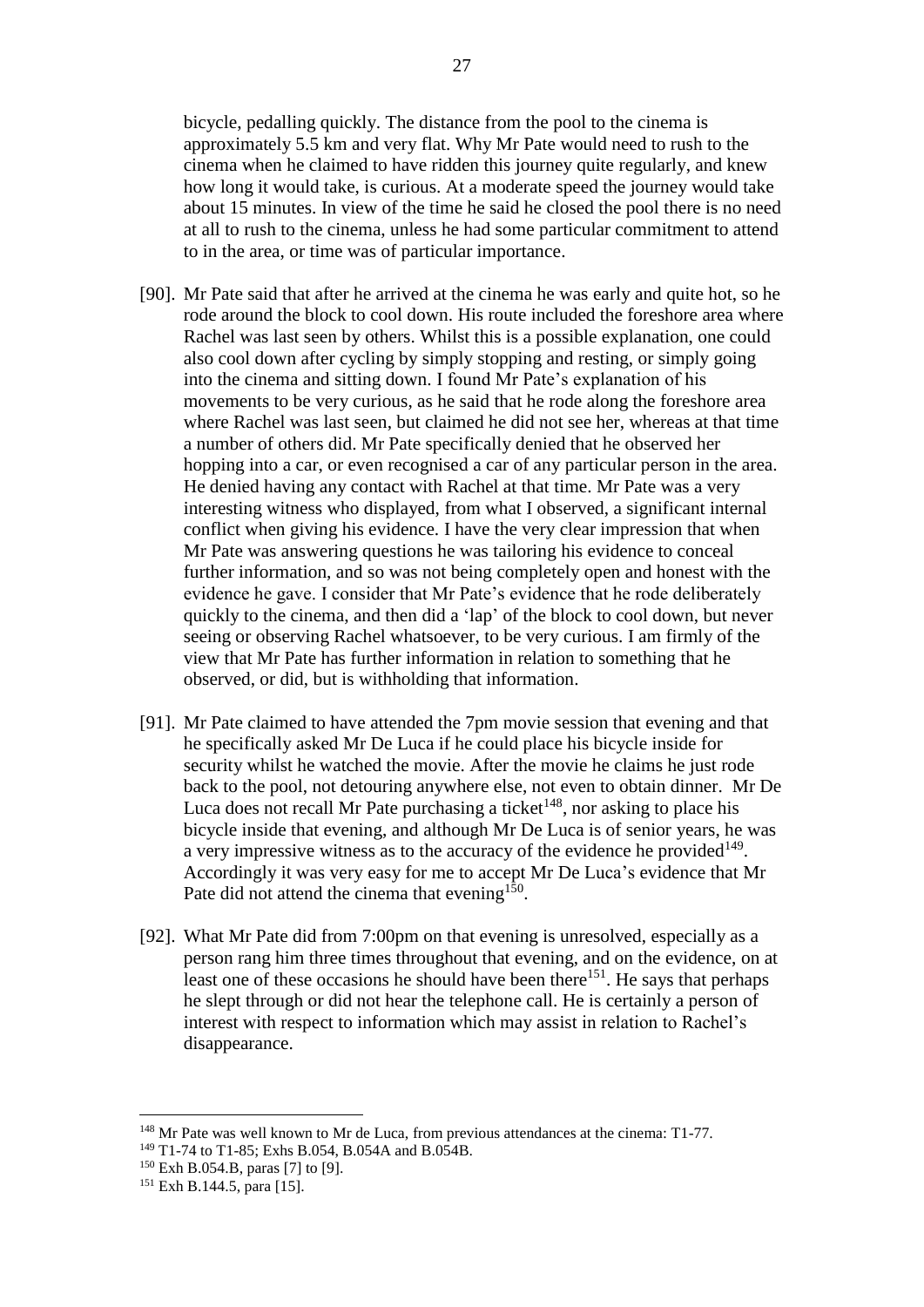bicycle, pedalling quickly. The distance from the pool to the cinema is approximately 5.5 km and very flat. Why Mr Pate would need to rush to the cinema when he claimed to have ridden this journey quite regularly, and knew how long it would take, is curious. At a moderate speed the journey would take about 15 minutes. In view of the time he said he closed the pool there is no need at all to rush to the cinema, unless he had some particular commitment to attend to in the area, or time was of particular importance.

[90]. Mr Pate said that after he arrived at the cinema he was early and quite hot, so he rode around the block to cool down. His route included the foreshore area where Rachel was last seen by others. Whilst this is a possible explanation, one could also cool down after cycling by simply stopping and resting, or simply going into the cinema and sitting down. I found Mr Pate's explanation of his movements to be very curious, as he said that he rode along the foreshore area where Rachel was last seen, but claimed he did not see her, whereas at that time a number of others did. Mr Pate specifically denied that he observed her hopping into a car, or even recognised a car of any particular person in the area. He denied having any contact with Rachel at that time. Mr Pate was a very interesting witness who displayed, from what I observed, a significant internal conflict when giving his evidence. I have the very clear impression that when Mr Pate was answering questions he was tailoring his evidence to conceal further information, and so was not being completely open and honest with the evidence he gave. I consider that Mr Pate's evidence that he rode deliberately quickly to the cinema, and then did a 'lap' of the block to cool down, but never seeing or observing Rachel whatsoever, to be very curious. I am firmly of the view that Mr Pate has further information in relation to something that he observed, or did, but is withholding that information.

[91]. Mr Pate claimed to have attended the 7pm movie session that evening and that he specifically asked Mr De Luca if he could place his bicycle inside for security whilst he watched the movie. After the movie he claims he just rode back to the pool, not detouring anywhere else, not even to obtain dinner. Mr De Luca does not recall Mr Pate purchasing a ticket[148], nor asking to place his bicycle inside that evening, and although Mr De Luca is of senior years, he was a very impressive witness as to the accuracy of the evidence he provided[149]. Accordingly it was very easy for me to accept Mr De Luca's evidence that Mr Pate did not attend the cinema that evening[150].

[92]. What Mr Pate did from 7:00pm on that evening is unresolved, especially as a person rang him three times throughout that evening, and on the evidence, on at least one of these occasions he should have been there[151]. He says that perhaps he slept through or did not hear the telephone call. He is certainly a person of interest with respect to information which may assist in relation to Rachel's disappearance.

---

[148] Mr Pate was well known to Mr de Luca, from previous attendances at the cinema: T1-77.

[149] T1-74 to T1-85; Exhs B.054, B.054A and B.054B.

[150] Exh B.054.B, paras [7] to [9].

[151] Exh B.144.5, para [15].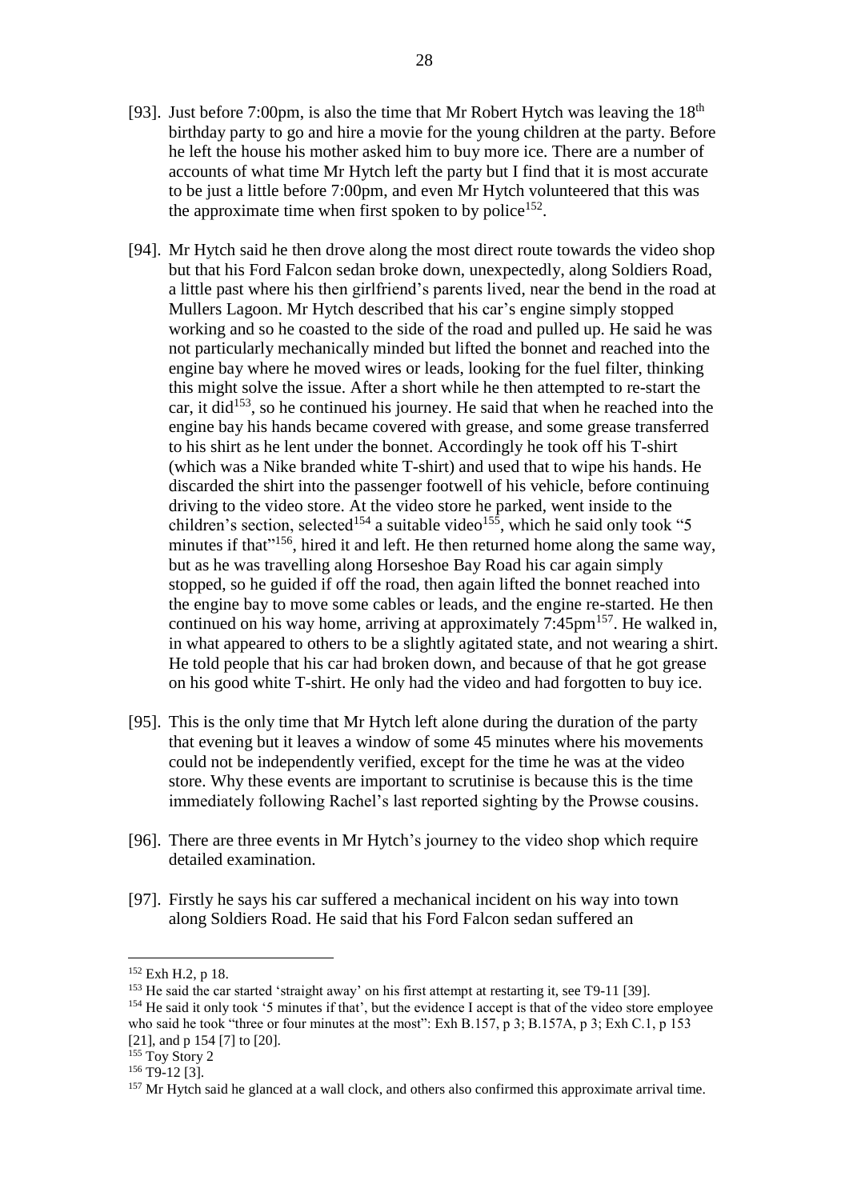[93]. Just before 7:00pm, is also the time that Mr Robert Hytch was leaving the 18th birthday party to go and hire a movie for the young children at the party. Before he left the house his mother asked him to buy more ice. There are a number of accounts of what time Mr Hytch left the party but I find that it is most accurate to be just a little before 7:00pm, and even Mr Hytch volunteered that this was the approximate time when first spoken to by police[152].

[94]. Mr Hytch said he then drove along the most direct route towards the video shop but that his Ford Falcon sedan broke down, unexpectedly, along Soldiers Road, a little past where his then girlfriend's parents lived, near the bend in the road at Mullers Lagoon. Mr Hytch described that his car's engine simply stopped working and so he coasted to the side of the road and pulled up. He said he was not particularly mechanically minded but lifted the bonnet and reached into the engine bay where he moved wires or leads, looking for the fuel filter, thinking this might solve the issue. After a short while he then attempted to re-start the car, it did[153], so he continued his journey. He said that when he reached into the engine bay his hands became covered with grease, and some grease transferred to his shirt as he lent under the bonnet. Accordingly he took off his T-shirt (which was a Nike branded white T-shirt) and used that to wipe his hands. He discarded the shirt into the passenger footwell of his vehicle, before continuing driving to the video store. At the video store he parked, went inside to the children's section, selected[154] a suitable video[155], which he said only took "5 minutes if that"[156], hired it and left. He then returned home along the same way, but as he was travelling along Horseshoe Bay Road his car again simply stopped, so he guided if off the road, then again lifted the bonnet reached into the engine bay to move some cables or leads, and the engine re-started. He then continued on his way home, arriving at approximately 7:45pm[157]. He walked in, in what appeared to others to be a slightly agitated state, and not wearing a shirt. He told people that his car had broken down, and because of that he got grease on his good white T-shirt. He only had the video and had forgotten to buy ice.

[95]. This is the only time that Mr Hytch left alone during the duration of the party that evening but it leaves a window of some 45 minutes where his movements could not be independently verified, except for the time he was at the video store. Why these events are important to scrutinise is because this is the time immediately following Rachel's last reported sighting by the Prowse cousins.

[96]. There are three events in Mr Hytch's journey to the video shop which require detailed examination.

[97]. Firstly he says his car suffered a mechanical incident on his way into town along Soldiers Road. He said that his Ford Falcon sedan suffered an

---

[152] Exh H.2, p 18.

[153] He said the car started 'straight away' on his first attempt at restarting it, see T9-11 [39].

[154] He said it only took '5 minutes if that', but the evidence I accept is that of the video store employee who said he took "three or four minutes at the most": Exh B.157, p 3; B.157A, p 3; Exh C.1, p 153 [21], and p 154 [7] to [20].

[155] Toy Story 2

[156] T9-12 [3].

[157] Mr Hytch said he glanced at a wall clock, and others also confirmed this approximate arrival time.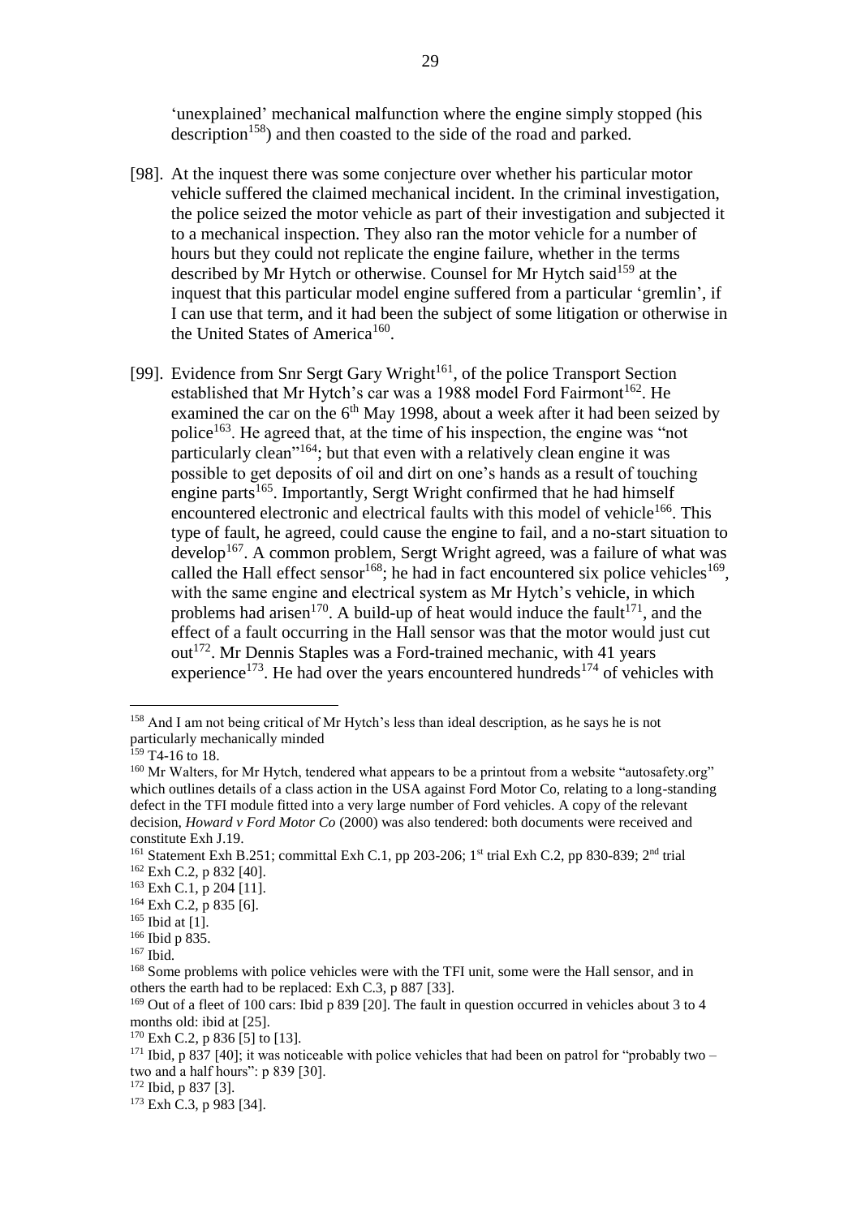'unexplained' mechanical malfunction where the engine simply stopped (his description[158]) and then coasted to the side of the road and parked.

[98]. At the inquest there was some conjecture over whether his particular motor vehicle suffered the claimed mechanical incident. In the criminal investigation, the police seized the motor vehicle as part of their investigation and subjected it to a mechanical inspection. They also ran the motor vehicle for a number of hours but they could not replicate the engine failure, whether in the terms described by Mr Hytch or otherwise. Counsel for Mr Hytch said[159] at the inquest that this particular model engine suffered from a particular 'gremlin', if I can use that term, and it had been the subject of some litigation or otherwise in the United States of America[160].

[99]. Evidence from Snr Sergt Gary Wright[161], of the police Transport Section established that Mr Hytch's car was a 1988 model Ford Fairmont[162]. He examined the car on the 6th May 1998, about a week after it had been seized by police[163]. He agreed that, at the time of his inspection, the engine was "not particularly clean"[164]; but that even with a relatively clean engine it was possible to get deposits of oil and dirt on one's hands as a result of touching engine parts[165]. Importantly, Sergt Wright confirmed that he had himself encountered electronic and electrical faults with this model of vehicle[166]. This type of fault, he agreed, could cause the engine to fail, and a no-start situation to develop[167]. A common problem, Sergt Wright agreed, was a failure of what was called the Hall effect sensor[168]; he had in fact encountered six police vehicles[169], with the same engine and electrical system as Mr Hytch's vehicle, in which problems had arisen[170]. A build-up of heat would induce the fault[171], and the effect of a fault occurring in the Hall sensor was that the motor would just cut out[172]. Mr Dennis Staples was a Ford-trained mechanic, with 41 years experience[173]. He had over the years encountered hundreds[174] of vehicles with

---

[158] And I am not being critical of Mr Hytch's less than ideal description, as he says he is not particularly mechanically minded

[159] T4-16 to 18.

[160] Mr Walters, for Mr Hytch, tendered what appears to be a printout from a website "autosafety.org" which outlines details of a class action in the USA against Ford Motor Co, relating to a long-standing defect in the TFI module fitted into a very large number of Ford vehicles. A copy of the relevant decision, *Howard v Ford Motor Co* (2000) was also tendered: both documents were received and constitute Exh J.19.

[161] Statement Exh B.251; committal Exh C.1, pp 203-206; 1st trial Exh C.2, pp 830-839; 2nd trial

[162] Exh C.2, p 832 [40].

[163] Exh C.1, p 204 [11].

[164] Exh C.2, p 835 [6].

[165] Ibid at [1].

[166] Ibid p 835.

[167] Ibid.

[168] Some problems with police vehicles were with the TFI unit, some were the Hall sensor, and in others the earth had to be replaced: Exh C.3, p 887 [33].

[169] Out of a fleet of 100 cars: Ibid p 839 [20]. The fault in question occurred in vehicles about 3 to 4 months old: ibid at [25].

[170] Exh C.2, p 836 [5] to [13].

[171] Ibid, p 837 [40]; it was noticeable with police vehicles that had been on patrol for "probably two – two and a half hours": p 839 [30].

[172] Ibid, p 837 [3].

[173] Exh C.3, p 983 [34].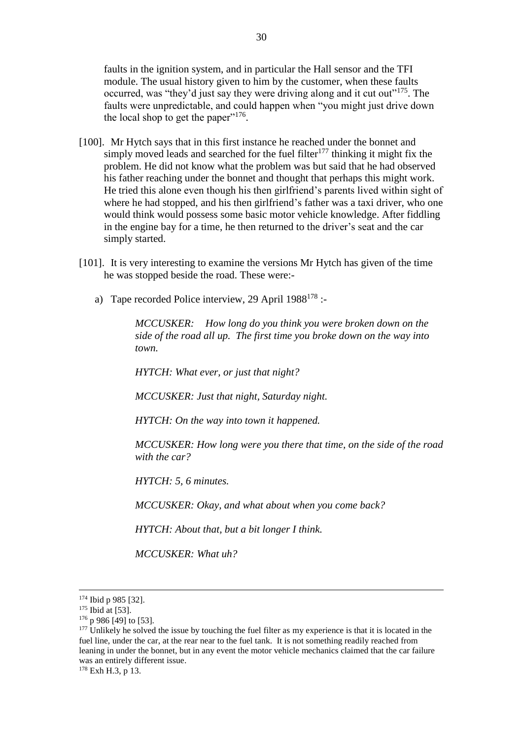faults in the ignition system, and in particular the Hall sensor and the TFI module. The usual history given to him by the customer, when these faults occurred, was "they'd just say they were driving along and it cut out"[175]. The faults were unpredictable, and could happen when "you might just drive down the local shop to get the paper"[176].

[100]. Mr Hytch says that in this first instance he reached under the bonnet and simply moved leads and searched for the fuel filter[177] thinking it might fix the problem. He did not know what the problem was but said that he had observed his father reaching under the bonnet and thought that perhaps this might work. He tried this alone even though his then girlfriend's parents lived within sight of where he had stopped, and his then girlfriend's father was a taxi driver, who one would think would possess some basic motor vehicle knowledge. After fiddling in the engine bay for a time, he then returned to the driver's seat and the car simply started.

[101]. It is very interesting to examine the versions Mr Hytch has given of the time he was stopped beside the road. These were:-

a) Tape recorded Police interview, 29 April 1988[178] :-

> *MCCUSKER: How long do you think you were broken down on the side of the road all up. The first time you broke down on the way into town.*
>
> *HYTCH: What ever, or just that night?*
>
> *MCCUSKER: Just that night, Saturday night.*
>
> *HYTCH: On the way into town it happened.*
>
> *MCCUSKER: How long were you there that time, on the side of the road with the car?*
>
> *HYTCH: 5, 6 minutes.*
>
> *MCCUSKER: Okay, and what about when you come back?*
>
> *HYTCH: About that, but a bit longer I think.*
>
> *MCCUSKER: What uh?*

---

[174] Ibid p 985 [32].

[175] Ibid at [53].

[176] p 986 [49] to [53].

[177] Unlikely he solved the issue by touching the fuel filter as my experience is that it is located in the fuel line, under the car, at the rear near to the fuel tank. It is not something readily reached from leaning in under the bonnet, but in any event the motor vehicle mechanics claimed that the car failure was an entirely different issue.

[178] Exh H.3, p 13.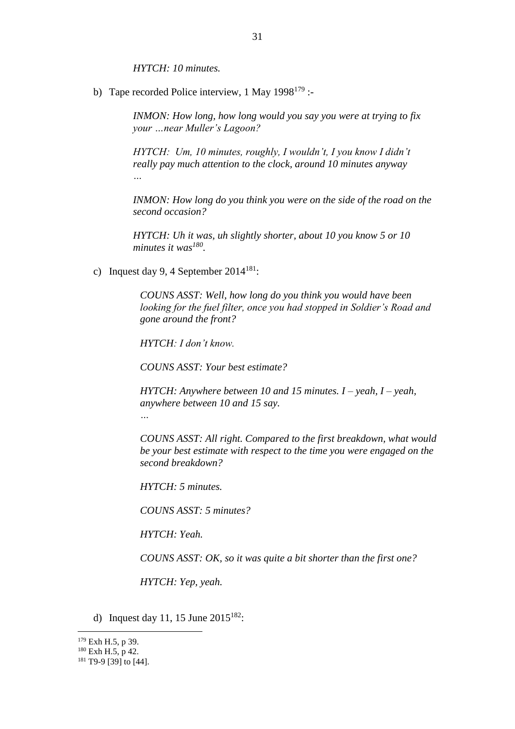*HYTCH: 10 minutes.*

b) Tape recorded Police interview, 1 May 1998[179] :-

> *INMON: How long, how long would you say you were at trying to fix your …near Muller's Lagoon?*
>
> *HYTCH: Um, 10 minutes, roughly, I wouldn't, I you know I didn't really pay much attention to the clock, around 10 minutes anyway …*
>
> *INMON: How long do you think you were on the side of the road on the second occasion?*
>
> *HYTCH: Uh it was, uh slightly shorter, about 10 you know 5 or 10 minutes it was[180].*

c) Inquest day 9, 4 September 2014[181]:

> *COUNS ASST: Well, how long do you think you would have been looking for the fuel filter, once you had stopped in Soldier's Road and gone around the front?*
>
> *HYTCH: I don't know.*
>
> *COUNS ASST: Your best estimate?*
>
> *HYTCH: Anywhere between 10 and 15 minutes. I – yeah, I – yeah, anywhere between 10 and 15 say.*
> *…*
>
> *COUNS ASST: All right. Compared to the first breakdown, what would be your best estimate with respect to the time you were engaged on the second breakdown?*
>
> *HYTCH: 5 minutes.*
>
> *COUNS ASST: 5 minutes?*
>
> *HYTCH: Yeah.*
>
> *COUNS ASST: OK, so it was quite a bit shorter than the first one?*
>
> *HYTCH: Yep, yeah.*

d) Inquest day 11, 15 June 2015[182]:

---

[179] Exh H.5, p 39.

[180] Exh H.5, p 42.

[181] T9-9 [39] to [44].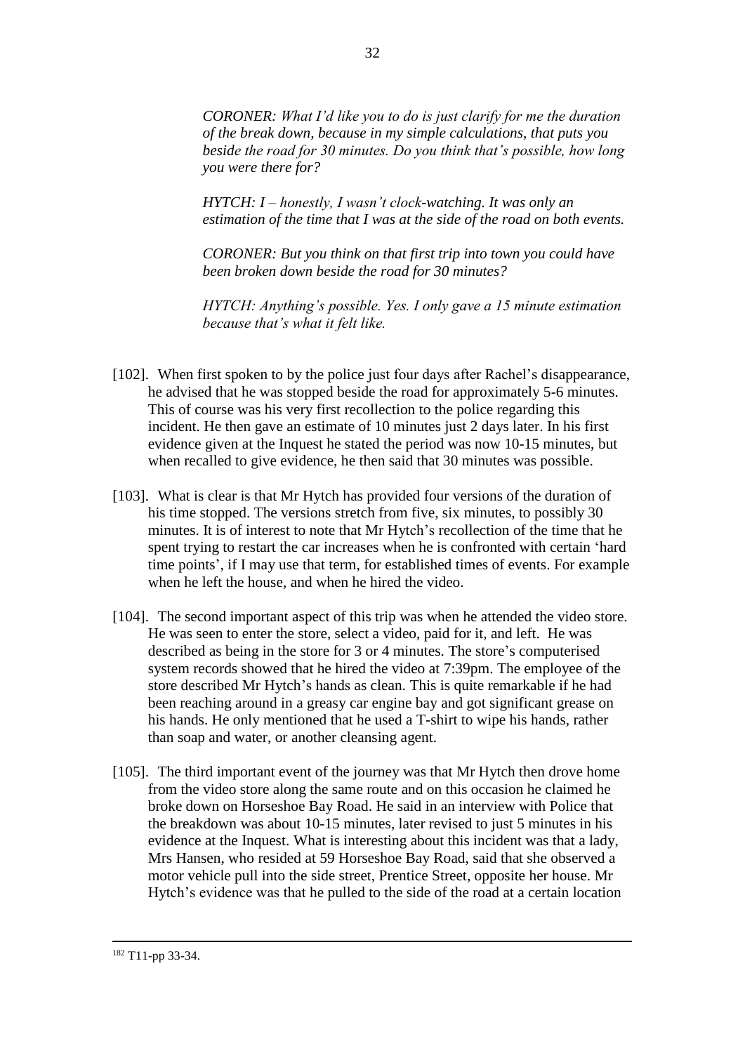*CORONER: What I'd like you to do is just clarify for me the duration of the break down, because in my simple calculations, that puts you beside the road for 30 minutes. Do you think that's possible, how long you were there for?*

*HYTCH: I – honestly, I wasn't clock-watching. It was only an estimation of the time that I was at the side of the road on both events.*

*CORONER: But you think on that first trip into town you could have been broken down beside the road for 30 minutes?*

*HYTCH: Anything's possible. Yes. I only gave a 15 minute estimation because that's what it felt like.*

[102]. When first spoken to by the police just four days after Rachel's disappearance, he advised that he was stopped beside the road for approximately 5-6 minutes. This of course was his very first recollection to the police regarding this incident. He then gave an estimate of 10 minutes just 2 days later. In his first evidence given at the Inquest he stated the period was now 10-15 minutes, but when recalled to give evidence, he then said that 30 minutes was possible.

[103]. What is clear is that Mr Hytch has provided four versions of the duration of his time stopped. The versions stretch from five, six minutes, to possibly 30 minutes. It is of interest to note that Mr Hytch's recollection of the time that he spent trying to restart the car increases when he is confronted with certain 'hard time points', if I may use that term, for established times of events. For example when he left the house, and when he hired the video.

[104]. The second important aspect of this trip was when he attended the video store. He was seen to enter the store, select a video, paid for it, and left. He was described as being in the store for 3 or 4 minutes. The store's computerised system records showed that he hired the video at 7:39pm. The employee of the store described Mr Hytch's hands as clean. This is quite remarkable if he had been reaching around in a greasy car engine bay and got significant grease on his hands. He only mentioned that he used a T-shirt to wipe his hands, rather than soap and water, or another cleansing agent.

[105]. The third important event of the journey was that Mr Hytch then drove home from the video store along the same route and on this occasion he claimed he broke down on Horseshoe Bay Road. He said in an interview with Police that the breakdown was about 10-15 minutes, later revised to just 5 minutes in his evidence at the Inquest. What is interesting about this incident was that a lady, Mrs Hansen, who resided at 59 Horseshoe Bay Road, said that she observed a motor vehicle pull into the side street, Prentice Street, opposite her house. Mr Hytch's evidence was that he pulled to the side of the road at a certain location

---

[182] T11-pp 33-34.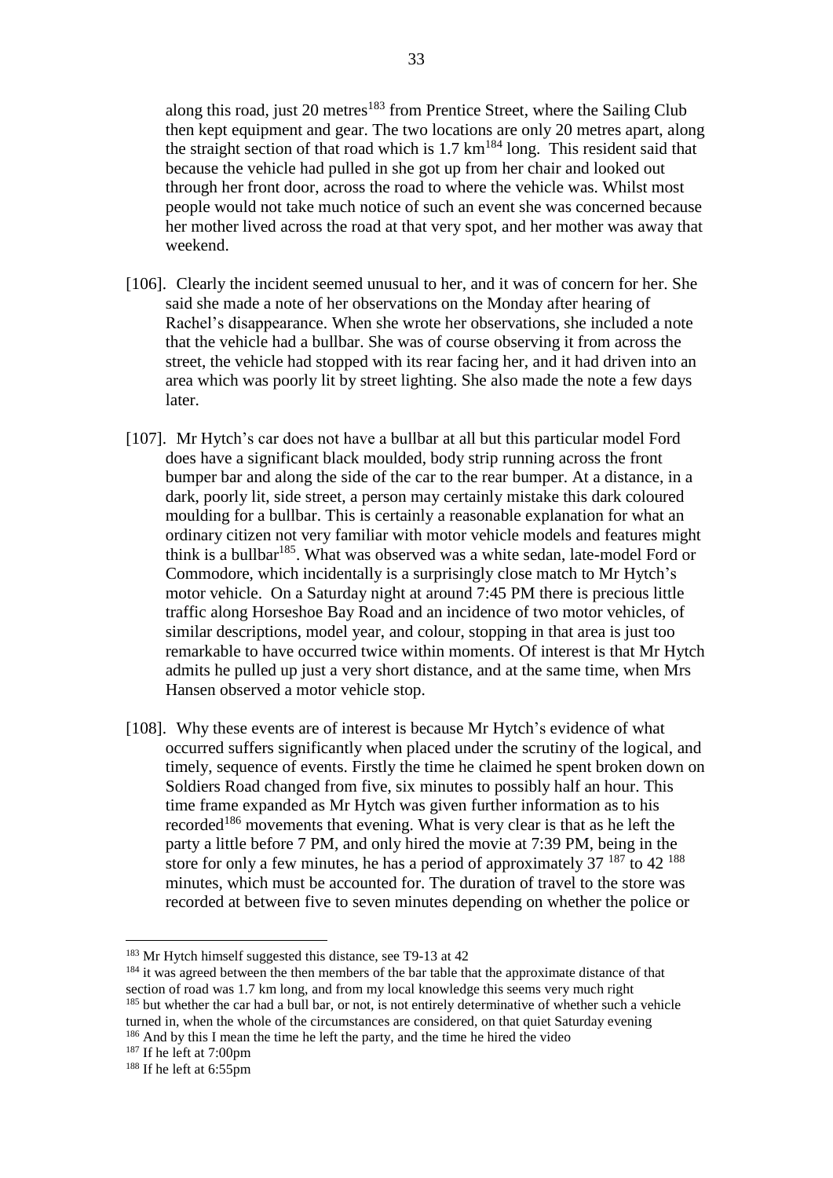along this road, just 20 metres[183] from Prentice Street, where the Sailing Club then kept equipment and gear. The two locations are only 20 metres apart, along the straight section of that road which is 1.7 km[184] long. This resident said that because the vehicle had pulled in she got up from her chair and looked out through her front door, across the road to where the vehicle was. Whilst most people would not take much notice of such an event she was concerned because her mother lived across the road at that very spot, and her mother was away that weekend.

[106]. Clearly the incident seemed unusual to her, and it was of concern for her. She said she made a note of her observations on the Monday after hearing of Rachel's disappearance. When she wrote her observations, she included a note that the vehicle had a bullbar. She was of course observing it from across the street, the vehicle had stopped with its rear facing her, and it had driven into an area which was poorly lit by street lighting. She also made the note a few days later.

[107]. Mr Hytch's car does not have a bullbar at all but this particular model Ford does have a significant black moulded, body strip running across the front bumper bar and along the side of the car to the rear bumper. At a distance, in a dark, poorly lit, side street, a person may certainly mistake this dark coloured moulding for a bullbar. This is certainly a reasonable explanation for what an ordinary citizen not very familiar with motor vehicle models and features might think is a bullbar[185]. What was observed was a white sedan, late-model Ford or Commodore, which incidentally is a surprisingly close match to Mr Hytch's motor vehicle. On a Saturday night at around 7:45 PM there is precious little traffic along Horseshoe Bay Road and an incidence of two motor vehicles, of similar descriptions, model year, and colour, stopping in that area is just too remarkable to have occurred twice within moments. Of interest is that Mr Hytch admits he pulled up just a very short distance, and at the same time, when Mrs Hansen observed a motor vehicle stop.

[108]. Why these events are of interest is because Mr Hytch's evidence of what occurred suffers significantly when placed under the scrutiny of the logical, and timely, sequence of events. Firstly the time he claimed he spent broken down on Soldiers Road changed from five, six minutes to possibly half an hour. This time frame expanded as Mr Hytch was given further information as to his recorded[186] movements that evening. What is very clear is that as he left the party a little before 7 PM, and only hired the movie at 7:39 PM, being in the store for only a few minutes, he has a period of approximately 37 [187] to 42 [188] minutes, which must be accounted for. The duration of travel to the store was recorded at between five to seven minutes depending on whether the police or

---

[183] Mr Hytch himself suggested this distance, see T9-13 at 42

[184] it was agreed between the then members of the bar table that the approximate distance of that section of road was 1.7 km long, and from my local knowledge this seems very much right

[185] but whether the car had a bull bar, or not, is not entirely determinative of whether such a vehicle turned in, when the whole of the circumstances are considered, on that quiet Saturday evening

[186] And by this I mean the time he left the party, and the time he hired the video

[187] If he left at 7:00pm

[188] If he left at 6:55pm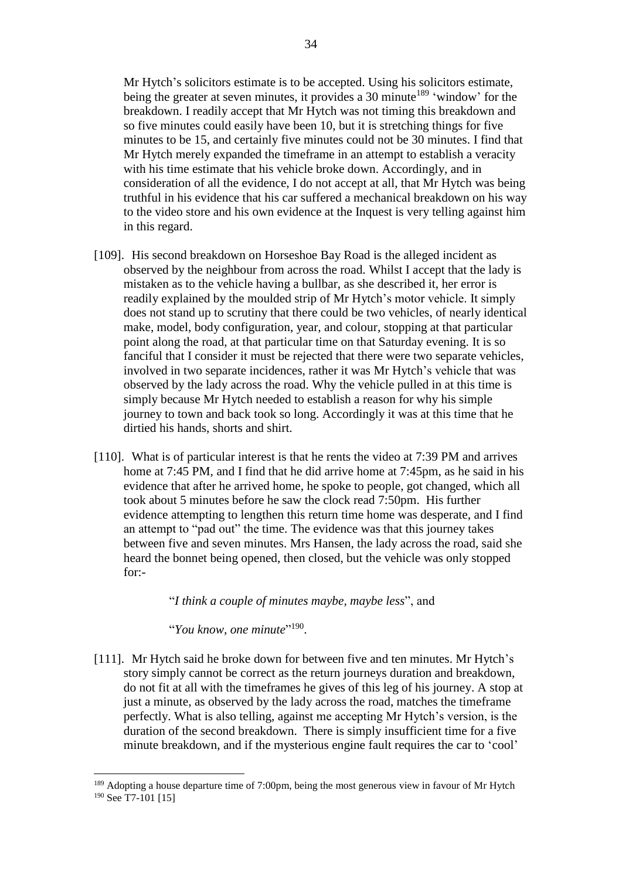Mr Hytch's solicitors estimate is to be accepted. Using his solicitors estimate, being the greater at seven minutes, it provides a 30 minute[189] 'window' for the breakdown. I readily accept that Mr Hytch was not timing this breakdown and so five minutes could easily have been 10, but it is stretching things for five minutes to be 15, and certainly five minutes could not be 30 minutes. I find that Mr Hytch merely expanded the timeframe in an attempt to establish a veracity with his time estimate that his vehicle broke down. Accordingly, and in consideration of all the evidence, I do not accept at all, that Mr Hytch was being truthful in his evidence that his car suffered a mechanical breakdown on his way to the video store and his own evidence at the Inquest is very telling against him in this regard.

[109]. His second breakdown on Horseshoe Bay Road is the alleged incident as observed by the neighbour from across the road. Whilst I accept that the lady is mistaken as to the vehicle having a bullbar, as she described it, her error is readily explained by the moulded strip of Mr Hytch's motor vehicle. It simply does not stand up to scrutiny that there could be two vehicles, of nearly identical make, model, body configuration, year, and colour, stopping at that particular point along the road, at that particular time on that Saturday evening. It is so fanciful that I consider it must be rejected that there were two separate vehicles, involved in two separate incidences, rather it was Mr Hytch's vehicle that was observed by the lady across the road. Why the vehicle pulled in at this time is simply because Mr Hytch needed to establish a reason for why his simple journey to town and back took so long. Accordingly it was at this time that he dirtied his hands, shorts and shirt.

[110]. What is of particular interest is that he rents the video at 7:39 PM and arrives home at 7:45 PM, and I find that he did arrive home at 7:45pm, as he said in his evidence that after he arrived home, he spoke to people, got changed, which all took about 5 minutes before he saw the clock read 7:50pm. His further evidence attempting to lengthen this return time home was desperate, and I find an attempt to "pad out" the time. The evidence was that this journey takes between five and seven minutes. Mrs Hansen, the lady across the road, said she heard the bonnet being opened, then closed, but the vehicle was only stopped for:-

> "*I think a couple of minutes maybe, maybe less*", and
>
> "*You know, one minute*"[190].

[111]. Mr Hytch said he broke down for between five and ten minutes. Mr Hytch's story simply cannot be correct as the return journeys duration and breakdown, do not fit at all with the timeframes he gives of this leg of his journey. A stop at just a minute, as observed by the lady across the road, matches the timeframe perfectly. What is also telling, against me accepting Mr Hytch's version, is the duration of the second breakdown. There is simply insufficient time for a five minute breakdown, and if the mysterious engine fault requires the car to 'cool'

---

[189] Adopting a house departure time of 7:00pm, being the most generous view in favour of Mr Hytch

[190] See T7-101 [15]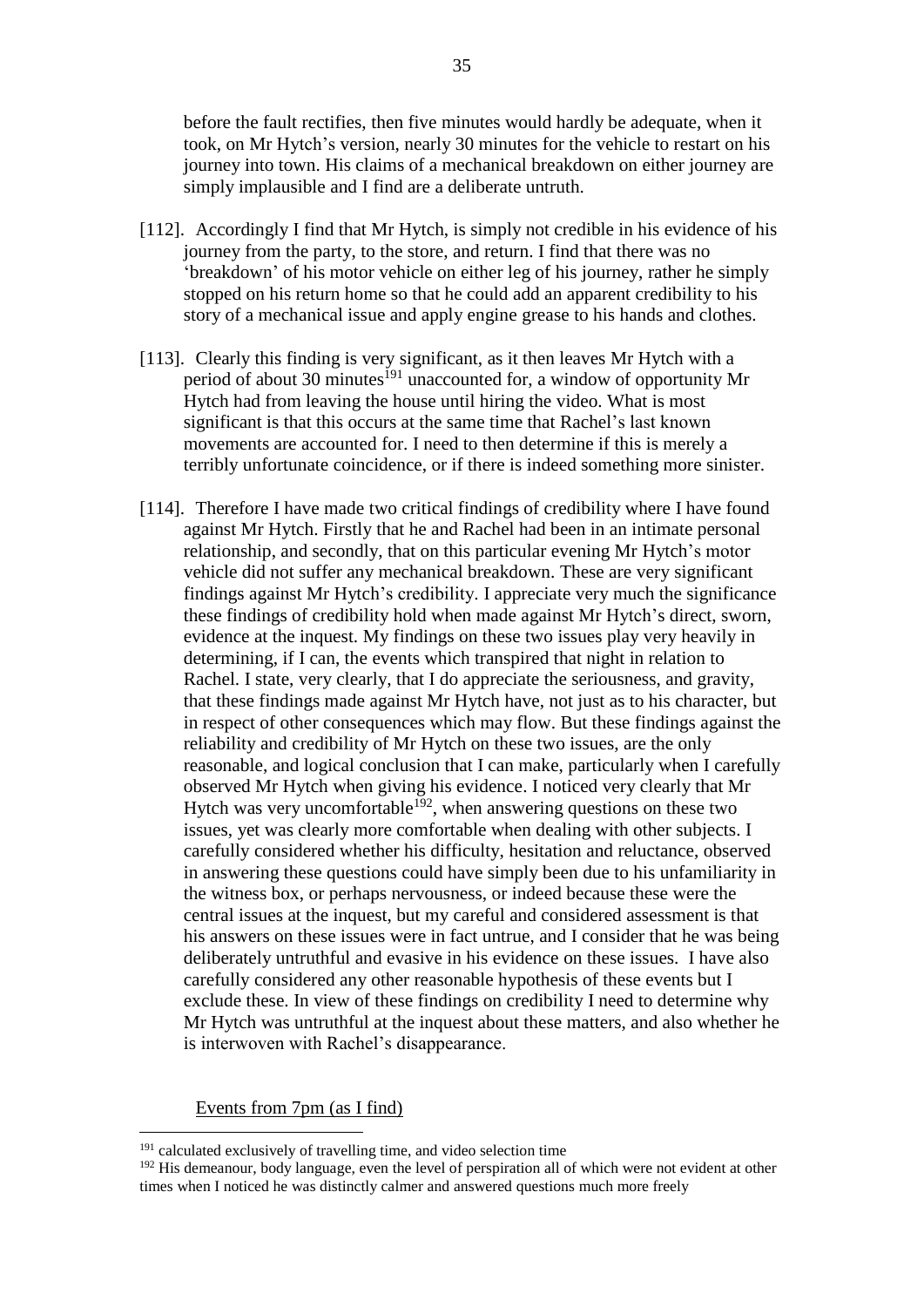before the fault rectifies, then five minutes would hardly be adequate, when it took, on Mr Hytch's version, nearly 30 minutes for the vehicle to restart on his journey into town. His claims of a mechanical breakdown on either journey are simply implausible and I find are a deliberate untruth.

[112]. Accordingly I find that Mr Hytch, is simply not credible in his evidence of his journey from the party, to the store, and return. I find that there was no 'breakdown' of his motor vehicle on either leg of his journey, rather he simply stopped on his return home so that he could add an apparent credibility to his story of a mechanical issue and apply engine grease to his hands and clothes.

[113]. Clearly this finding is very significant, as it then leaves Mr Hytch with a period of about 30 minutes[191] unaccounted for, a window of opportunity Mr Hytch had from leaving the house until hiring the video. What is most significant is that this occurs at the same time that Rachel's last known movements are accounted for. I need to then determine if this is merely a terribly unfortunate coincidence, or if there is indeed something more sinister.

[114]. Therefore I have made two critical findings of credibility where I have found against Mr Hytch. Firstly that he and Rachel had been in an intimate personal relationship, and secondly, that on this particular evening Mr Hytch's motor vehicle did not suffer any mechanical breakdown. These are very significant findings against Mr Hytch's credibility. I appreciate very much the significance these findings of credibility hold when made against Mr Hytch's direct, sworn, evidence at the inquest. My findings on these two issues play very heavily in determining, if I can, the events which transpired that night in relation to Rachel. I state, very clearly, that I do appreciate the seriousness, and gravity, that these findings made against Mr Hytch have, not just as to his character, but in respect of other consequences which may flow. But these findings against the reliability and credibility of Mr Hytch on these two issues, are the only reasonable, and logical conclusion that I can make, particularly when I carefully observed Mr Hytch when giving his evidence. I noticed very clearly that Mr Hytch was very uncomfortable[192], when answering questions on these two issues, yet was clearly more comfortable when dealing with other subjects. I carefully considered whether his difficulty, hesitation and reluctance, observed in answering these questions could have simply been due to his unfamiliarity in the witness box, or perhaps nervousness, or indeed because these were the central issues at the inquest, but my careful and considered assessment is that his answers on these issues were in fact untrue, and I consider that he was being deliberately untruthful and evasive in his evidence on these issues. I have also carefully considered any other reasonable hypothesis of these events but I exclude these. In view of these findings on credibility I need to determine why Mr Hytch was untruthful at the inquest about these matters, and also whether he is interwoven with Rachel's disappearance.

<u>Events from 7pm (as I find)</u>

---

[191] calculated exclusively of travelling time, and video selection time

[192] His demeanour, body language, even the level of perspiration all of which were not evident at other times when I noticed he was distinctly calmer and answered questions much more freely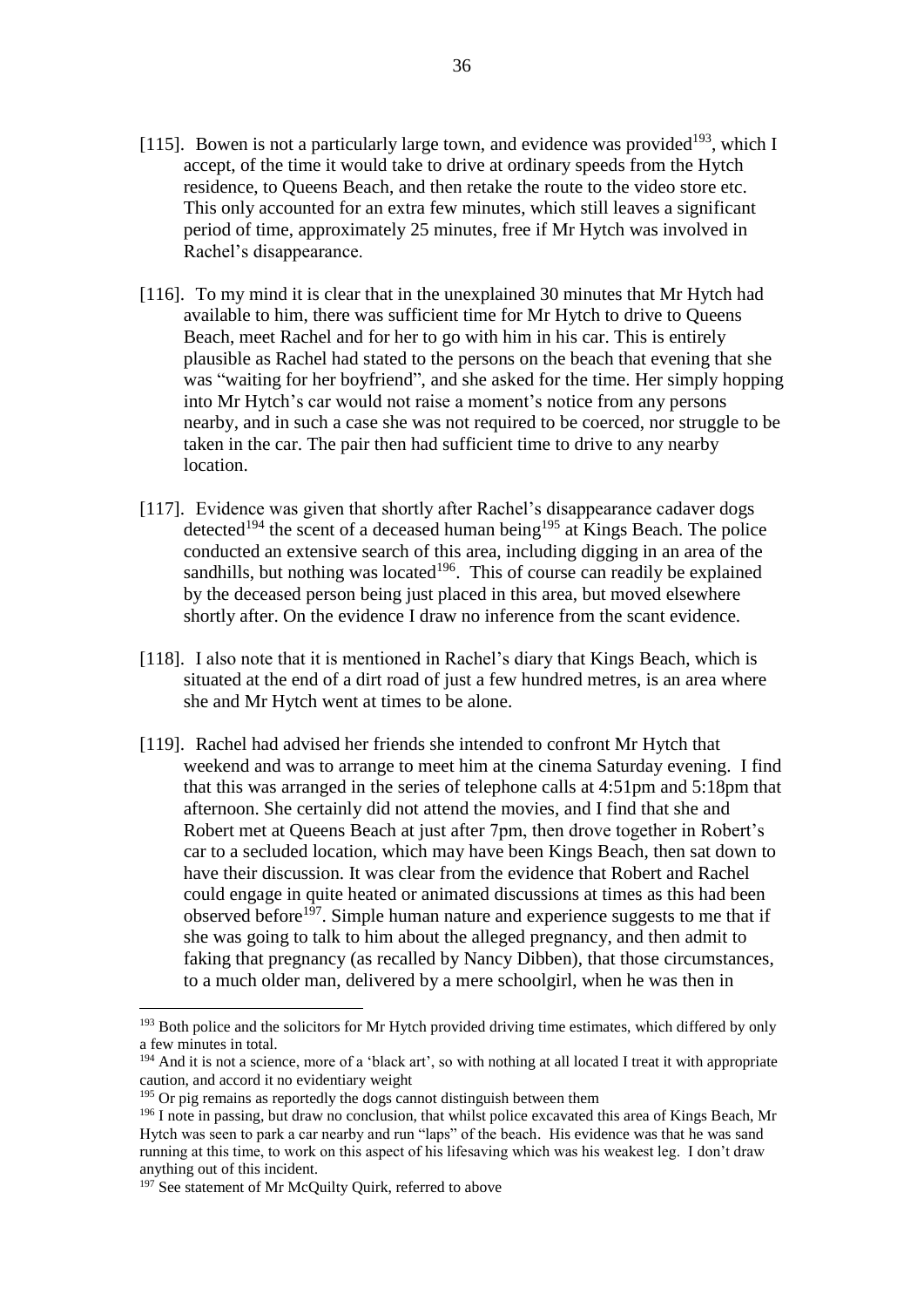[115]. Bowen is not a particularly large town, and evidence was provided[193], which I accept, of the time it would take to drive at ordinary speeds from the Hytch residence, to Queens Beach, and then retake the route to the video store etc. This only accounted for an extra few minutes, which still leaves a significant period of time, approximately 25 minutes, free if Mr Hytch was involved in Rachel's disappearance.

[116]. To my mind it is clear that in the unexplained 30 minutes that Mr Hytch had available to him, there was sufficient time for Mr Hytch to drive to Queens Beach, meet Rachel and for her to go with him in his car. This is entirely plausible as Rachel had stated to the persons on the beach that evening that she was "waiting for her boyfriend", and she asked for the time. Her simply hopping into Mr Hytch's car would not raise a moment's notice from any persons nearby, and in such a case she was not required to be coerced, nor struggle to be taken in the car. The pair then had sufficient time to drive to any nearby location.

[117]. Evidence was given that shortly after Rachel's disappearance cadaver dogs detected[194] the scent of a deceased human being[195] at Kings Beach. The police conducted an extensive search of this area, including digging in an area of the sandhills, but nothing was located[196]. This of course can readily be explained by the deceased person being just placed in this area, but moved elsewhere shortly after. On the evidence I draw no inference from the scant evidence.

[118]. I also note that it is mentioned in Rachel's diary that Kings Beach, which is situated at the end of a dirt road of just a few hundred metres, is an area where she and Mr Hytch went at times to be alone.

[119]. Rachel had advised her friends she intended to confront Mr Hytch that weekend and was to arrange to meet him at the cinema Saturday evening. I find that this was arranged in the series of telephone calls at 4:51pm and 5:18pm that afternoon. She certainly did not attend the movies, and I find that she and Robert met at Queens Beach at just after 7pm, then drove together in Robert's car to a secluded location, which may have been Kings Beach, then sat down to have their discussion. It was clear from the evidence that Robert and Rachel could engage in quite heated or animated discussions at times as this had been observed before[197]. Simple human nature and experience suggests to me that if she was going to talk to him about the alleged pregnancy, and then admit to faking that pregnancy (as recalled by Nancy Dibben), that those circumstances, to a much older man, delivered by a mere schoolgirl, when he was then in

---

[193] Both police and the solicitors for Mr Hytch provided driving time estimates, which differed by only a few minutes in total.

[194] And it is not a science, more of a 'black art', so with nothing at all located I treat it with appropriate caution, and accord it no evidentiary weight

[195] Or pig remains as reportedly the dogs cannot distinguish between them

[196] I note in passing, but draw no conclusion, that whilst police excavated this area of Kings Beach, Mr Hytch was seen to park a car nearby and run "laps" of the beach. His evidence was that he was sand running at this time, to work on this aspect of his lifesaving which was his weakest leg. I don't draw anything out of this incident.

[197] See statement of Mr McQuilty Quirk, referred to above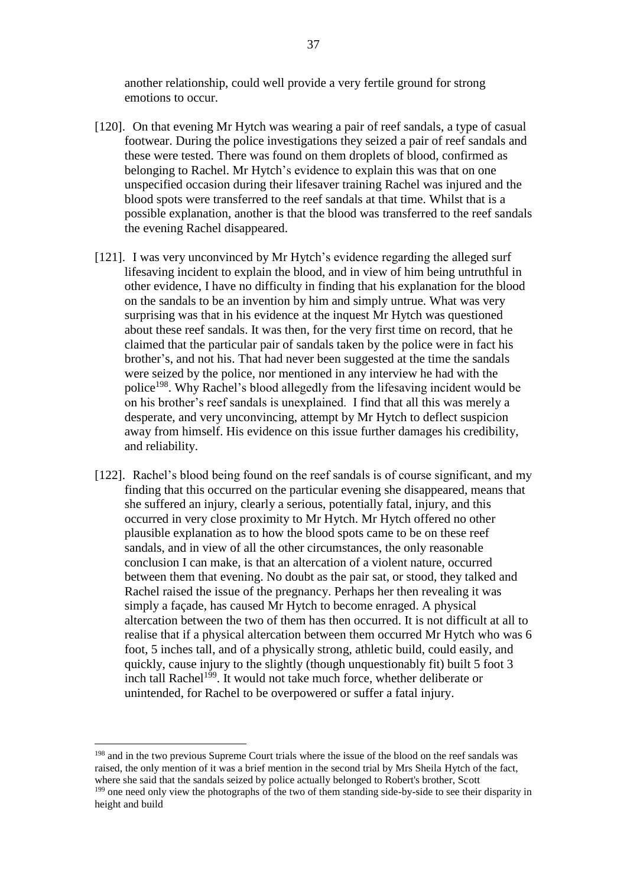another relationship, could well provide a very fertile ground for strong emotions to occur.

[120]. On that evening Mr Hytch was wearing a pair of reef sandals, a type of casual footwear. During the police investigations they seized a pair of reef sandals and these were tested. There was found on them droplets of blood, confirmed as belonging to Rachel. Mr Hytch's evidence to explain this was that on one unspecified occasion during their lifesaver training Rachel was injured and the blood spots were transferred to the reef sandals at that time. Whilst that is a possible explanation, another is that the blood was transferred to the reef sandals the evening Rachel disappeared.

[121]. I was very unconvinced by Mr Hytch's evidence regarding the alleged surf lifesaving incident to explain the blood, and in view of him being untruthful in other evidence, I have no difficulty in finding that his explanation for the blood on the sandals to be an invention by him and simply untrue. What was very surprising was that in his evidence at the inquest Mr Hytch was questioned about these reef sandals. It was then, for the very first time on record, that he claimed that the particular pair of sandals taken by the police were in fact his brother's, and not his. That had never been suggested at the time the sandals were seized by the police, nor mentioned in any interview he had with the police[198]. Why Rachel's blood allegedly from the lifesaving incident would be on his brother's reef sandals is unexplained. I find that all this was merely a desperate, and very unconvincing, attempt by Mr Hytch to deflect suspicion away from himself. His evidence on this issue further damages his credibility, and reliability.

[122]. Rachel's blood being found on the reef sandals is of course significant, and my finding that this occurred on the particular evening she disappeared, means that she suffered an injury, clearly a serious, potentially fatal, injury, and this occurred in very close proximity to Mr Hytch. Mr Hytch offered no other plausible explanation as to how the blood spots came to be on these reef sandals, and in view of all the other circumstances, the only reasonable conclusion I can make, is that an altercation of a violent nature, occurred between them that evening. No doubt as the pair sat, or stood, they talked and Rachel raised the issue of the pregnancy. Perhaps her then revealing it was simply a façade, has caused Mr Hytch to become enraged. A physical altercation between the two of them has then occurred. It is not difficult at all to realise that if a physical altercation between them occurred Mr Hytch who was 6 foot, 5 inches tall, and of a physically strong, athletic build, could easily, and quickly, cause injury to the slightly (though unquestionably fit) built 5 foot 3 inch tall Rachel[199]. It would not take much force, whether deliberate or unintended, for Rachel to be overpowered or suffer a fatal injury.

---

[198] and in the two previous Supreme Court trials where the issue of the blood on the reef sandals was raised, the only mention of it was a brief mention in the second trial by Mrs Sheila Hytch of the fact, where she said that the sandals seized by police actually belonged to Robert's brother, Scott

[199] one need only view the photographs of the two of them standing side-by-side to see their disparity in height and build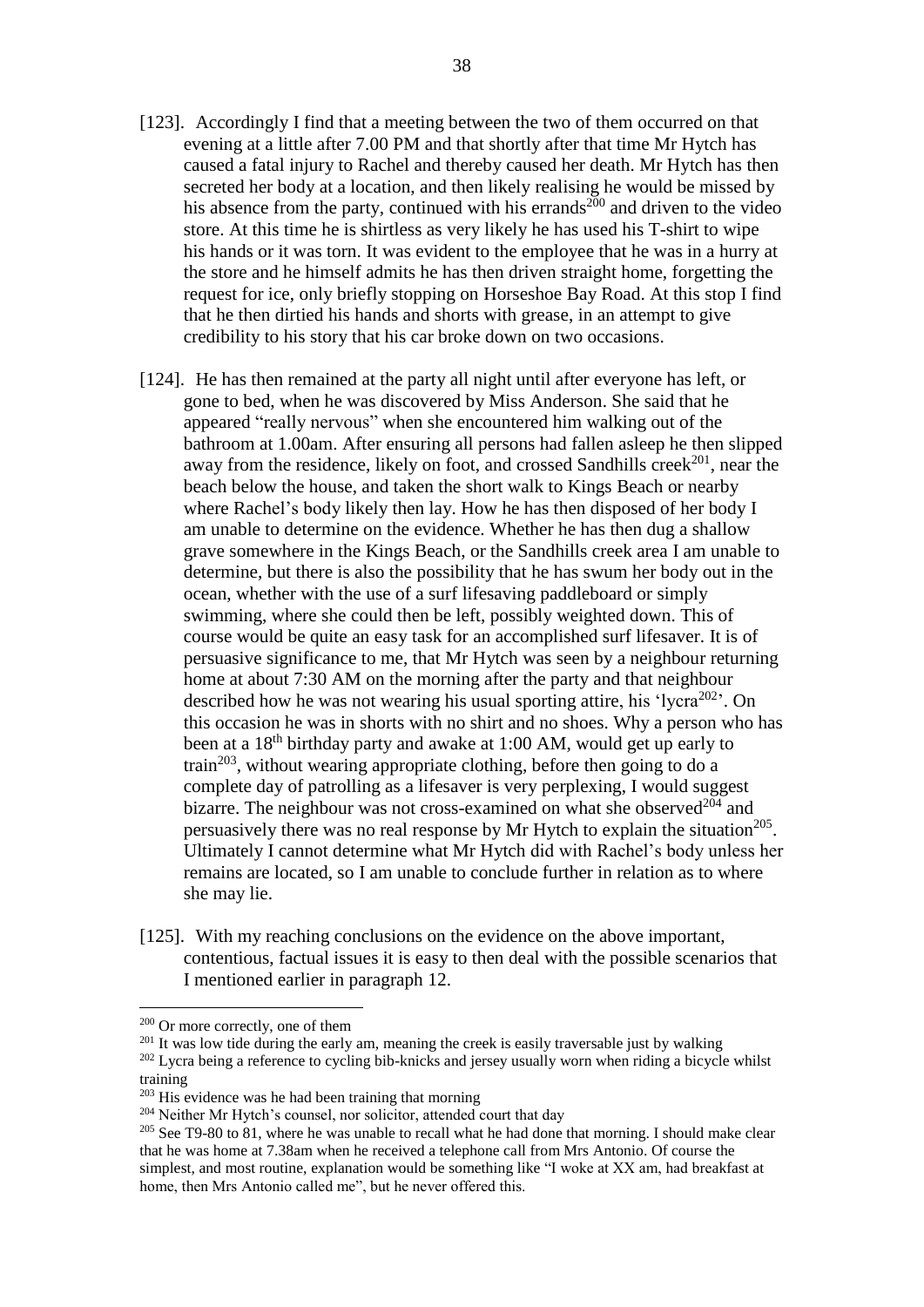[123]. Accordingly I find that a meeting between the two of them occurred on that evening at a little after 7.00 PM and that shortly after that time Mr Hytch has caused a fatal injury to Rachel and thereby caused her death. Mr Hytch has then secreted her body at a location, and then likely realising he would be missed by his absence from the party, continued with his errands[200] and driven to the video store. At this time he is shirtless as very likely he has used his T-shirt to wipe his hands or it was torn. It was evident to the employee that he was in a hurry at the store and he himself admits he has then driven straight home, forgetting the request for ice, only briefly stopping on Horseshoe Bay Road. At this stop I find that he then dirtied his hands and shorts with grease, in an attempt to give credibility to his story that his car broke down on two occasions.

[124]. He has then remained at the party all night until after everyone has left, or gone to bed, when he was discovered by Miss Anderson. She said that he appeared "really nervous" when she encountered him walking out of the bathroom at 1.00am. After ensuring all persons had fallen asleep he then slipped away from the residence, likely on foot, and crossed Sandhills creek[201], near the beach below the house, and taken the short walk to Kings Beach or nearby where Rachel's body likely then lay. How he has then disposed of her body I am unable to determine on the evidence. Whether he has then dug a shallow grave somewhere in the Kings Beach, or the Sandhills creek area I am unable to determine, but there is also the possibility that he has swum her body out in the ocean, whether with the use of a surf lifesaving paddleboard or simply swimming, where she could then be left, possibly weighted down. This of course would be quite an easy task for an accomplished surf lifesaver. It is of persuasive significance to me, that Mr Hytch was seen by a neighbour returning home at about 7:30 AM on the morning after the party and that neighbour described how he was not wearing his usual sporting attire, his 'lycra[202]'. On this occasion he was in shorts with no shirt and no shoes. Why a person who has been at a 18th birthday party and awake at 1:00 AM, would get up early to train[203], without wearing appropriate clothing, before then going to do a complete day of patrolling as a lifesaver is very perplexing, I would suggest bizarre. The neighbour was not cross-examined on what she observed[204] and persuasively there was no real response by Mr Hytch to explain the situation[205]. Ultimately I cannot determine what Mr Hytch did with Rachel's body unless her remains are located, so I am unable to conclude further in relation as to where she may lie.

[125]. With my reaching conclusions on the evidence on the above important, contentious, factual issues it is easy to then deal with the possible scenarios that I mentioned earlier in paragraph 12.

---

[200] Or more correctly, one of them

[201] It was low tide during the early am, meaning the creek is easily traversable just by walking

[202] Lycra being a reference to cycling bib-knicks and jersey usually worn when riding a bicycle whilst training

[203] His evidence was he had been training that morning

[204] Neither Mr Hytch's counsel, nor solicitor, attended court that day

[205] See T9-80 to 81, where he was unable to recall what he had done that morning. I should make clear that he was home at 7.38am when he received a telephone call from Mrs Antonio. Of course the simplest, and most routine, explanation would be something like "I woke at XX am, had breakfast at home, then Mrs Antonio called me", but he never offered this.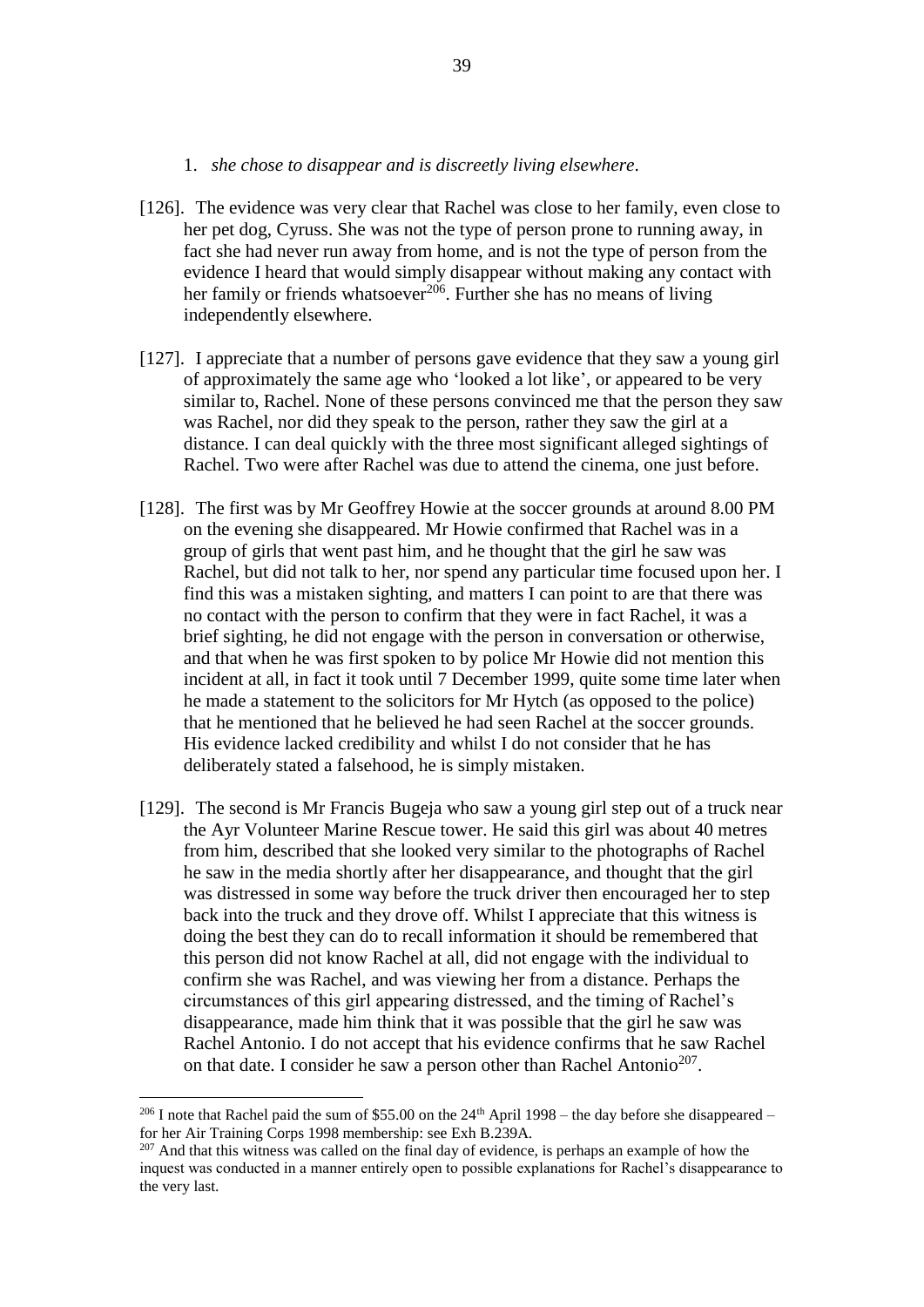1. *she chose to disappear and is discreetly living elsewhere.*

[126]. The evidence was very clear that Rachel was close to her family, even close to her pet dog, Cyruss. She was not the type of person prone to running away, in fact she had never run away from home, and is not the type of person from the evidence I heard that would simply disappear without making any contact with her family or friends whatsoever[206]. Further she has no means of living independently elsewhere.

[127]. I appreciate that a number of persons gave evidence that they saw a young girl of approximately the same age who 'looked a lot like', or appeared to be very similar to, Rachel. None of these persons convinced me that the person they saw was Rachel, nor did they speak to the person, rather they saw the girl at a distance. I can deal quickly with the three most significant alleged sightings of Rachel. Two were after Rachel was due to attend the cinema, one just before.

[128]. The first was by Mr Geoffrey Howie at the soccer grounds at around 8.00 PM on the evening she disappeared. Mr Howie confirmed that Rachel was in a group of girls that went past him, and he thought that the girl he saw was Rachel, but did not talk to her, nor spend any particular time focused upon her. I find this was a mistaken sighting, and matters I can point to are that there was no contact with the person to confirm that they were in fact Rachel, it was a brief sighting, he did not engage with the person in conversation or otherwise, and that when he was first spoken to by police Mr Howie did not mention this incident at all, in fact it took until 7 December 1999, quite some time later when he made a statement to the solicitors for Mr Hytch (as opposed to the police) that he mentioned that he believed he had seen Rachel at the soccer grounds. His evidence lacked credibility and whilst I do not consider that he has deliberately stated a falsehood, he is simply mistaken.

[129]. The second is Mr Francis Bugeja who saw a young girl step out of a truck near the Ayr Volunteer Marine Rescue tower. He said this girl was about 40 metres from him, described that she looked very similar to the photographs of Rachel he saw in the media shortly after her disappearance, and thought that the girl was distressed in some way before the truck driver then encouraged her to step back into the truck and they drove off. Whilst I appreciate that this witness is doing the best they can do to recall information it should be remembered that this person did not know Rachel at all, did not engage with the individual to confirm she was Rachel, and was viewing her from a distance. Perhaps the circumstances of this girl appearing distressed, and the timing of Rachel's disappearance, made him think that it was possible that the girl he saw was Rachel Antonio. I do not accept that his evidence confirms that he saw Rachel on that date. I consider he saw a person other than Rachel Antonio[207].

---

[206] I note that Rachel paid the sum of $55.00 on the 24th April 1998 – the day before she disappeared – for her Air Training Corps 1998 membership: see Exh B.239A.

[207] And that this witness was called on the final day of evidence, is perhaps an example of how the inquest was conducted in a manner entirely open to possible explanations for Rachel's disappearance to the very last.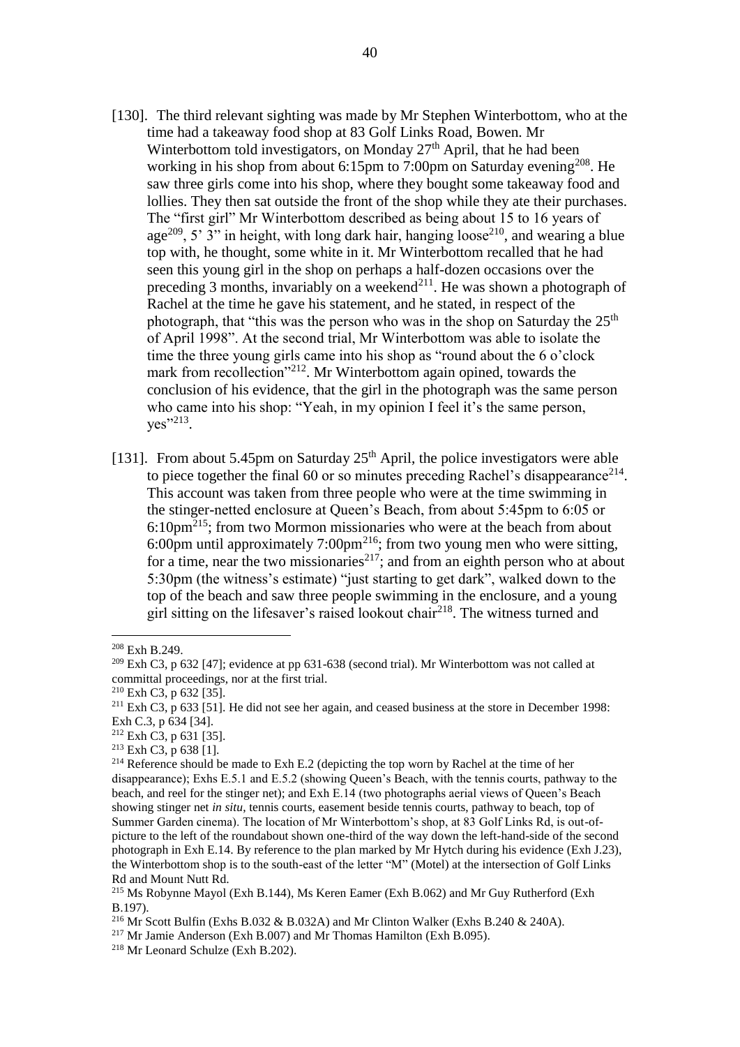[130]. The third relevant sighting was made by Mr Stephen Winterbottom, who at the time had a takeaway food shop at 83 Golf Links Road, Bowen. Mr Winterbottom told investigators, on Monday 27th April, that he had been working in his shop from about 6:15pm to 7:00pm on Saturday evening[208]. He saw three girls come into his shop, where they bought some takeaway food and lollies. They then sat outside the front of the shop while they ate their purchases. The "first girl" Mr Winterbottom described as being about 15 to 16 years of age[209], 5' 3" in height, with long dark hair, hanging loose[210], and wearing a blue top with, he thought, some white in it. Mr Winterbottom recalled that he had seen this young girl in the shop on perhaps a half-dozen occasions over the preceding 3 months, invariably on a weekend[211]. He was shown a photograph of Rachel at the time he gave his statement, and he stated, in respect of the photograph, that "this was the person who was in the shop on Saturday the 25th of April 1998". At the second trial, Mr Winterbottom was able to isolate the time the three young girls came into his shop as "round about the 6 o'clock mark from recollection"[212]. Mr Winterbottom again opined, towards the conclusion of his evidence, that the girl in the photograph was the same person who came into his shop: "Yeah, in my opinion I feel it's the same person, yes"[213].

[131]. From about 5.45pm on Saturday 25th April, the police investigators were able to piece together the final 60 or so minutes preceding Rachel's disappearance[214]. This account was taken from three people who were at the time swimming in the stinger-netted enclosure at Queen's Beach, from about 5:45pm to 6:05 or 6:10pm[215]; from two Mormon missionaries who were at the beach from about 6:00pm until approximately 7:00pm[216]; from two young men who were sitting, for a time, near the two missionaries[217]; and from an eighth person who at about 5:30pm (the witness's estimate) "just starting to get dark", walked down to the top of the beach and saw three people swimming in the enclosure, and a young girl sitting on the lifesaver's raised lookout chair[218]. The witness turned and

---

[208] Exh B.249.

[209] Exh C3, p 632 [47]; evidence at pp 631-638 (second trial). Mr Winterbottom was not called at committal proceedings, nor at the first trial.

[210] Exh C3, p 632 [35].

[211] Exh C3, p 633 [51]. He did not see her again, and ceased business at the store in December 1998: Exh C.3, p 634 [34].

[212] Exh C3, p 631 [35].

[213] Exh C3, p 638 [1].

[214] Reference should be made to Exh E.2 (depicting the top worn by Rachel at the time of her disappearance); Exhs E.5.1 and E.5.2 (showing Queen's Beach, with the tennis courts, pathway to the beach, and reel for the stinger net); and Exh E.14 (two photographs aerial views of Queen's Beach showing stinger net *in situ*, tennis courts, easement beside tennis courts, pathway to beach, top of Summer Garden cinema). The location of Mr Winterbottom's shop, at 83 Golf Links Rd, is out-of-picture to the left of the roundabout shown one-third of the way down the left-hand-side of the second photograph in Exh E.14. By reference to the plan marked by Mr Hytch during his evidence (Exh J.23), the Winterbottom shop is to the south-east of the letter "M" (Motel) at the intersection of Golf Links Rd and Mount Nutt Rd.

[215] Ms Robynne Mayol (Exh B.144), Ms Keren Eamer (Exh B.062) and Mr Guy Rutherford (Exh B.197).

[216] Mr Scott Bulfin (Exhs B.032 & B.032A) and Mr Clinton Walker (Exhs B.240 & 240A).

[217] Mr Jamie Anderson (Exh B.007) and Mr Thomas Hamilton (Exh B.095).

[218] Mr Leonard Schulze (Exh B.202).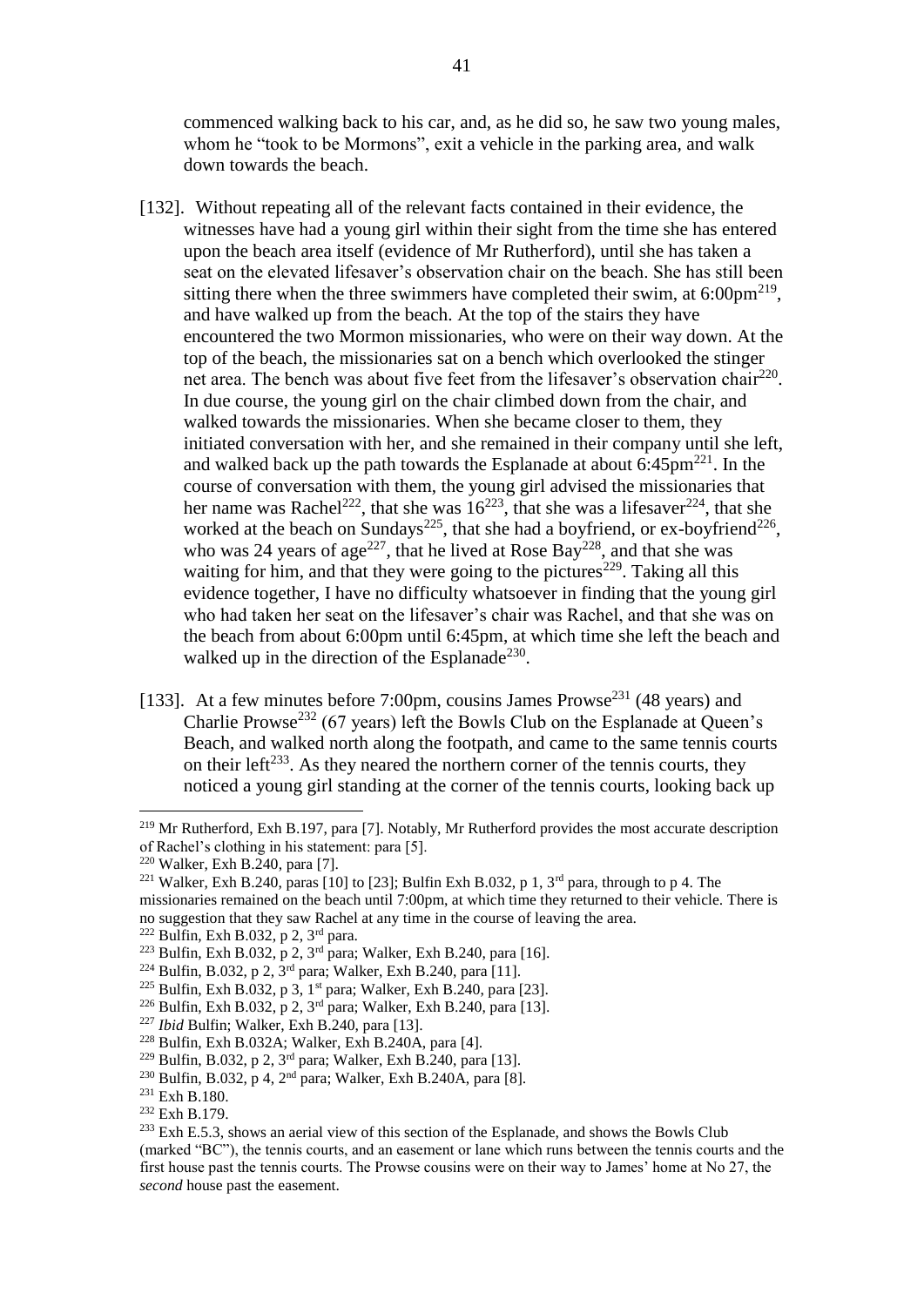commenced walking back to his car, and, as he did so, he saw two young males, whom he "took to be Mormons", exit a vehicle in the parking area, and walk down towards the beach.

[132]. Without repeating all of the relevant facts contained in their evidence, the witnesses have had a young girl within their sight from the time she has entered upon the beach area itself (evidence of Mr Rutherford), until she has taken a seat on the elevated lifesaver's observation chair on the beach. She has still been sitting there when the three swimmers have completed their swim, at 6:00pm[219], and have walked up from the beach. At the top of the stairs they have encountered the two Mormon missionaries, who were on their way down. At the top of the beach, the missionaries sat on a bench which overlooked the stinger net area. The bench was about five feet from the lifesaver's observation chair[220]. In due course, the young girl on the chair climbed down from the chair, and walked towards the missionaries. When she became closer to them, they initiated conversation with her, and she remained in their company until she left, and walked back up the path towards the Esplanade at about 6:45pm[221]. In the course of conversation with them, the young girl advised the missionaries that her name was Rachel[222], that she was 16[223], that she was a lifesaver[224], that she worked at the beach on Sundays[225], that she had a boyfriend, or ex-boyfriend[226], who was 24 years of age[227], that he lived at Rose Bay[228], and that she was waiting for him, and that they were going to the pictures[229]. Taking all this evidence together, I have no difficulty whatsoever in finding that the young girl who had taken her seat on the lifesaver's chair was Rachel, and that she was on the beach from about 6:00pm until 6:45pm, at which time she left the beach and walked up in the direction of the Esplanade[230].

[133]. At a few minutes before 7:00pm, cousins James Prowse[231] (48 years) and Charlie Prowse[232] (67 years) left the Bowls Club on the Esplanade at Queen's Beach, and walked north along the footpath, and came to the same tennis courts on their left[233]. As they neared the northern corner of the tennis courts, they noticed a young girl standing at the corner of the tennis courts, looking back up

---

[219] Mr Rutherford, Exh B.197, para [7]. Notably, Mr Rutherford provides the most accurate description of Rachel's clothing in his statement: para [5].

[220] Walker, Exh B.240, para [7].

[221] Walker, Exh B.240, paras [10] to [23]; Bulfin Exh B.032, p 1, 3rd para, through to p 4. The missionaries remained on the beach until 7:00pm, at which time they returned to their vehicle. There is no suggestion that they saw Rachel at any time in the course of leaving the area.

[222] Bulfin, Exh B.032, p 2, 3rd para.

[223] Bulfin, Exh B.032, p 2, 3rd para; Walker, Exh B.240, para [16].

[224] Bulfin, B.032, p 2, 3rd para; Walker, Exh B.240, para [11].

[225] Bulfin, Exh B.032, p 3, 1st para; Walker, Exh B.240, para [23].

[226] Bulfin, Exh B.032, p 2, 3rd para; Walker, Exh B.240, para [13].

[227] *Ibid* Bulfin; Walker, Exh B.240, para [13].

[228] Bulfin, Exh B.032A; Walker, Exh B.240A, para [4].

[229] Bulfin, B.032, p 2, 3rd para; Walker, Exh B.240, para [13].

[230] Bulfin, B.032, p 4, 2nd para; Walker, Exh B.240A, para [8].

[231] Exh B.180.

[232] Exh B.179.

[233] Exh E.5.3, shows an aerial view of this section of the Esplanade, and shows the Bowls Club (marked "BC"), the tennis courts, and an easement or lane which runs between the tennis courts and the first house past the tennis courts. The Prowse cousins were on their way to James' home at No 27, the *second* house past the easement.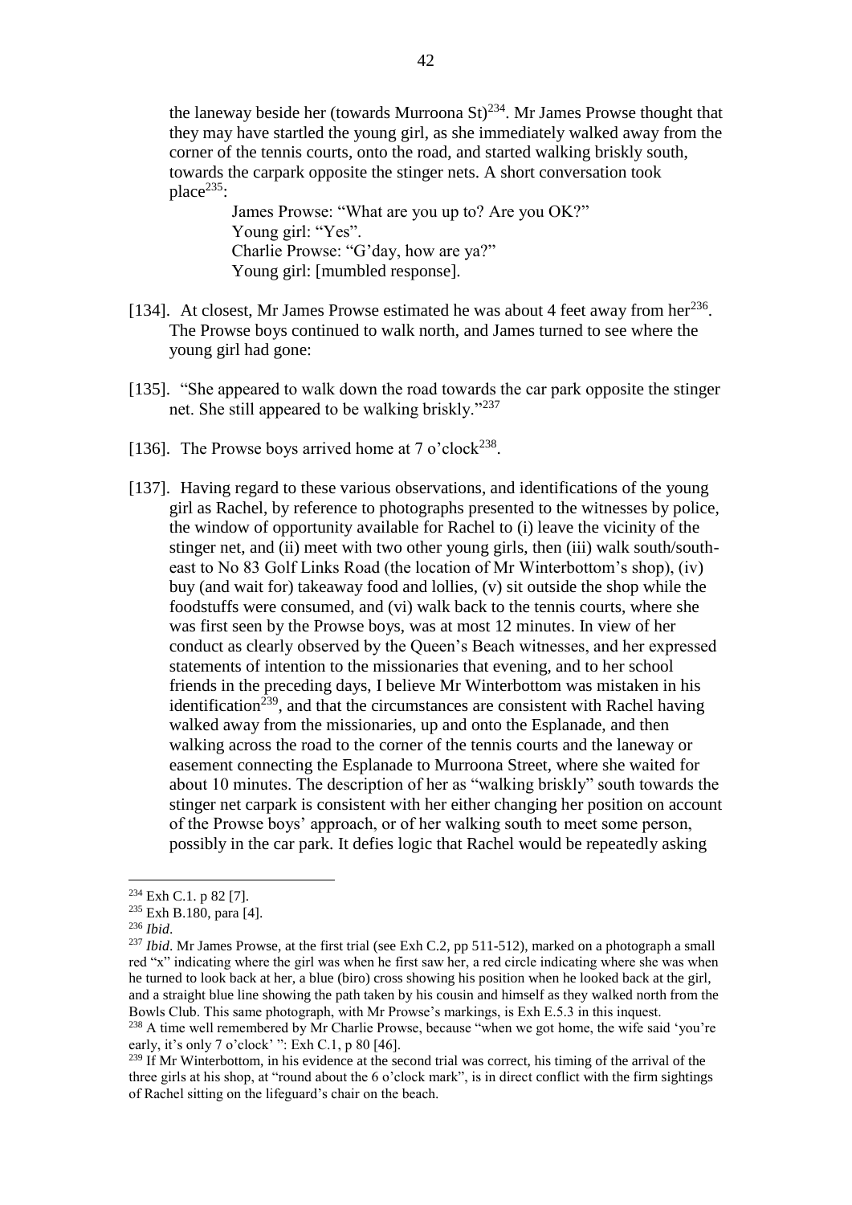the laneway beside her (towards Murroona St)[234]. Mr James Prowse thought that they may have startled the young girl, as she immediately walked away from the corner of the tennis courts, onto the road, and started walking briskly south, towards the carpark opposite the stinger nets. A short conversation took place[235]:

> James Prowse: "What are you up to? Are you OK?"
> Young girl: "Yes".
> Charlie Prowse: "G'day, how are ya?"
> Young girl: [mumbled response].

[134]. At closest, Mr James Prowse estimated he was about 4 feet away from her[236]. The Prowse boys continued to walk north, and James turned to see where the young girl had gone:

[135]. "She appeared to walk down the road towards the car park opposite the stinger net. She still appeared to be walking briskly."[237]

[136]. The Prowse boys arrived home at 7 o'clock[238].

[137]. Having regard to these various observations, and identifications of the young girl as Rachel, by reference to photographs presented to the witnesses by police, the window of opportunity available for Rachel to (i) leave the vicinity of the stinger net, and (ii) meet with two other young girls, then (iii) walk south/south-east to No 83 Golf Links Road (the location of Mr Winterbottom's shop), (iv) buy (and wait for) takeaway food and lollies, (v) sit outside the shop while the foodstuffs were consumed, and (vi) walk back to the tennis courts, where she was first seen by the Prowse boys, was at most 12 minutes. In view of her conduct as clearly observed by the Queen's Beach witnesses, and her expressed statements of intention to the missionaries that evening, and to her school friends in the preceding days, I believe Mr Winterbottom was mistaken in his identification[239], and that the circumstances are consistent with Rachel having walked away from the missionaries, up and onto the Esplanade, and then walking across the road to the corner of the tennis courts and the laneway or easement connecting the Esplanade to Murroona Street, where she waited for about 10 minutes. The description of her as "walking briskly" south towards the stinger net carpark is consistent with her either changing her position on account of the Prowse boys' approach, or of her walking south to meet some person, possibly in the car park. It defies logic that Rachel would be repeatedly asking

---

[234] Exh C.1. p 82 [7].

[235] Exh B.180, para [4].

[236] *Ibid*.

[237] *Ibid*. Mr James Prowse, at the first trial (see Exh C.2, pp 511-512), marked on a photograph a small red "x" indicating where the girl was when he first saw her, a red circle indicating where she was when he turned to look back at her, a blue (biro) cross showing his position when he looked back at the girl, and a straight blue line showing the path taken by his cousin and himself as they walked north from the Bowls Club. This same photograph, with Mr Prowse's markings, is Exh E.5.3 in this inquest.

[238] A time well remembered by Mr Charlie Prowse, because "when we got home, the wife said 'you're early, it's only 7 o'clock' ": Exh C.1, p 80 [46].

[239] If Mr Winterbottom, in his evidence at the second trial was correct, his timing of the arrival of the three girls at his shop, at "round about the 6 o'clock mark", is in direct conflict with the firm sightings of Rachel sitting on the lifeguard's chair on the beach.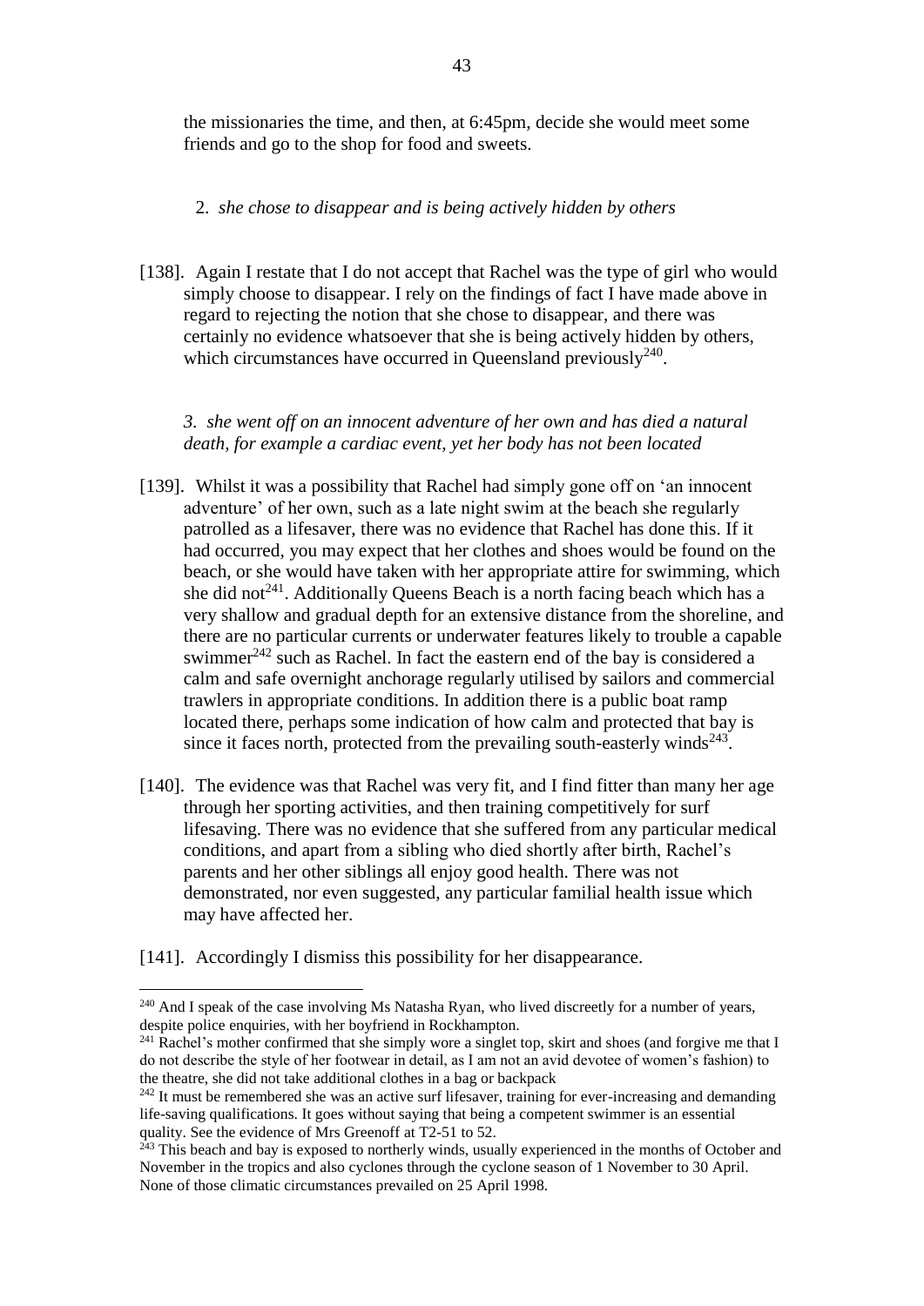the missionaries the time, and then, at 6:45pm, decide she would meet some friends and go to the shop for food and sweets.

2. *she chose to disappear and is being actively hidden by others*

[138]. Again I restate that I do not accept that Rachel was the type of girl who would simply choose to disappear. I rely on the findings of fact I have made above in regard to rejecting the notion that she chose to disappear, and there was certainly no evidence whatsoever that she is being actively hidden by others, which circumstances have occurred in Queensland previously[240].

*3. she went off on an innocent adventure of her own and has died a natural death, for example a cardiac event, yet her body has not been located*

[139]. Whilst it was a possibility that Rachel had simply gone off on 'an innocent adventure' of her own, such as a late night swim at the beach she regularly patrolled as a lifesaver, there was no evidence that Rachel has done this. If it had occurred, you may expect that her clothes and shoes would be found on the beach, or she would have taken with her appropriate attire for swimming, which she did not[241]. Additionally Queens Beach is a north facing beach which has a very shallow and gradual depth for an extensive distance from the shoreline, and there are no particular currents or underwater features likely to trouble a capable swimmer[242] such as Rachel. In fact the eastern end of the bay is considered a calm and safe overnight anchorage regularly utilised by sailors and commercial trawlers in appropriate conditions. In addition there is a public boat ramp located there, perhaps some indication of how calm and protected that bay is since it faces north, protected from the prevailing south-easterly winds[243].

[140]. The evidence was that Rachel was very fit, and I find fitter than many her age through her sporting activities, and then training competitively for surf lifesaving. There was no evidence that she suffered from any particular medical conditions, and apart from a sibling who died shortly after birth, Rachel's parents and her other siblings all enjoy good health. There was not demonstrated, nor even suggested, any particular familial health issue which may have affected her.

[141]. Accordingly I dismiss this possibility for her disappearance.

---

[240] And I speak of the case involving Ms Natasha Ryan, who lived discreetly for a number of years, despite police enquiries, with her boyfriend in Rockhampton.

[241] Rachel's mother confirmed that she simply wore a singlet top, skirt and shoes (and forgive me that I do not describe the style of her footwear in detail, as I am not an avid devotee of women's fashion) to the theatre, she did not take additional clothes in a bag or backpack

[242] It must be remembered she was an active surf lifesaver, training for ever-increasing and demanding life-saving qualifications. It goes without saying that being a competent swimmer is an essential quality. See the evidence of Mrs Greenoff at T2-51 to 52.

[243] This beach and bay is exposed to northerly winds, usually experienced in the months of October and November in the tropics and also cyclones through the cyclone season of 1 November to 30 April. None of those climatic circumstances prevailed on 25 April 1998.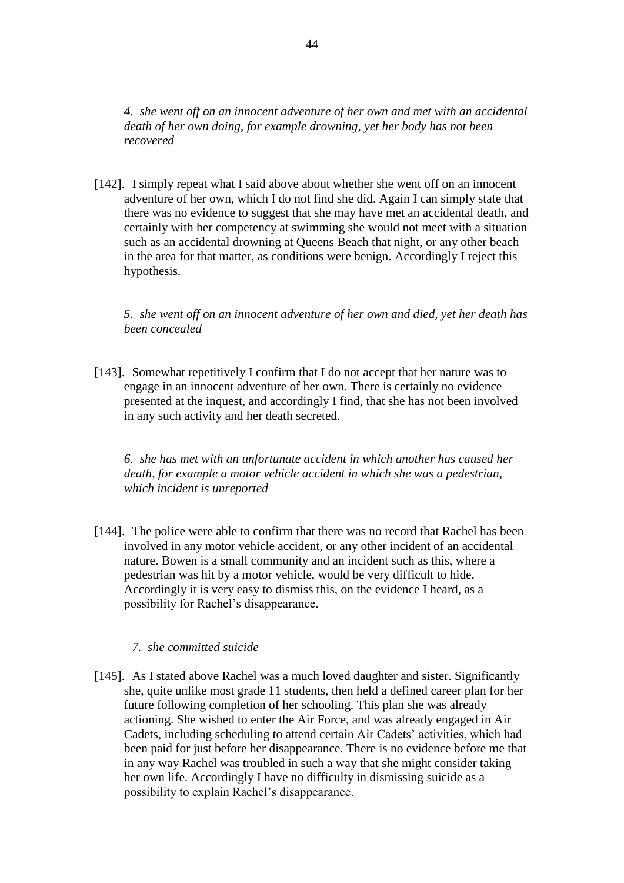*4. she went off on an innocent adventure of her own and met with an accidental death of her own doing, for example drowning, yet her body has not been recovered*

[142]. I simply repeat what I said above about whether she went off on an innocent adventure of her own, which I do not find she did. Again I can simply state that there was no evidence to suggest that she may have met an accidental death, and certainly with her competency at swimming she would not meet with a situation such as an accidental drowning at Queens Beach that night, or any other beach in the area for that matter, as conditions were benign. Accordingly I reject this hypothesis.

*5. she went off on an innocent adventure of her own and died, yet her death has been concealed*

[143]. Somewhat repetitively I confirm that I do not accept that her nature was to engage in an innocent adventure of her own. There is certainly no evidence presented at the inquest, and accordingly I find, that she has not been involved in any such activity and her death secreted.

*6. she has met with an unfortunate accident in which another has caused her death, for example a motor vehicle accident in which she was a pedestrian, which incident is unreported*

[144]. The police were able to confirm that there was no record that Rachel has been involved in any motor vehicle accident, or any other incident of an accidental nature. Bowen is a small community and an incident such as this, where a pedestrian was hit by a motor vehicle, would be very difficult to hide. Accordingly it is very easy to dismiss this, on the evidence I heard, as a possibility for Rachel's disappearance.

*7. she committed suicide*

[145]. As I stated above Rachel was a much loved daughter and sister. Significantly she, quite unlike most grade 11 students, then held a defined career plan for her future following completion of her schooling. This plan she was already actioning. She wished to enter the Air Force, and was already engaged in Air Cadets, including scheduling to attend certain Air Cadets' activities, which had been paid for just before her disappearance. There is no evidence before me that in any way Rachel was troubled in such a way that she might consider taking her own life. Accordingly I have no difficulty in dismissing suicide as a possibility to explain Rachel's disappearance.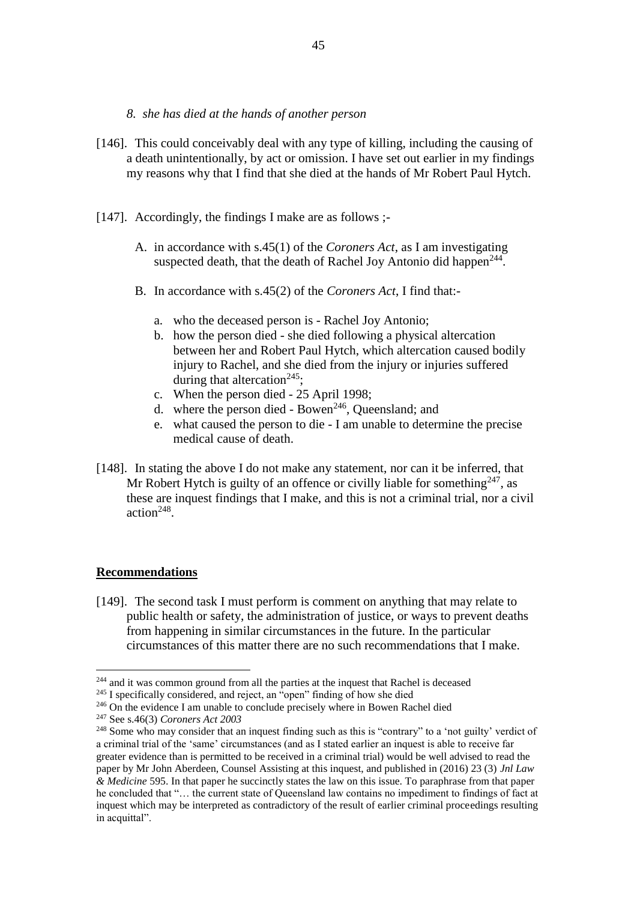*8. she has died at the hands of another person*

[146]. This could conceivably deal with any type of killing, including the causing of a death unintentionally, by act or omission. I have set out earlier in my findings my reasons why that I find that she died at the hands of Mr Robert Paul Hytch.

[147]. Accordingly, the findings I make are as follows ;-

A. in accordance with s.45(1) of the *Coroners Act*, as I am investigating suspected death, that the death of Rachel Joy Antonio did happen[244].

B. In accordance with s.45(2) of the *Coroners Act*, I find that:-

a. who the deceased person is - Rachel Joy Antonio;
b. how the person died - she died following a physical altercation between her and Robert Paul Hytch, which altercation caused bodily injury to Rachel, and she died from the injury or injuries suffered during that altercation[245];
c. When the person died - 25 April 1998;
d. where the person died - Bowen[246], Queensland; and
e. what caused the person to die - I am unable to determine the precise medical cause of death.

[148]. In stating the above I do not make any statement, nor can it be inferred, that Mr Robert Hytch is guilty of an offence or civilly liable for something[247], as these are inquest findings that I make, and this is not a criminal trial, nor a civil action[248].

## Recommendations

[149]. The second task I must perform is comment on anything that may relate to public health or safety, the administration of justice, or ways to prevent deaths from happening in similar circumstances in the future. In the particular circumstances of this matter there are no such recommendations that I make.

---

[244] and it was common ground from all the parties at the inquest that Rachel is deceased

[245] I specifically considered, and reject, an "open" finding of how she died

[246] On the evidence I am unable to conclude precisely where in Bowen Rachel died

[247] See s.46(3) *Coroners Act 2003*

[248] Some who may consider that an inquest finding such as this is "contrary" to a 'not guilty' verdict of a criminal trial of the 'same' circumstances (and as I stated earlier an inquest is able to receive far greater evidence than is permitted to be received in a criminal trial) would be well advised to read the paper by Mr John Aberdeen, Counsel Assisting at this inquest, and published in (2016) 23 (3) *Jnl Law & Medicine* 595. In that paper he succinctly states the law on this issue. To paraphrase from that paper he concluded that "… the current state of Queensland law contains no impediment to findings of fact at inquest which may be interpreted as contradictory of the result of earlier criminal proceedings resulting in acquittal".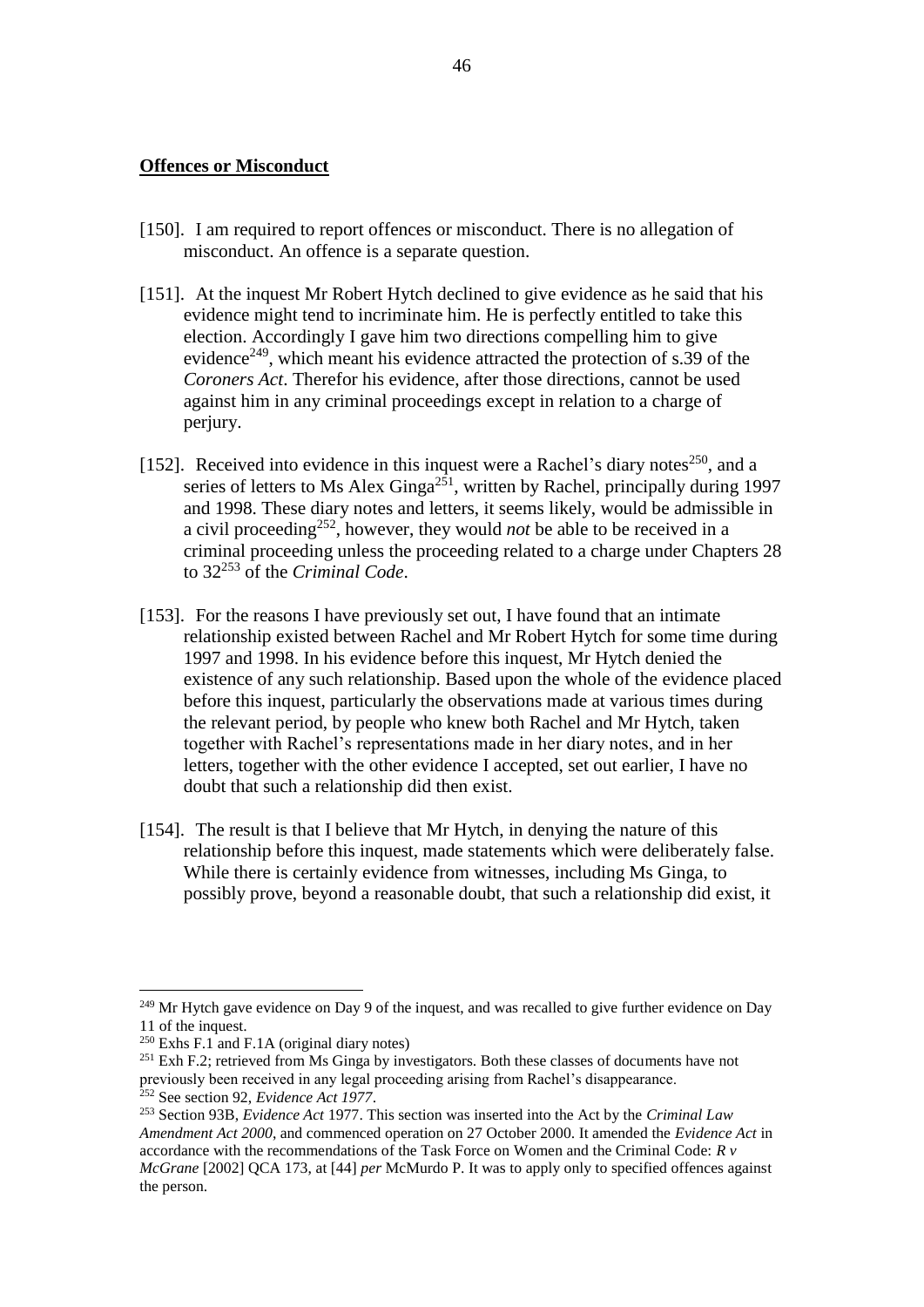## **Offences or Misconduct**

[150]. I am required to report offences or misconduct. There is no allegation of misconduct. An offence is a separate question.

[151]. At the inquest Mr Robert Hytch declined to give evidence as he said that his evidence might tend to incriminate him. He is perfectly entitled to take this election. Accordingly I gave him two directions compelling him to give evidence[249], which meant his evidence attracted the protection of s.39 of the *Coroners Act*. Therefor his evidence, after those directions, cannot be used against him in any criminal proceedings except in relation to a charge of perjury.

[152]. Received into evidence in this inquest were a Rachel's diary notes[250], and a series of letters to Ms Alex Ginga[251], written by Rachel, principally during 1997 and 1998. These diary notes and letters, it seems likely, would be admissible in a civil proceeding[252], however, they would *not* be able to be received in a criminal proceeding unless the proceeding related to a charge under Chapters 28 to 32[253] of the *Criminal Code*.

[153]. For the reasons I have previously set out, I have found that an intimate relationship existed between Rachel and Mr Robert Hytch for some time during 1997 and 1998. In his evidence before this inquest, Mr Hytch denied the existence of any such relationship. Based upon the whole of the evidence placed before this inquest, particularly the observations made at various times during the relevant period, by people who knew both Rachel and Mr Hytch, taken together with Rachel's representations made in her diary notes, and in her letters, together with the other evidence I accepted, set out earlier, I have no doubt that such a relationship did then exist.

[154]. The result is that I believe that Mr Hytch, in denying the nature of this relationship before this inquest, made statements which were deliberately false. While there is certainly evidence from witnesses, including Ms Ginga, to possibly prove, beyond a reasonable doubt, that such a relationship did exist, it

---

[249] Mr Hytch gave evidence on Day 9 of the inquest, and was recalled to give further evidence on Day 11 of the inquest.

[250] Exhs F.1 and F.1A (original diary notes)

[251] Exh F.2; retrieved from Ms Ginga by investigators. Both these classes of documents have not previously been received in any legal proceeding arising from Rachel's disappearance.

[252] See section 92, *Evidence Act 1977*.

[253] Section 93B, *Evidence Act* 1977. This section was inserted into the Act by the *Criminal Law Amendment Act 2000*, and commenced operation on 27 October 2000. It amended the *Evidence Act* in accordance with the recommendations of the Task Force on Women and the Criminal Code: *R v McGrane* [2002] QCA 173, at [44] *per* McMurdo P. It was to apply only to specified offences against the person.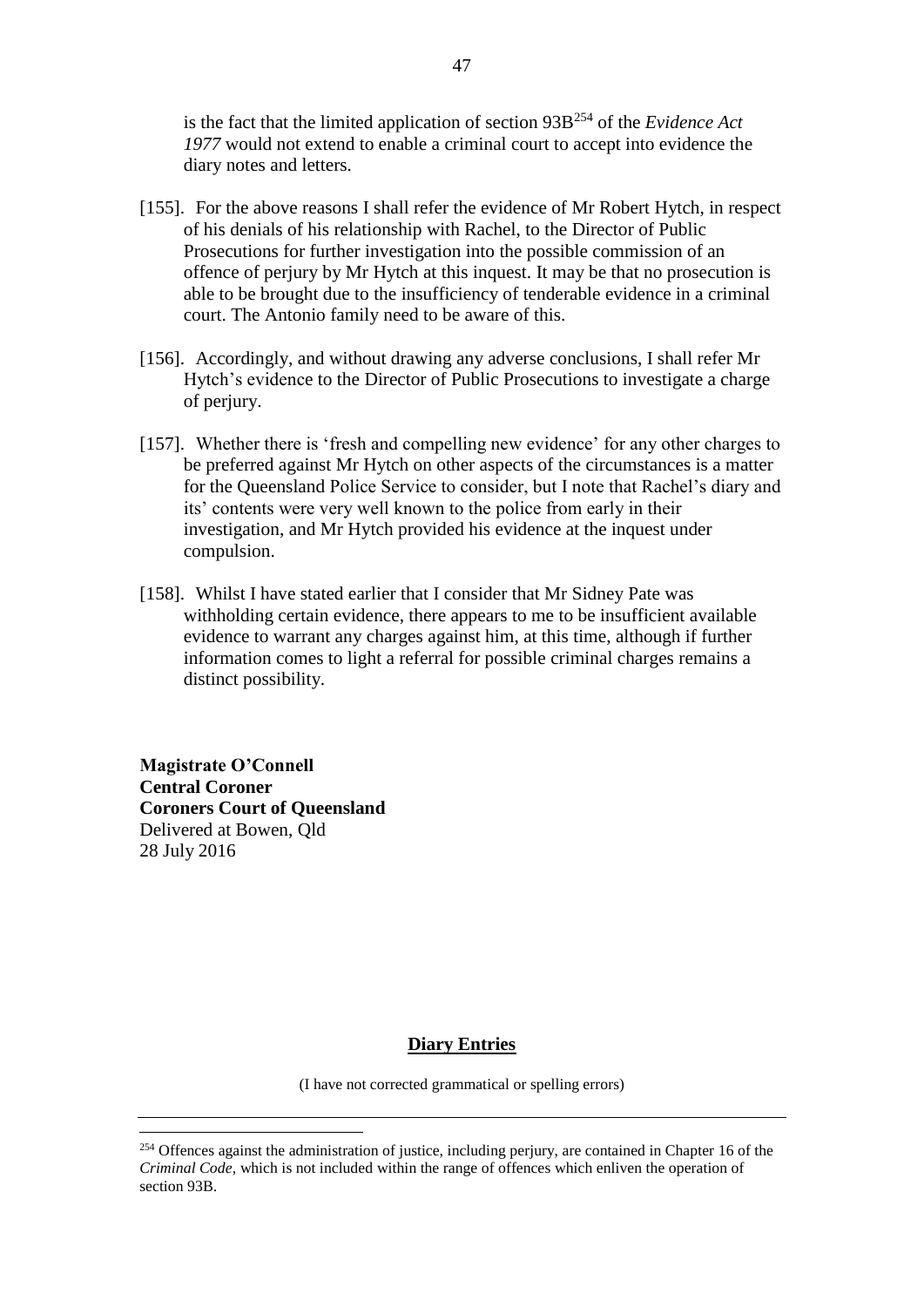is the fact that the limited application of section 93B[254] of the *Evidence Act 1977* would not extend to enable a criminal court to accept into evidence the diary notes and letters.

[155]. For the above reasons I shall refer the evidence of Mr Robert Hytch, in respect of his denials of his relationship with Rachel, to the Director of Public Prosecutions for further investigation into the possible commission of an offence of perjury by Mr Hytch at this inquest. It may be that no prosecution is able to be brought due to the insufficiency of tenderable evidence in a criminal court. The Antonio family need to be aware of this.

[156]. Accordingly, and without drawing any adverse conclusions, I shall refer Mr Hytch's evidence to the Director of Public Prosecutions to investigate a charge of perjury.

[157]. Whether there is 'fresh and compelling new evidence' for any other charges to be preferred against Mr Hytch on other aspects of the circumstances is a matter for the Queensland Police Service to consider, but I note that Rachel's diary and its' contents were very well known to the police from early in their investigation, and Mr Hytch provided his evidence at the inquest under compulsion.

[158]. Whilst I have stated earlier that I consider that Mr Sidney Pate was withholding certain evidence, there appears to me to be insufficient available evidence to warrant any charges against him, at this time, although if further information comes to light a referral for possible criminal charges remains a distinct possibility.

**Magistrate O'Connell**
**Central Coroner**
**Coroners Court of Queensland**
Delivered at Bowen, Qld
28 July 2016

## Diary Entries

(I have not corrected grammatical or spelling errors)

---

[254] Offences against the administration of justice, including perjury, are contained in Chapter 16 of the *Criminal Code*, which is not included within the range of offences which enliven the operation of section 93B.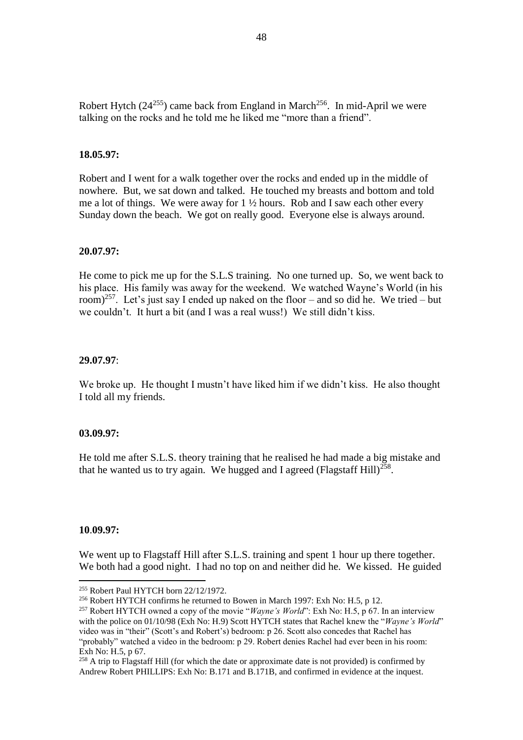Robert Hytch (24[255]) came back from England in March[256]. In mid-April we were talking on the rocks and he told me he liked me "more than a friend".

**18.05.97:**

Robert and I went for a walk together over the rocks and ended up in the middle of nowhere. But, we sat down and talked. He touched my breasts and bottom and told me a lot of things. We were away for 1 ½ hours. Rob and I saw each other every Sunday down the beach. We got on really good. Everyone else is always around.

**20.07.97:**

He come to pick me up for the S.L.S training. No one turned up. So, we went back to his place. His family was away for the weekend. We watched Wayne's World (in his room)[257]. Let's just say I ended up naked on the floor – and so did he. We tried – but we couldn't. It hurt a bit (and I was a real wuss!) We still didn't kiss.

**29.07.97**:

We broke up. He thought I mustn't have liked him if we didn't kiss. He also thought I told all my friends.

**03.09.97:**

He told me after S.L.S. theory training that he realised he had made a big mistake and that he wanted us to try again. We hugged and I agreed (Flagstaff Hill)[258].

**10.09.97:**

We went up to Flagstaff Hill after S.L.S. training and spent 1 hour up there together. We both had a good night. I had no top on and neither did he. We kissed. He guided

---

[255] Robert Paul HYTCH born 22/12/1972.

[256] Robert HYTCH confirms he returned to Bowen in March 1997: Exh No: H.5, p 12.

[257] Robert HYTCH owned a copy of the movie "*Wayne's World*": Exh No: H.5, p 67. In an interview with the police on 01/10/98 (Exh No: H.9) Scott HYTCH states that Rachel knew the "*Wayne's World*" video was in "their" (Scott's and Robert's) bedroom: p 26. Scott also concedes that Rachel has "probably" watched a video in the bedroom: p 29. Robert denies Rachel had ever been in his room: Exh No: H.5, p 67.

[258] A trip to Flagstaff Hill (for which the date or approximate date is not provided) is confirmed by Andrew Robert PHILLIPS: Exh No: B.171 and B.171B, and confirmed in evidence at the inquest.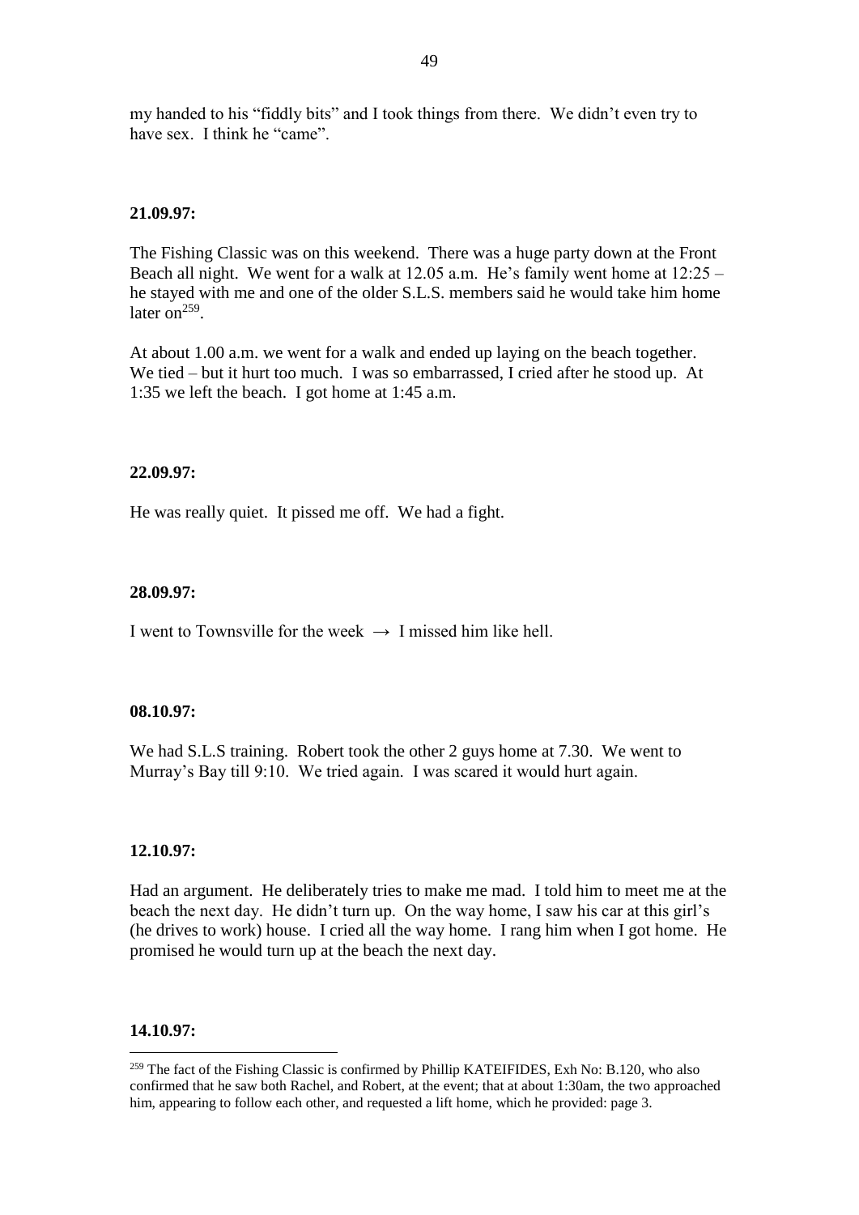my handed to his "fiddly bits" and I took things from there. We didn't even try to have sex. I think he "came".

**21.09.97:**

The Fishing Classic was on this weekend. There was a huge party down at the Front Beach all night. We went for a walk at 12.05 a.m. He's family went home at 12:25 – he stayed with me and one of the older S.L.S. members said he would take him home later on[259].

At about 1.00 a.m. we went for a walk and ended up laying on the beach together. We tied – but it hurt too much. I was so embarrassed, I cried after he stood up. At 1:35 we left the beach. I got home at 1:45 a.m.

**22.09.97:**

He was really quiet. It pissed me off. We had a fight.

**28.09.97:**

I went to Townsville for the week → I missed him like hell.

**08.10.97:**

We had S.L.S training. Robert took the other 2 guys home at 7.30. We went to Murray's Bay till 9:10. We tried again. I was scared it would hurt again.

**12.10.97:**

Had an argument. He deliberately tries to make me mad. I told him to meet me at the beach the next day. He didn't turn up. On the way home, I saw his car at this girl's (he drives to work) house. I cried all the way home. I rang him when I got home. He promised he would turn up at the beach the next day.

**14.10.97:**

---

[259] The fact of the Fishing Classic is confirmed by Phillip KATEIFIDES, Exh No: B.120, who also confirmed that he saw both Rachel, and Robert, at the event; that at about 1:30am, the two approached him, appearing to follow each other, and requested a lift home, which he provided: page 3.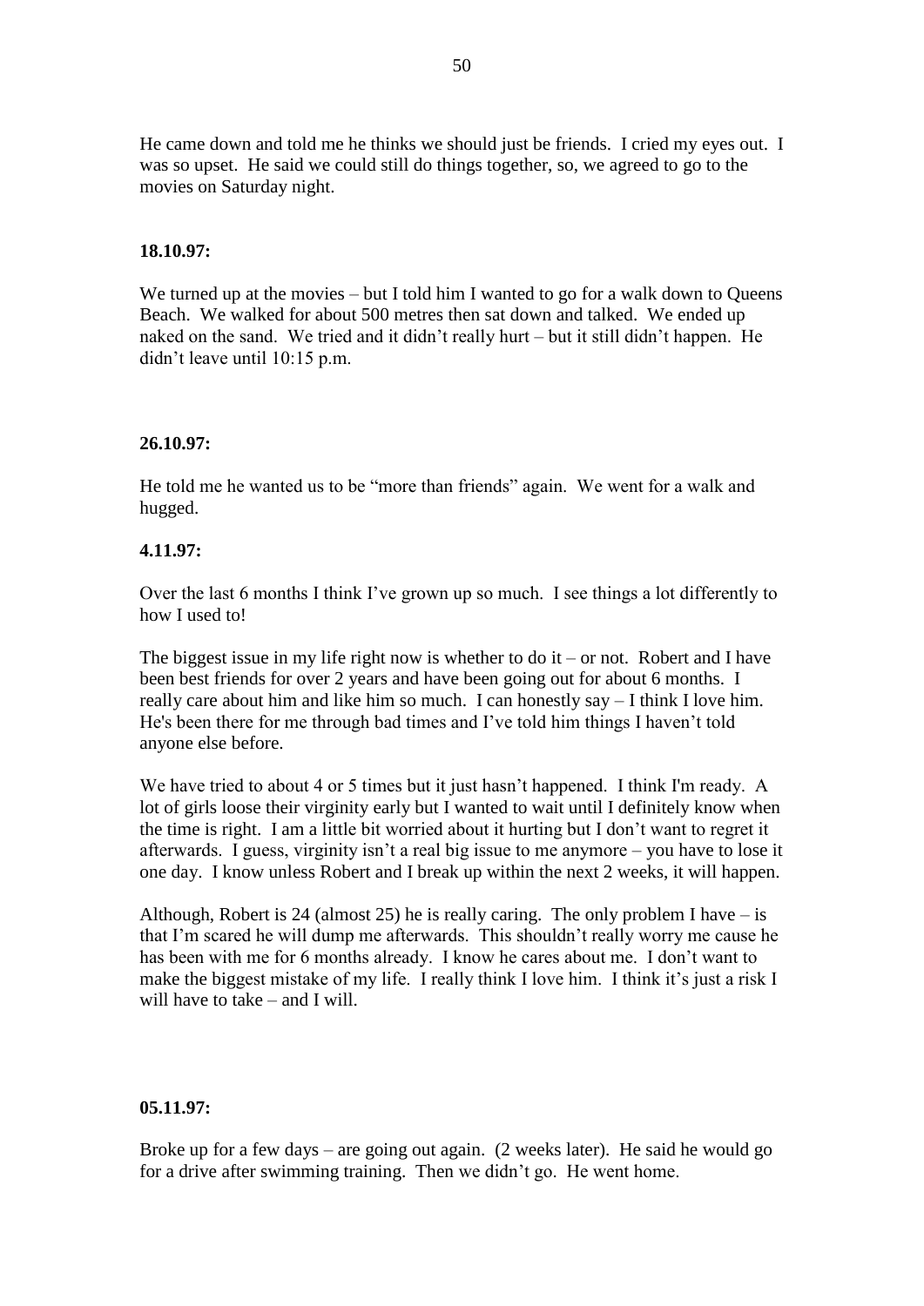He came down and told me he thinks we should just be friends. I cried my eyes out. I was so upset. He said we could still do things together, so, we agreed to go to the movies on Saturday night.

**18.10.97:**

We turned up at the movies – but I told him I wanted to go for a walk down to Queens Beach. We walked for about 500 metres then sat down and talked. We ended up naked on the sand. We tried and it didn't really hurt – but it still didn't happen. He didn't leave until 10:15 p.m.

**26.10.97:**

He told me he wanted us to be "more than friends" again. We went for a walk and hugged.

**4.11.97:**

Over the last 6 months I think I've grown up so much. I see things a lot differently to how I used to!

The biggest issue in my life right now is whether to do it – or not. Robert and I have been best friends for over 2 years and have been going out for about 6 months. I really care about him and like him so much. I can honestly say – I think I love him. He's been there for me through bad times and I've told him things I haven't told anyone else before.

We have tried to about 4 or 5 times but it just hasn't happened. I think I'm ready. A lot of girls loose their virginity early but I wanted to wait until I definitely know when the time is right. I am a little bit worried about it hurting but I don't want to regret it afterwards. I guess, virginity isn't a real big issue to me anymore – you have to lose it one day. I know unless Robert and I break up within the next 2 weeks, it will happen.

Although, Robert is 24 (almost 25) he is really caring. The only problem I have – is that I'm scared he will dump me afterwards. This shouldn't really worry me cause he has been with me for 6 months already. I know he cares about me. I don't want to make the biggest mistake of my life. I really think I love him. I think it's just a risk I will have to take – and I will.

**05.11.97:**

Broke up for a few days – are going out again. (2 weeks later). He said he would go for a drive after swimming training. Then we didn't go. He went home.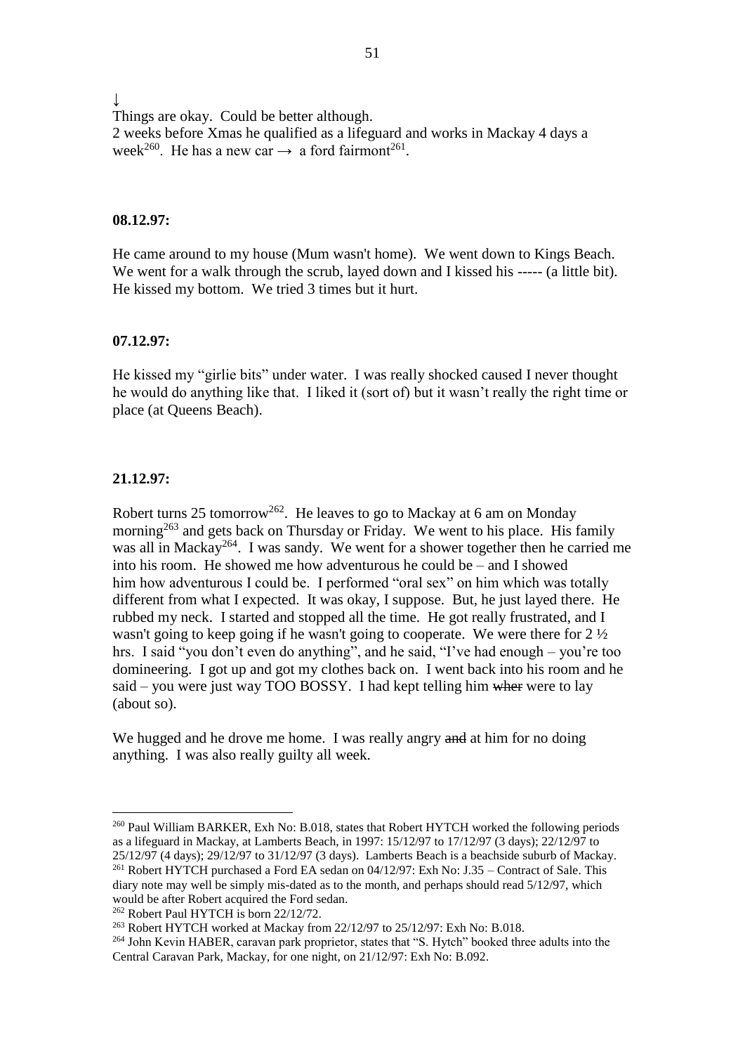↓
Things are okay. Could be better although.
2 weeks before Xmas he qualified as a lifeguard and works in Mackay 4 days a week[260]. He has a new car → a ford fairmont[261].

**08.12.97:**

He came around to my house (Mum wasn't home). We went down to Kings Beach. We went for a walk through the scrub, layed down and I kissed his ----- (a little bit). He kissed my bottom. We tried 3 times but it hurt.

**07.12.97:**

He kissed my "girlie bits" under water. I was really shocked caused I never thought he would do anything like that. I liked it (sort of) but it wasn't really the right time or place (at Queens Beach).

**21.12.97:**

Robert turns 25 tomorrow[262]. He leaves to go to Mackay at 6 am on Monday morning[263] and gets back on Thursday or Friday. We went to his place. His family was all in Mackay[264]. I was sandy. We went for a shower together then he carried me into his room. He showed me how adventurous he could be – and I showed him how adventurous I could be. I performed "oral sex" on him which was totally different from what I expected. It was okay, I suppose. But, he just layed there. He rubbed my neck. I started and stopped all the time. He got really frustrated, and I wasn't going to keep going if he wasn't going to cooperate. We were there for 2 ½ hrs. I said "you don't even do anything", and he said, "I've had enough – you're too domineering. I got up and got my clothes back on. I went back into his room and he said – you were just way TOO BOSSY. I had kept telling him ~~wher~~ were to lay (about so).

We hugged and he drove me home. I was really angry ~~and~~ at him for no doing anything. I was also really guilty all week.

---

[260] Paul William BARKER, Exh No: B.018, states that Robert HYTCH worked the following periods as a lifeguard in Mackay, at Lamberts Beach, in 1997: 15/12/97 to 17/12/97 (3 days); 22/12/97 to 25/12/97 (4 days); 29/12/97 to 31/12/97 (3 days). Lamberts Beach is a beachside suburb of Mackay.

[261] Robert HYTCH purchased a Ford EA sedan on 04/12/97: Exh No: J.35 – Contract of Sale. This diary note may well be simply mis-dated as to the month, and perhaps should read 5/12/97, which would be after Robert acquired the Ford sedan.

[262] Robert Paul HYTCH is born 22/12/72.

[263] Robert HYTCH worked at Mackay from 22/12/97 to 25/12/97: Exh No: B.018.

[264] John Kevin HABER, caravan park proprietor, states that "S. Hytch" booked three adults into the Central Caravan Park, Mackay, for one night, on 21/12/97: Exh No: B.092.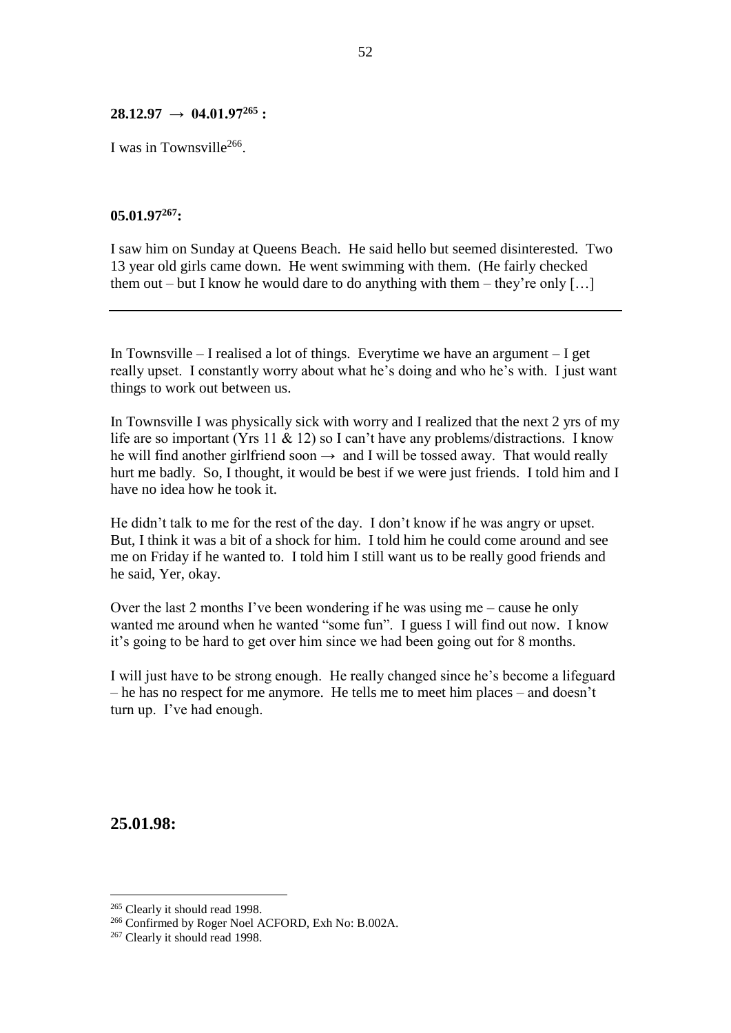**28.12.97 → 04.01.97[265] :**

I was in Townsville[266].

**05.01.97[267]:**

I saw him on Sunday at Queens Beach. He said hello but seemed disinterested. Two 13 year old girls came down. He went swimming with them. (He fairly checked them out – but I know he would dare to do anything with them – they're only […]

---

In Townsville – I realised a lot of things. Everytime we have an argument – I get really upset. I constantly worry about what he's doing and who he's with. I just want things to work out between us.

In Townsville I was physically sick with worry and I realized that the next 2 yrs of my life are so important (Yrs 11 & 12) so I can't have any problems/distractions. I know he will find another girlfriend soon → and I will be tossed away. That would really hurt me badly. So, I thought, it would be best if we were just friends. I told him and I have no idea how he took it.

He didn't talk to me for the rest of the day. I don't know if he was angry or upset. But, I think it was a bit of a shock for him. I told him he could come around and see me on Friday if he wanted to. I told him I still want us to be really good friends and he said, Yer, okay.

Over the last 2 months I've been wondering if he was using me – cause he only wanted me around when he wanted "some fun". I guess I will find out now. I know it's going to be hard to get over him since we had been going out for 8 months.

I will just have to be strong enough. He really changed since he's become a lifeguard – he has no respect for me anymore. He tells me to meet him places – and doesn't turn up. I've had enough.

## 25.01.98:

---

[265] Clearly it should read 1998.

[266] Confirmed by Roger Noel ACFORD, Exh No: B.002A.

[267] Clearly it should read 1998.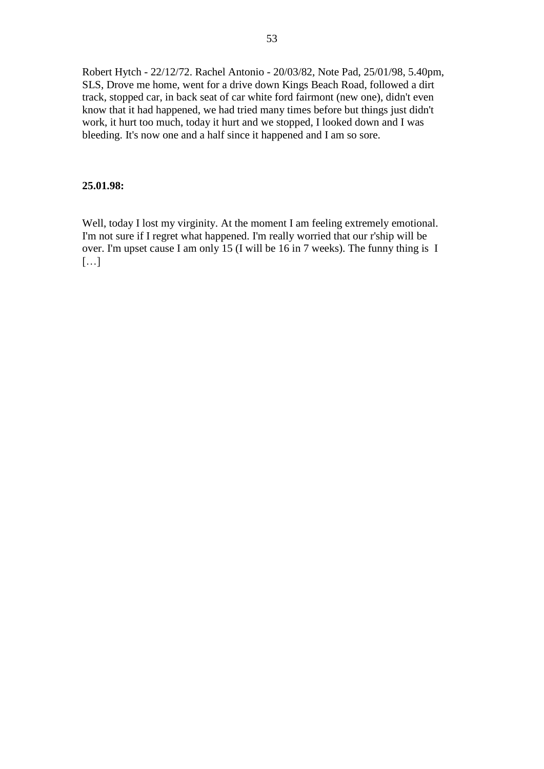Robert Hytch - 22/12/72. Rachel Antonio - 20/03/82, Note Pad, 25/01/98, 5.40pm, SLS, Drove me home, went for a drive down Kings Beach Road, followed a dirt track, stopped car, in back seat of car white ford fairmont (new one), didn't even know that it had happened, we had tried many times before but things just didn't work, it hurt too much, today it hurt and we stopped, I looked down and I was bleeding. It's now one and a half since it happened and I am so sore.

**25.01.98:**

Well, today I lost my virginity. At the moment I am feeling extremely emotional. I'm not sure if I regret what happened. I'm really worried that our r'ship will be over. I'm upset cause I am only 15 (I will be 16 in 7 weeks). The funny thing is I […]